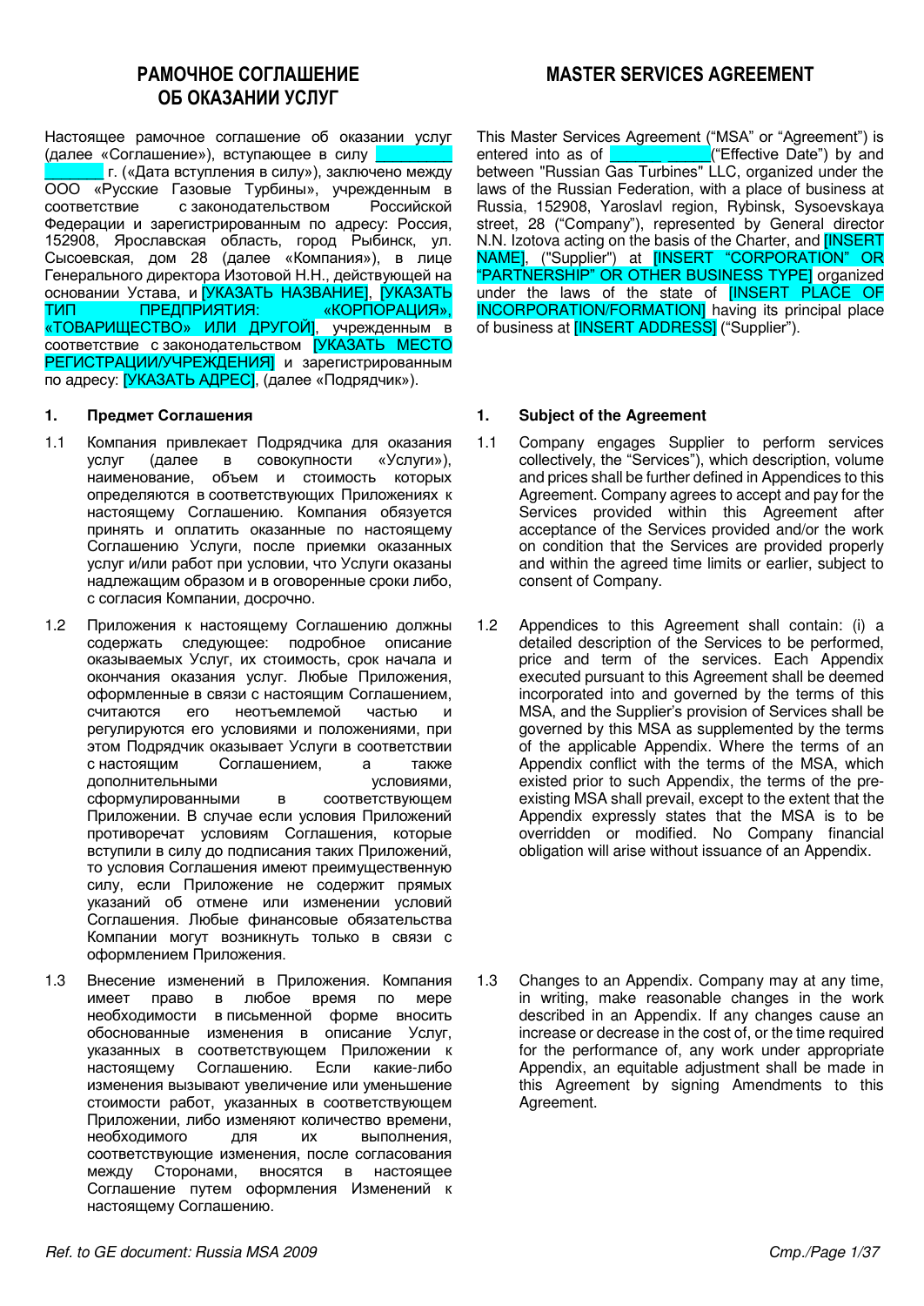## РАМОЧНОЕ СОГЛАШЕНИЕ ОБ ОКАЗАНИИ УСЛУГ

Настоящее рамочное соглашение об оказании услуг (далее «Соглашение»), вступающее в силу ________________ г. («Дата вступления в силу»), заключено между ООО «Русские Газовые Турбины», учрежденным в соответствие с законодательством Российской Федерации и зарегистрированным по адресу: Россия, 152908, Ярославская область, город Рыбинск, ул. Сысоевская, дом 28 (далее «Компания»), в лице Генерального директора Изотовой Н.Н., действующей на основании Устава, и [УКАЗАТЬ НАЗВАНИЕ], [УКАЗАТЬ ТИП ПРЕДПРИЯТИЯ: «КОРПОРАЦИЯ», «ТОВАРИЩЕСТВО» ИЛИ ДРУГОЙ], учрежденным в соответствие с законодательством [УКАЗАТЬ МЕСТО РЕГИСТРАЦИИ/УЧРЕЖДЕНИЯ] и зарегистрированным по адресу: [УКАЗАТЬ АДРЕС], (далее «Подрядчик»).

**1. Предмет Соглашения**

1.1 Компания привлекает Подрядчика для оказания услуг (далее в совокупности «Услуги»), наименование, объем и стоимость которых определяются в соответствующих Приложениях к настоящему Соглашению. Компания обязуется принять и оплатить оказанные по настоящему Соглашению Услуги, после приемки оказанных услуг и/или работ при условии, что Услуги оказаны надлежащим образом и в оговоренные сроки либо, с согласия Компании, досрочно.

1.2 Приложения к настоящему Соглашению должны содержать следующее: подробное описание оказываемых Услуг, их стоимость, срок начала и окончания оказания услуг. Любые Приложения, оформленные в связи с настоящим Соглашением, считаются его неотъемлемой частью и регулируются его условиями и положениями, при этом Подрядчик оказывает Услуги в соответствии с настоящим Соглашением, а также дополнительными условиями, сформулированными в соответствующем Приложении. В случае если условия Приложений противоречат условиям Соглашения, которые вступили в силу до подписания таких Приложений, то условия Соглашения имеют преимущественную силу, если Приложение не содержит прямых указаний об отмене или изменении условий Соглашения. Любые финансовые обязательства Компании могут возникнуть только в связи с оформлением Приложения.

1.3 Внесение изменений в Приложения. Компания имеет право в любое время по мере необходимости в письменной форме вносить обоснованные изменения в описание Услуг, указанных в соответствующем Приложении к настоящему Соглашению. Если какие-либо изменения вызывают увеличение или уменьшение стоимости работ, указанных в соответствующем Приложении, либо изменяют количество времени, необходимого для их выполнения, соответствующие изменения, после согласования между Сторонами, вносятся в настоящее Соглашение путем оформления Изменений к настоящему Соглашению.

## MASTER SERVICES AGREEMENT

This Master Services Agreement ("MSA" or "Agreement") is entered into as of ________________ ("Effective Date") by and between "Russian Gas Turbines" LLC, organized under the laws of the Russian Federation, with a place of business at Russia, 152908, Yaroslavl region, Rybinsk, Sysoevskaya street, 28 ("Company"), represented by General director N.N. Izotova acting on the basis of the Charter, and [INSERT NAME], ("Supplier") at [INSERT "CORPORATION" OR "PARTNERSHIP" OR OTHER BUSINESS TYPE] organized under the laws of the state of [INSERT PLACE OF INCORPORATION/FORMATION] having its principal place of business at [INSERT ADDRESS] ("Supplier").

**1. Subject of the Agreement**

1.1 Company engages Supplier to perform services collectively, the "Services"), which description, volume and prices shall be further defined in Appendices to this Agreement. Company agrees to accept and pay for the Services provided within this Agreement after acceptance of the Services provided and/or the work on condition that the Services are provided properly and within the agreed time limits or earlier, subject to consent of Company.

1.2 Appendices to this Agreement shall contain: (i) a detailed description of the Services to be performed, price and term of the services. Each Appendix executed pursuant to this Agreement shall be deemed incorporated into and governed by the terms of this MSA, and the Supplier's provision of Services shall be governed by this MSA as supplemented by the terms of the applicable Appendix. Where the terms of an Appendix conflict with the terms of the MSA, which existed prior to such Appendix, the terms of the pre-existing MSA shall prevail, except to the extent that the Appendix expressly states that the MSA is to be overridden or modified. No Company financial obligation will arise without issuance of an Appendix.

1.3 Changes to an Appendix. Company may at any time, in writing, make reasonable changes in the work described in an Appendix. If any changes cause an increase or decrease in the cost of, or the time required for the performance of, any work under appropriate Appendix, an equitable adjustment shall be made in this Agreement by signing Amendments to this Agreement.

*Ref. to GE document: Russia MSA 2009*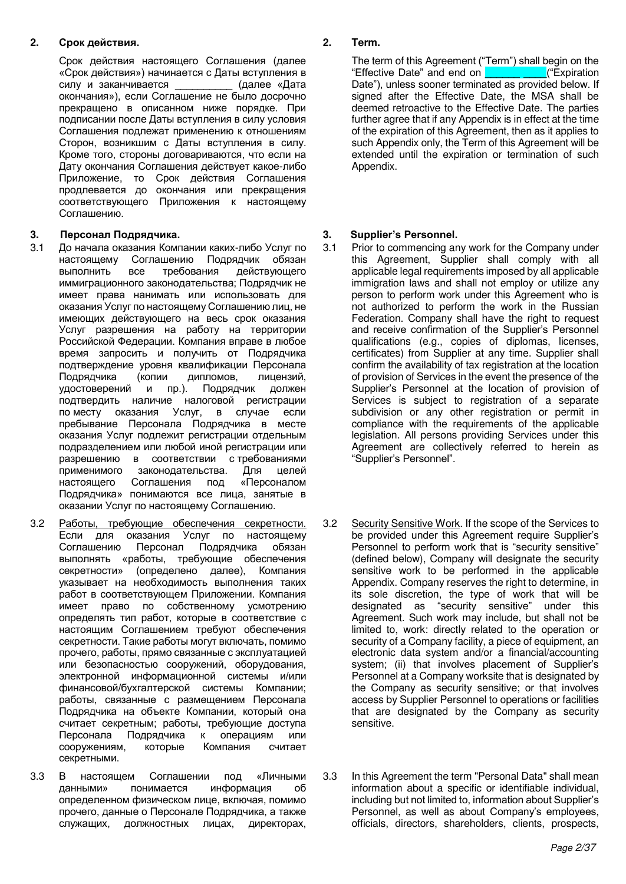**2. Срок действия.**

Срок действия настоящего Соглашения (далее «Срок действия») начинается с Даты вступления в силу и заканчивается __________ (далее «Дата окончания»), если Соглашение не было досрочно прекращено в описанном ниже порядке. При подписании после Даты вступления в силу условия Соглашения подлежат применению к отношениям Сторон, возникшим с Даты вступления в силу. Кроме того, стороны договариваются, что если на Дату окончания Соглашения действует какое-либо Приложение, то Срок действия Соглашения продлевается до окончания или прекращения соответствующего Приложения к настоящему Соглашению.

**3. Персонал Подрядчика.**

3.1 До начала оказания Компании каких-либо Услуг по настоящему Соглашению Подрядчик обязан выполнить все требования действующего иммиграционного законодательства; Подрядчик не имеет права нанимать или использовать для оказания Услуг по настоящему Соглашению лиц, не имеющих действующего на весь срок оказания Услуг разрешения на работу на территории Российской Федерации. Компания вправе в любое время запросить и получить от Подрядчика подтверждение уровня квалификации Персонала Подрядчика (копии дипломов, лицензий, удостоверений и пр.). Подрядчик должен подтвердить наличие налоговой регистрации по месту оказания Услуг, в случае если пребывание Персонала Подрядчика в месте оказания Услуг подлежит регистрации отдельным подразделением или любой иной регистрации или разрешению в соответствии с требованиями применимого законодательства. Для целей настоящего Соглашения под «Персоналом Подрядчика» понимаются все лица, занятые в оказании Услуг по настоящему Соглашению.

3.2 Работы, требующие обеспечения секретности. Если для оказания Услуг по настоящему Соглашению Персонал Подрядчика обязан выполнять «работы, требующие обеспечения секретности» (определено далее), Компания указывает на необходимость выполнения таких работ в соответствующем Приложении. Компания имеет право по собственному усмотрению определять тип работ, которые в соответствие с настоящим Соглашением требуют обеспечения секретности. Такие работы могут включать, помимо прочего, работы, прямо связанные с эксплуатацией или безопасностью сооружений, оборудования, электронной информационной системы и/или финансовой/бухгалтерской системы Компании; работы, связанные с размещением Персонала Подрядчика на объекте Компании, который она считает секретным; работы, требующие доступа Персонала Подрядчика к операциям или сооружениям, которые Компания считает секретными.

3.3 В настоящем Соглашении под «Личными данными» понимается информация об определенном физическом лице, включая, помимо прочего, данные о Персонале Подрядчика, а также служащих, должностных лицах, директорах,

**2. Term.**

The term of this Agreement ("Term") shall begin on the "Effective Date" and end on ______ ____("Expiration Date"), unless sooner terminated as provided below. If signed after the Effective Date, the MSA shall be deemed retroactive to the Effective Date. The parties further agree that if any Appendix is in effect at the time of the expiration of this Agreement, then as it applies to such Appendix only, the Term of this Agreement will be extended until the expiration or termination of such Appendix.

**3. Supplier's Personnel.**

3.1 Prior to commencing any work for the Company under this Agreement, Supplier shall comply with all applicable legal requirements imposed by all applicable immigration laws and shall not employ or utilize any person to perform work under this Agreement who is not authorized to perform the work in the Russian Federation. Company shall have the right to request and receive confirmation of the Supplier's Personnel qualifications (e.g., copies of diplomas, licenses, certificates) from Supplier at any time. Supplier shall confirm the availability of tax registration at the location of provision of Services in the event the presence of the Supplier's Personnel at the location of provision of Services is subject to registration of a separate subdivision or any other registration or permit in compliance with the requirements of the applicable legislation. All persons providing Services under this Agreement are collectively referred to herein as "Supplier's Personnel".

3.2 Security Sensitive Work. If the scope of the Services to be provided under this Agreement require Supplier's Personnel to perform work that is "security sensitive" (defined below), Company will designate the security sensitive work to be performed in the applicable Appendix. Company reserves the right to determine, in its sole discretion, the type of work that will be designated as "security sensitive" under this Agreement. Such work may include, but shall not be limited to, work: directly related to the operation or security of a Company facility, a piece of equipment, an electronic data system and/or a financial/accounting system; (ii) that involves placement of Supplier's Personnel at a Company worksite that is designated by the Company as security sensitive; or that involves access by Supplier Personnel to operations or facilities that are designated by the Company as security sensitive.

3.3 In this Agreement the term "Personal Data" shall mean information about a specific or identifiable individual, including but not limited to, information about Supplier's Personnel, as well as about Company's employees, officials, directors, shareholders, clients, prospects,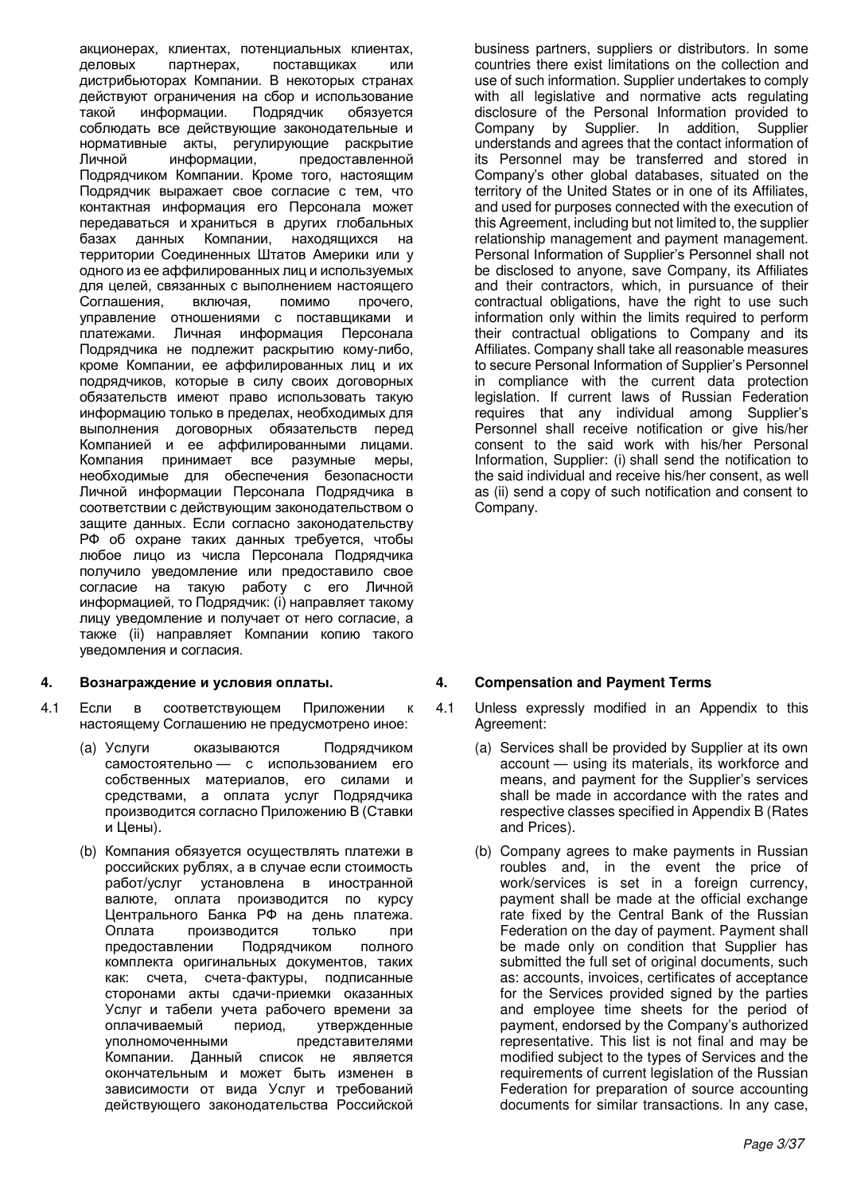акционерах, клиентах, потенциальных клиентах, деловых партнерах, поставщиках или дистрибьюторах Компании. В некоторых странах действуют ограничения на сбор и использование такой информации. Подрядчик обязуется соблюдать все действующие законодательные и нормативные акты, регулирующие раскрытие Личной информации, предоставленной Подрядчиком Компании. Кроме того, настоящим Подрядчик выражает свое согласие с тем, что контактная информация его Персонала может передаваться и храниться в других глобальных базах данных Компании, находящихся на территории Соединенных Штатов Америки или у одного из ее аффилированных лиц и используемых для целей, связанных с выполнением настоящего Соглашения, включая, помимо прочего, управление отношениями с поставщиками и платежами. Личная информация Персонала Подрядчика не подлежит раскрытию кому-либо, кроме Компании, ее аффилированных лиц и их подрядчиков, которые в силу своих договорных обязательств имеют право использовать такую информацию только в пределах, необходимых для выполнения договорных обязательств перед Компанией и ее аффилированными лицами. Компания принимает все разумные меры, необходимые для обеспечения безопасности Личной информации Персонала Подрядчика в соответствии с действующим законодательством о защите данных. Если согласно законодательству РФ об охране таких данных требуется, чтобы любое лицо из числа Персонала Подрядчика получило уведомление или предоставило свое согласие на такую работу с его Личной информацией, то Подрядчик: (i) направляет такому лицу уведомление и получает от него согласие, а также (ii) направляет Компании копию такого уведомления и согласия.

business partners, suppliers or distributors. In some countries there exist limitations on the collection and use of such information. Supplier undertakes to comply with all legislative and normative acts regulating disclosure of the Personal Information provided to Company by Supplier. In addition, Supplier understands and agrees that the contact information of its Personnel may be transferred and stored in Company's other global databases, situated on the territory of the United States or in one of its Affiliates, and used for purposes connected with the execution of this Agreement, including but not limited to, the supplier relationship management and payment management. Personal Information of Supplier's Personnel shall not be disclosed to anyone, save Company, its Affiliates and their contractors, which, in pursuance of their contractual obligations, have the right to use such information only within the limits required to perform their contractual obligations to Company and its Affiliates. Company shall take all reasonable measures to secure Personal Information of Supplier's Personnel in compliance with the current data protection legislation. If current laws of Russian Federation requires that any individual among Supplier's Personnel shall receive notification or give his/her consent to the said work with his/her Personal Information, Supplier: (i) shall send the notification to the said individual and receive his/her consent, as well as (ii) send a copy of such notification and consent to Company.

## 4. Вознаграждение и условия оплаты.

4.1 Если в соответствующем Приложении к настоящему Соглашению не предусмотрено иное:

(a) Услуги оказываются Подрядчиком самостоятельно — с использованием его собственных материалов, его силами и средствами, а оплата услуг Подрядчика производится согласно Приложению B (Ставки и Цены).

(b) Компания обязуется осуществлять платежи в российских рублях, а в случае если стоимость работ/услуг установлена в иностранной валюте, оплата производится по курсу Центрального Банка РФ на день платежа. Оплата производится только при предоставлении Подрядчиком полного комплекта оригинальных документов, таких как: счета, счета-фактуры, подписанные сторонами акты сдачи-приемки оказанных Услуг и табели учета рабочего времени за оплачиваемый период, утвержденные уполномоченными представителями Компании. Данный список не является окончательным и может быть изменен в зависимости от вида Услуг и требований действующего законодательства Российской

## 4. Compensation and Payment Terms

4.1 Unless expressly modified in an Appendix to this Agreement:

(a) Services shall be provided by Supplier at its own account — using its materials, its workforce and means, and payment for the Supplier's services shall be made in accordance with the rates and respective classes specified in Appendix B (Rates and Prices).

(b) Company agrees to make payments in Russian roubles and, in the event the price of work/services is set in a foreign currency, payment shall be made at the official exchange rate fixed by the Central Bank of the Russian Federation on the day of payment. Payment shall be made only on condition that Supplier has submitted the full set of original documents, such as: accounts, invoices, certificates of acceptance for the Services provided signed by the parties and employee time sheets for the period of payment, endorsed by the Company's authorized representative. This list is not final and may be modified subject to the types of Services and the requirements of current legislation of the Russian Federation for preparation of source accounting documents for similar transactions. In any case,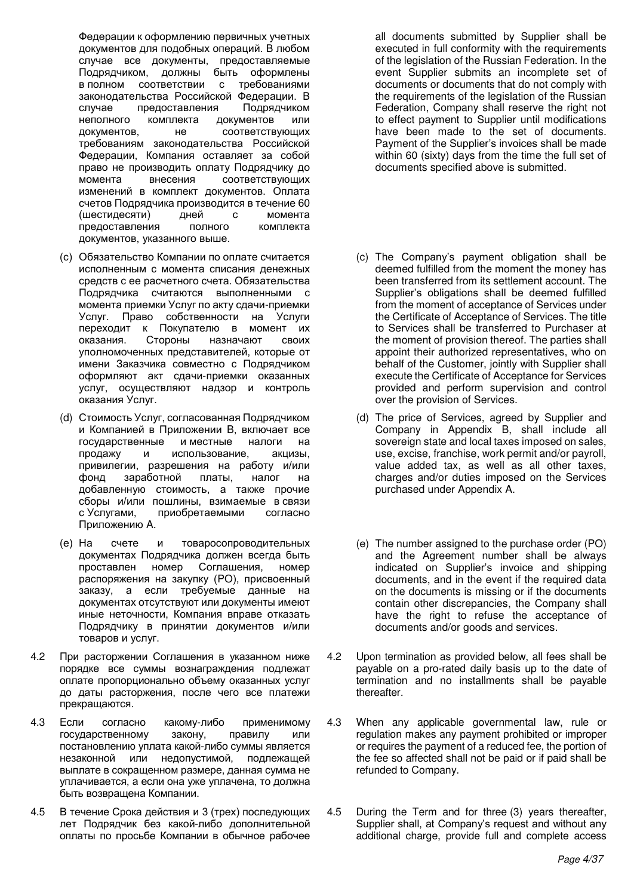Федерации к оформлению первичных учетных документов для подобных операций. В любом случае все документы, предоставляемые Подрядчиком, должны быть оформлены в полном соответствии с требованиями законодательства Российской Федерации. В случае предоставления Подрядчиком неполного комплекта документов или документов, не соответствующих требованиям законодательства Российской Федерации, Компания оставляет за собой право не производить оплату Подрядчику до момента внесения соответствующих изменений в комплект документов. Оплата счетов Подрядчика производится в течение 60 (шестидесяти) дней с момента предоставления полного комплекта документов, указанного выше.

all documents submitted by Supplier shall be executed in full conformity with the requirements of the legislation of the Russian Federation. In the event Supplier submits an incomplete set of documents or documents that do not comply with the requirements of the legislation of the Russian Federation, Company shall reserve the right not to effect payment to Supplier until modifications have been made to the set of documents. Payment of the Supplier's invoices shall be made within 60 (sixty) days from the time the full set of documents specified above is submitted.

(c) Обязательство Компании по оплате считается исполненным с момента списания денежных средств с ее расчетного счета. Обязательства Подрядчика считаются выполненными с момента приемки Услуг по акту сдачи-приемки Услуг. Право собственности на Услуги переходит к Покупателю в момент их оказания. Стороны назначают своих уполномоченных представителей, которые от имени Заказчика совместно с Подрядчиком оформляют акт сдачи-приемки оказанных услуг, осуществляют надзор и контроль оказания Услуг.

(c) The Company's payment obligation shall be deemed fulfilled from the moment the money has been transferred from its settlement account. The Supplier's obligations shall be deemed fulfilled from the moment of acceptance of Services under the Certificate of Acceptance of Services. The title to Services shall be transferred to Purchaser at the moment of provision thereof. The parties shall appoint their authorized representatives, who on behalf of the Customer, jointly with Supplier shall execute the Certificate of Acceptance for Services provided and perform supervision and control over the provision of Services.

(d) Стоимость Услуг, согласованная Подрядчиком и Компанией в Приложении В, включает все государственные и местные налоги на продажу и использование, акцизы, привилегии, разрешения на работу и/или фонд заработной платы, налог на добавленную стоимость, а также прочие сборы и/или пошлины, взимаемые в связи с Услугами, приобретаемыми согласно Приложению А.

(d) The price of Services, agreed by Supplier and Company in Appendix B, shall include all sovereign state and local taxes imposed on sales, use, excise, franchise, work permit and/or payroll, value added tax, as well as all other taxes, charges and/or duties imposed on the Services purchased under Appendix A.

(e) На счете и товаросопроводительных документах Подрядчика должен всегда быть проставлен номер Соглашения, номер распоряжения на закупку (PO), присвоенный заказу, а если требуемые данные на документах отсутствуют или документы имеют иные неточности, Компания вправе отказать Подрядчику в принятии документов и/или товаров и услуг.

(e) The number assigned to the purchase order (PO) and the Agreement number shall be always indicated on Supplier's invoice and shipping documents, and in the event if the required data on the documents is missing or if the documents contain other discrepancies, the Company shall have the right to refuse the acceptance of documents and/or goods and services.

4.2 При расторжении Соглашения в указанном ниже порядке все суммы вознаграждения подлежат оплате пропорционально объему оказанных услуг до даты расторжения, после чего все платежи прекращаются.

4.2 Upon termination as provided below, all fees shall be payable on a pro-rated daily basis up to the date of termination and no installments shall be payable thereafter.

4.3 Если согласно какому-либо применимому государственному закону, правилу или постановлению уплата какой-либо суммы является незаконной или недопустимой, подлежащей выплате в сокращенном размере, данная сумма не уплачивается, а если она уже уплачена, то должна быть возвращена Компании.

4.3 When any applicable governmental law, rule or regulation makes any payment prohibited or improper or requires the payment of a reduced fee, the portion of the fee so affected shall not be paid or if paid shall be refunded to Company.

4.5 В течение Срока действия и 3 (трех) последующих лет Подрядчик без какой-либо дополнительной оплаты по просьбе Компании в обычное рабочее

4.5 During the Term and for three (3) years thereafter, Supplier shall, at Company's request and without any additional charge, provide full and complete access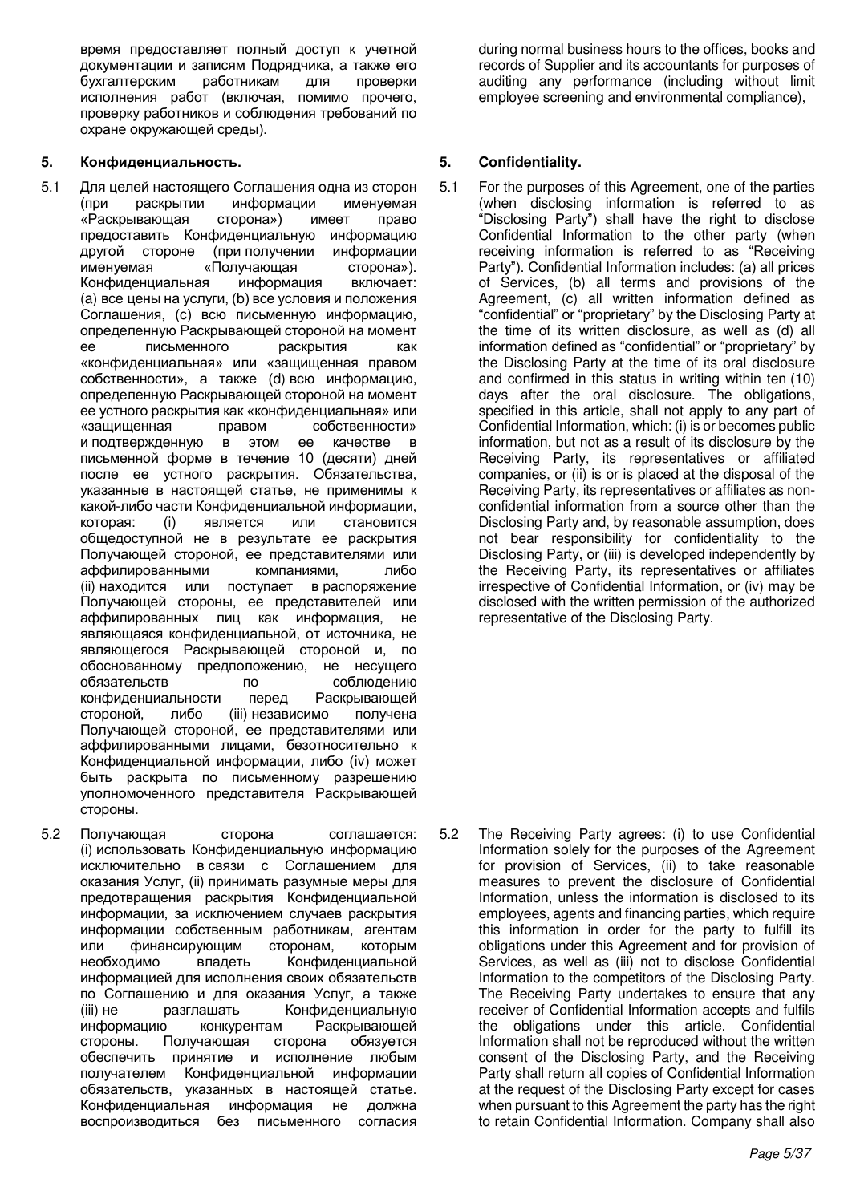время предоставляет полный доступ к учетной документации и записям Подрядчика, а также его бухгалтерским работникам для проверки исполнения работ (включая, помимо прочего, проверку работников и соблюдения требований по охране окружающей среды).

during normal business hours to the offices, books and records of Supplier and its accountants for purposes of auditing any performance (including without limit employee screening and environmental compliance),

## 5. Конфиденциальность.

5.1 Для целей настоящего Соглашения одна из сторон (при раскрытии информации именуемая «Раскрывающая сторона») имеет право предоставить Конфиденциальную информацию другой стороне (при получении информации именуемая «Получающая сторона»). Конфиденциальная информация включает: (a) все цены на услуги, (b) все условия и положения Соглашения, (c) всю письменную информацию, определенную Раскрывающей стороной на момент ее письменного раскрытия как «конфиденциальная» или «защищенная правом собственности», а также (d) всю информацию, определенную Раскрывающей стороной на момент ее устного раскрытия как «конфиденциальная» или «защищенная правом собственности» и подтвержденную в этом ее качестве в письменной форме в течение 10 (десяти) дней после ее устного раскрытия. Обязательства, указанные в настоящей статье, не применимы к какой-либо части Конфиденциальной информации, которая: (i) является или становится общедоступной не в результате ее раскрытия Получающей стороной, ее представителями или аффилированными компаниями, либо (ii) находится или поступает в распоряжение Получающей стороны, ее представителей или аффилированных лиц как информация, не являющаяся конфиденциальной, от источника, не являющегося Раскрывающей стороной и, по обоснованному предположению, не несущего обязательств по соблюдению конфиденциальности перед Раскрывающей стороной, либо (iii) независимо получена Получающей стороной, ее представителями или аффилированными лицами, безотносительно к Конфиденциальной информации, либо (iv) может быть раскрыта по письменному разрешению уполномоченного представителя Раскрывающей стороны.

5.2 Получающая сторона соглашается: (i) использовать Конфиденциальную информацию исключительно в связи с Соглашением для оказания Услуг, (ii) принимать разумные меры для предотвращения раскрытия Конфиденциальной информации, за исключением случаев раскрытия информации собственным работникам, агентам или финансирующим сторонам, которым необходимо владеть Конфиденциальной информацией для исполнения своих обязательств по Соглашению и для оказания Услуг, а также (iii) не разглашать Конфиденциальную информацию конкурентам Раскрывающей стороны. Получающая сторона обязуется обеспечить принятие и исполнение любым получателем Конфиденциальной информации обязательств, указанных в настоящей статье. Конфиденциальная информация не должна воспроизводиться без письменного согласия

## 5. Confidentiality.

5.1 For the purposes of this Agreement, one of the parties (when disclosing information is referred to as "Disclosing Party") shall have the right to disclose Confidential Information to the other party (when receiving information is referred to as "Receiving Party"). Confidential Information includes: (a) all prices of Services, (b) all terms and provisions of the Agreement, (c) all written information defined as "confidential" or "proprietary" by the Disclosing Party at the time of its written disclosure, as well as (d) all information defined as "confidential" or "proprietary" by the Disclosing Party at the time of its oral disclosure and confirmed in this status in writing within ten (10) days after the oral disclosure. The obligations, specified in this article, shall not apply to any part of Confidential Information, which: (i) is or becomes public information, but not as a result of its disclosure by the Receiving Party, its representatives or affiliated companies, or (ii) is or is placed at the disposal of the Receiving Party, its representatives or affiliates as non-confidential information from a source other than the Disclosing Party and, by reasonable assumption, does not bear responsibility for confidentiality to the Disclosing Party, or (iii) is developed independently by the Receiving Party, its representatives or affiliates irrespective of Confidential Information, or (iv) may be disclosed with the written permission of the authorized representative of the Disclosing Party.

5.2 The Receiving Party agrees: (i) to use Confidential Information solely for the purposes of the Agreement for provision of Services, (ii) to take reasonable measures to prevent the disclosure of Confidential Information, unless the information is disclosed to its employees, agents and financing parties, which require this information in order for the party to fulfill its obligations under this Agreement and for provision of Services, as well as (iii) not to disclose Confidential Information to the competitors of the Disclosing Party. The Receiving Party undertakes to ensure that any receiver of Confidential Information accepts and fulfils the obligations under this article. Confidential Information shall not be reproduced without the written consent of the Disclosing Party, and the Receiving Party shall return all copies of Confidential Information at the request of the Disclosing Party except for cases when pursuant to this Agreement the party has the right to retain Confidential Information. Company shall also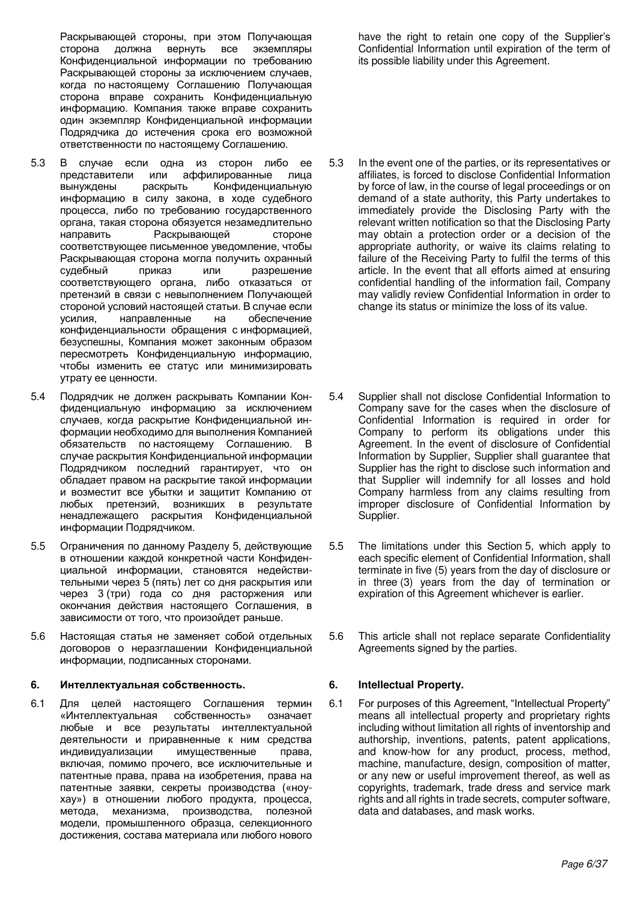Раскрывающей стороны, при этом Получающая сторона должна вернуть все экземпляры Конфиденциальной информации по требованию Раскрывающей стороны за исключением случаев, когда по настоящему Соглашению Получающая сторона вправе сохранить Конфиденциальную информацию. Компания также вправе сохранить один экземпляр Конфиденциальной информации Подрядчика до истечения срока его возможной ответственности по настоящему Соглашению.

have the right to retain one copy of the Supplier's Confidential Information until expiration of the term of its possible liability under this Agreement.

5.3 В случае если одна из сторон либо ее представители или аффилированные лица вынуждены раскрыть Конфиденциальную информацию в силу закона, в ходе судебного процесса, либо по требованию государственного органа, такая сторона обязуется незамедлительно направить Раскрывающей стороне соответствующее письменное уведомление, чтобы Раскрывающая сторона могла получить охранный судебный приказ или разрешение соответствующего органа, либо отказаться от претензий в связи с невыполнением Получающей стороной условий настоящей статьи. В случае если усилия, направленные на обеспечение конфиденциальности обращения с информацией, безуспешны, Компания может законным образом пересмотреть Конфиденциальную информацию, чтобы изменить ее статус или минимизировать утрату ее ценности.

5.3 In the event one of the parties, or its representatives or affiliates, is forced to disclose Confidential Information by force of law, in the course of legal proceedings or on demand of a state authority, this Party undertakes to immediately provide the Disclosing Party with the relevant written notification so that the Disclosing Party may obtain a protection order or a decision of the appropriate authority, or waive its claims relating to failure of the Receiving Party to fulfil the terms of this article. In the event that all efforts aimed at ensuring confidential handling of the information fail, Company may validly review Confidential Information in order to change its status or minimize the loss of its value.

5.4 Подрядчик не должен раскрывать Компании Конфиденциальную информацию за исключением случаев, когда раскрытие Конфиденциальной информации необходимо для выполнения Компанией обязательств по настоящему Соглашению. В случае раскрытия Конфиденциальной информации Подрядчиком последний гарантирует, что он обладает правом на раскрытие такой информации и возместит все убытки и защитит Компанию от любых претензий, возникших в результате ненадлежащего раскрытия Конфиденциальной информации Подрядчиком.

5.4 Supplier shall not disclose Confidential Information to Company save for the cases when the disclosure of Confidential Information is required in order for Company to perform its obligations under this Agreement. In the event of disclosure of Confidential Information by Supplier, Supplier shall guarantee that Supplier has the right to disclose such information and that Supplier will indemnify for all losses and hold Company harmless from any claims resulting from improper disclosure of Confidential Information by Supplier.

5.5 Ограничения по данному Разделу 5, действующие в отношении каждой конкретной части Конфиденциальной информации, становятся недействительными через 5 (пять) лет со дня раскрытия или через 3 (три) года со дня расторжения или окончания действия настоящего Соглашения, в зависимости от того, что произойдет раньше.

5.5 The limitations under this Section 5, which apply to each specific element of Confidential Information, shall terminate in five (5) years from the day of disclosure or in three (3) years from the day of termination or expiration of this Agreement whichever is earlier.

5.6 Настоящая статья не заменяет собой отдельных договоров о неразглашении Конфиденциальной информации, подписанных сторонами.

5.6 This article shall not replace separate Confidentiality Agreements signed by the parties.

## 6. Интеллектуальная собственность.

## 6. Intellectual Property.

6.1 Для целей настоящего Соглашения термин «Интеллектуальная собственность» означает любые и все результаты интеллектуальной деятельности и приравненные к ним средства индивидуализации имущественные права, включая, помимо прочего, все исключительные и патентные права, права на изобретения, права на патентные заявки, секреты производства («ноу-хау») в отношении любого продукта, процесса, метода, механизма, производства, полезной модели, промышленного образца, селекционного достижения, состава материала или любого нового

6.1 For purposes of this Agreement, "Intellectual Property" means all intellectual property and proprietary rights including without limitation all rights of inventorship and authorship, inventions, patents, patent applications, and know-how for any product, process, method, machine, manufacture, design, composition of matter, or any new or useful improvement thereof, as well as copyrights, trademark, trade dress and service mark rights and all rights in trade secrets, computer software, data and databases, and mask works.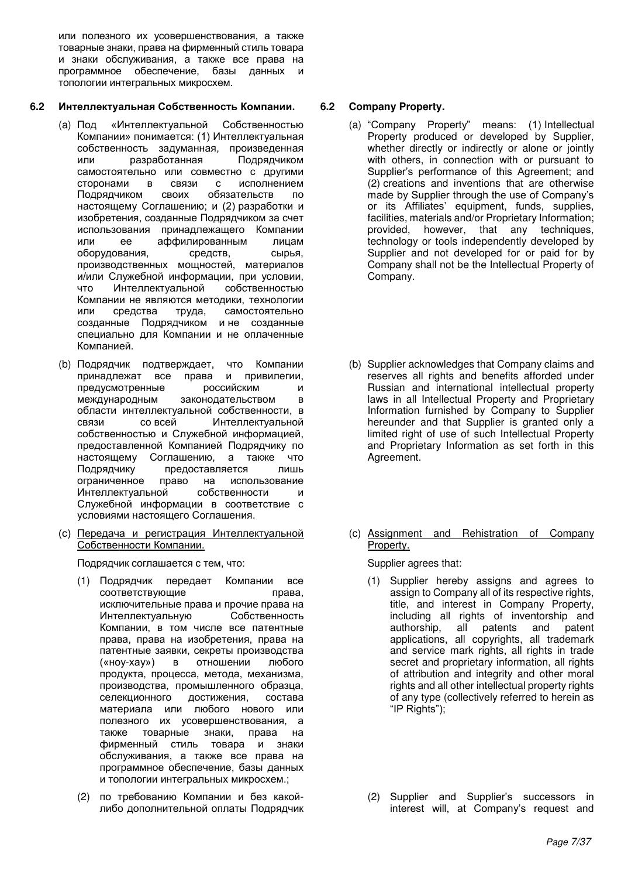или полезного их усовершенствования, а также товарные знаки, права на фирменный стиль товара и знаки обслуживания, а также все права на программное обеспечение, базы данных и топологии интегральных микросхем.

## 6.2 Интеллектуальная Собственность Компании.

(a) Под «Интеллектуальной Собственностью Компании» понимается: (1) Интеллектуальная собственность задуманная, произведенная или разработанная Подрядчиком самостоятельно или совместно с другими сторонами в связи с исполнением Подрядчиком своих обязательств по настоящему Соглашению; и (2) разработки и изобретения, созданные Подрядчиком за счет использования принадлежащего Компании или ее аффилированным лицам оборудования, средств, сырья, производственных мощностей, материалов и/или Служебной информации, при условии, что Интеллектуальной собственностью Компании не являются методики, технологии или средства труда, самостоятельно созданные Подрядчиком и не созданные специально для Компании и не оплаченные Компанией.

(b) Подрядчик подтверждает, что Компании принадлежат все права и привилегии, предусмотренные российским и международным законодательством в области интеллектуальной собственности, в связи со всей Интеллектуальной собственностью и Служебной информацией, предоставленной Компанией Подрядчику по настоящему Соглашению, а также что Подрядчику предоставляется лишь ограниченное право на использование Интеллектуальной собственности и Служебной информации в соответствие с условиями настоящего Соглашения.

(c) <u>Передача и регистрация Интеллектуальной Собственности Компании.</u>

Подрядчик соглашается с тем, что:

(1) Подрядчик передает Компании все соответствующие права, исключительные права и прочие права на Интеллектуальную Собственность Компании, в том числе все патентные права, права на изобретения, права на патентные заявки, секреты производства («ноу-хау») в отношении любого продукта, процесса, метода, механизма, производства, промышленного образца, селекционного достижения, состава материала или любого нового или полезного их усовершенствования, а также товарные знаки, права на фирменный стиль товара и знаки обслуживания, а также все права на программное обеспечение, базы данных и топологии интегральных микросхем.;

(2) по требованию Компании и без какой-либо дополнительной оплаты Подрядчик

## 6.2 Company Property.

(a) "Company Property" means: (1) Intellectual Property produced or developed by Supplier, whether directly or indirectly or alone or jointly with others, in connection with or pursuant to Supplier's performance of this Agreement; and (2) creations and inventions that are otherwise made by Supplier through the use of Company's or its Affiliates' equipment, funds, supplies, facilities, materials and/or Proprietary Information; provided, however, that any techniques, technology or tools independently developed by Supplier and not developed for or paid for by Company shall not be the Intellectual Property of Company.

(b) Supplier acknowledges that Company claims and reserves all rights and benefits afforded under Russian and international intellectual property laws in all Intellectual Property and Proprietary Information furnished by Company to Supplier hereunder and that Supplier is granted only a limited right of use of such Intellectual Property and Proprietary Information as set forth in this Agreement.

(c) <u>Assignment and Rehistration of Company Property.</u>

Supplier agrees that:

(1) Supplier hereby assigns and agrees to assign to Company all of its respective rights, title, and interest in Company Property, including all rights of inventorship and authorship, all patents and patent applications, all copyrights, all trademark and service mark rights, all rights in trade secret and proprietary information, all rights of attribution and integrity and other moral rights and all other intellectual property rights of any type (collectively referred to herein as "IP Rights");

(2) Supplier and Supplier's successors in interest will, at Company's request and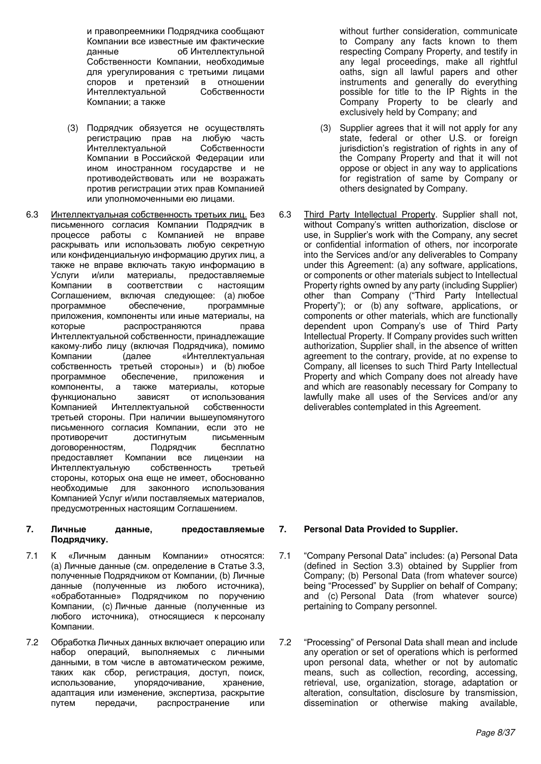и правопреемники Подрядчика сообщают Компании все известные им фактические данные об Интеллектуальной Собственности Компании, необходимые для урегулирования с третьими лицами споров и претензий в отношении Интеллектуальной Собственности Компании; а также

without further consideration, communicate to Company any facts known to them respecting Company Property, and testify in any legal proceedings, make all rightful oaths, sign all lawful papers and other instruments and generally do everything possible for title to the IP Rights in the Company Property to be clearly and exclusively held by Company; and

(3) Подрядчик обязуется не осуществлять регистрацию прав на любую часть Интеллектуальной Собственности Компании в Российской Федерации или ином иностранном государстве и не противодействовать или не возражать против регистрации этих прав Компанией или уполномоченными ею лицами.

(3) Supplier agrees that it will not apply for any state, federal or other U.S. or foreign jurisdiction's registration of rights in any of the Company Property and that it will not oppose or object in any way to applications for registration of same by Company or others designated by Company.

6.3 Интеллектуальная собственность третьих лиц. Без письменного согласия Компании Подрядчик в процессе работы с Компанией не вправе раскрывать или использовать любую секретную или конфиденциальную информацию других лиц, а также не вправе включать такую информацию в Услуги и/или материалы, предоставляемые Компании в соответствии с настоящим Соглашением, включая следующее: (a) любое программное обеспечение, программные приложения, компоненты или иные материалы, на которые распространяются права Интеллектуальной собственности, принадлежащие какому-либо лицу (включая Подрядчика), помимо Компании (далее «Интеллектуальная собственность третьей стороны») и (b) любое программное обеспечение, приложения и компоненты, а также материалы, которые функционально зависят от использования Компанией Интеллектуальной собственности третьей стороны. При наличии вышеупомянутого письменного согласия Компании, если это не противоречит достигнутым письменным договоренностям, Подрядчик бесплатно предоставляет Компании все лицензии на Интеллектуальную собственность третьей стороны, которых она еще не имеет, обоснованно необходимые для законного использования Компанией Услуг и/или поставляемых материалов, предусмотренных настоящим Соглашением.

6.3 Third Party Intellectual Property. Supplier shall not, without Company's written authorization, disclose or use, in Supplier's work with the Company, any secret or confidential information of others, nor incorporate into the Services and/or any deliverables to Company under this Agreement: (a) any software, applications, or components or other materials subject to Intellectual Property rights owned by any party (including Supplier) other than Company ("Third Party Intellectual Property"); or (b) any software, applications, or components or other materials, which are functionally dependent upon Company's use of Third Party Intellectual Property. If Company provides such written authorization, Supplier shall, in the absence of written agreement to the contrary, provide, at no expense to Company, all licenses to such Third Party Intellectual Property and which Company does not already have and which are reasonably necessary for Company to lawfully make all uses of the Services and/or any deliverables contemplated in this Agreement.

## 7. Личные данные, предоставляемые Подрядчику.

## 7. Personal Data Provided to Supplier.

7.1 К «Личным данным Компании» относятся: (a) Личные данные (см. определение в Статье 3.3, полученные Подрядчиком от Компании, (b) Личные данные (полученные из любого источника), «обработанные» Подрядчиком по поручению Компании, (c) Личные данные (полученные из любого источника), относящиеся к персоналу Компании.

7.1 "Company Personal Data" includes: (a) Personal Data (defined in Section 3.3) obtained by Supplier from Company; (b) Personal Data (from whatever source) being "Processed" by Supplier on behalf of Company; and (c) Personal Data (from whatever source) pertaining to Company personnel.

7.2 Обработка Личных данных включает операцию или набор операций, выполняемых с личными данными, в том числе в автоматическом режиме, таких как сбор, регистрация, доступ, поиск, использование, упорядочивание, хранение, адаптация или изменение, экспертиза, раскрытие путем передачи, распространение или

7.2 "Processing" of Personal Data shall mean and include any operation or set of operations which is performed upon personal data, whether or not by automatic means, such as collection, recording, accessing, retrieval, use, organization, storage, adaptation or alteration, consultation, disclosure by transmission, dissemination or otherwise making available,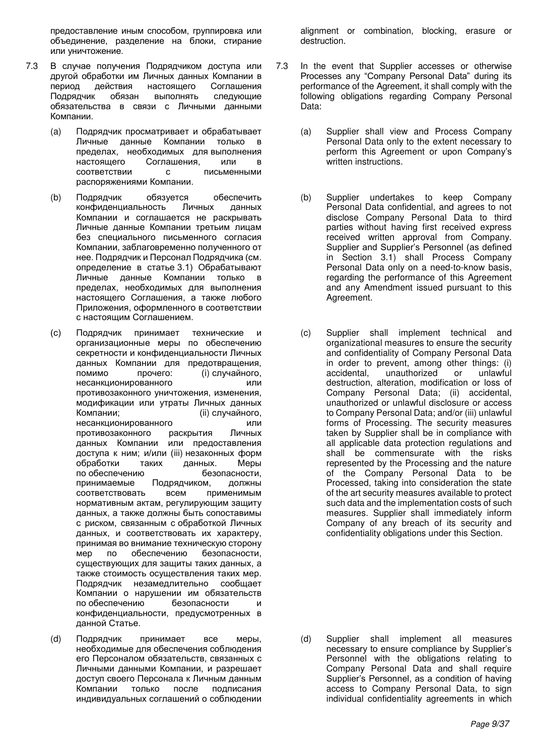предоставление иным способом, группировка или объединение, разделение на блоки, стирание или уничтожение.

7.3 В случае получения Подрядчиком доступа или другой обработки им Личных данных Компании в период действия настоящего Соглашения Подрядчик обязан выполнять следующие обязательства в связи с Личными данными Компании.

(a) Подрядчик просматривает и обрабатывает Личные данные Компании только в пределах, необходимых для выполнения настоящего Соглашения, или в соответствии с письменными распоряжениями Компании.

(b) Подрядчик обязуется обеспечить конфиденциальность Личных данных Компании и соглашается не раскрывать Личные данные Компании третьим лицам без специального письменного согласия Компании, заблаговременно полученного от нее. Подрядчик и Персонал Подрядчика (см. определение в статье 3.1) Обрабатывают Личные данные Компании только в пределах, необходимых для выполнения настоящего Соглашения, а также любого Приложения, оформленного в соответствии с настоящим Соглашением.

(c) Подрядчик принимает технические и организационные меры по обеспечению секретности и конфиденциальности Личных данных Компании для предотвращения, помимо прочего: (i) случайного, несанкционированного или противозаконного уничтожения, изменения, модификации или утраты Личных данных Компании; (ii) случайного, несанкционированного или противозаконного раскрытия Личных данных Компании или предоставления доступа к ним; и/или (iii) незаконных форм обработки таких данных. Меры по обеспечению безопасности, принимаемые Подрядчиком, должны соответствовать всем применимым нормативным актам, регулирующим защиту данных, а также должны быть сопоставимы с риском, связанным с обработкой Личных данных, и соответствовать их характеру, принимая во внимание техническую сторону мер по обеспечению безопасности, существующих для защиты таких данных, а также стоимость осуществления таких мер. Подрядчик незамедлительно сообщает Компании о нарушении им обязательств по обеспечению безопасности и конфиденциальности, предусмотренных в данной Статье.

(d) Подрядчик принимает все меры, необходимые для обеспечения соблюдения его Персоналом обязательств, связанных с Личными данными Компании, и разрешает доступ своего Персонала к Личным данным Компании только после подписания индивидуальных соглашений о соблюдении

alignment or combination, blocking, erasure or destruction.

7.3 In the event that Supplier accesses or otherwise Processes any "Company Personal Data" during its performance of the Agreement, it shall comply with the following obligations regarding Company Personal Data:

(a) Supplier shall view and Process Company Personal Data only to the extent necessary to perform this Agreement or upon Company's written instructions.

(b) Supplier undertakes to keep Company Personal Data confidential, and agrees to not disclose Company Personal Data to third parties without having first received express received written approval from Company. Supplier and Supplier's Personnel (as defined in Section 3.1) shall Process Company Personal Data only on a need-to-know basis, regarding the performance of this Agreement and any Amendment issued pursuant to this Agreement.

(c) Supplier shall implement technical and organizational measures to ensure the security and confidentiality of Company Personal Data in order to prevent, among other things: (i) accidental, unauthorized or unlawful destruction, alteration, modification or loss of Company Personal Data; (ii) accidental, unauthorized or unlawful disclosure or access to Company Personal Data; and/or (iii) unlawful forms of Processing. The security measures taken by Supplier shall be in compliance with all applicable data protection regulations and shall be commensurate with the risks represented by the Processing and the nature of the Company Personal Data to be Processed, taking into consideration the state of the art security measures available to protect such data and the implementation costs of such measures. Supplier shall immediately inform Company of any breach of its security and confidentiality obligations under this Section.

(d) Supplier shall implement all measures necessary to ensure compliance by Supplier's Personnel with the obligations relating to Company Personal Data and shall require Supplier's Personnel, as a condition of having access to Company Personal Data, to sign individual confidentiality agreements in which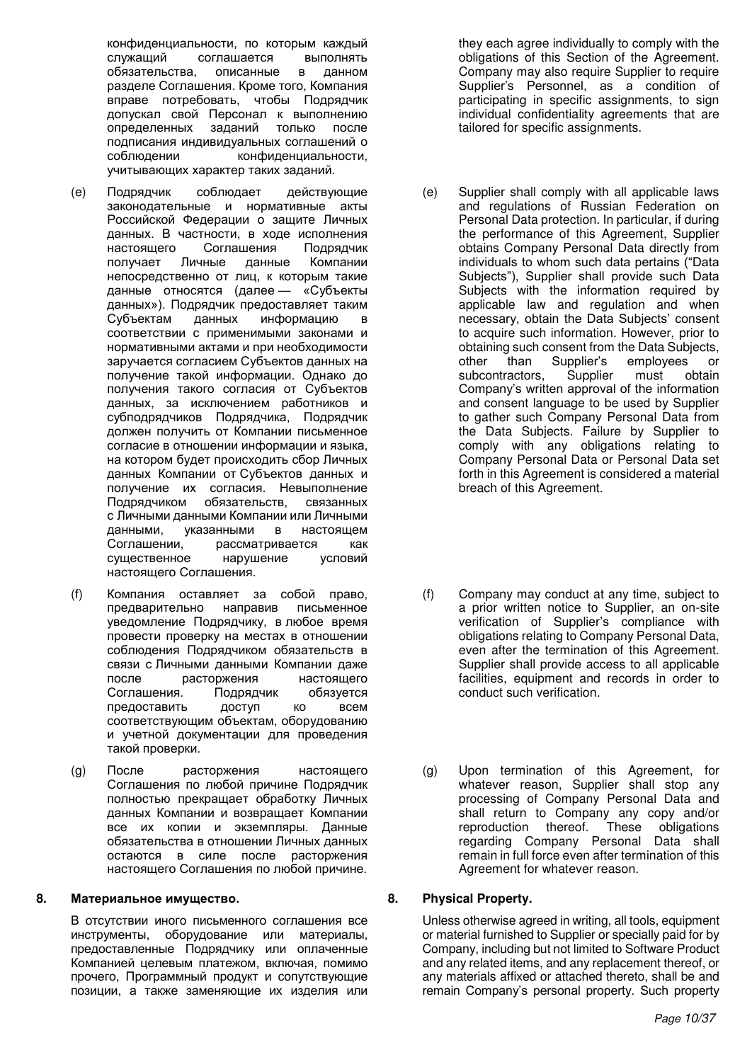конфиденциальности, по которым каждый служащий соглашается выполнять обязательства, описанные в данном разделе Соглашения. Кроме того, Компания вправе потребовать, чтобы Подрядчик допускал свой Персонал к выполнению определенных заданий только после подписания индивидуальных соглашений о соблюдении конфиденциальности, учитывающих характер таких заданий.

(e) Подрядчик соблюдает действующие законодательные и нормативные акты Российской Федерации о защите Личных данных. В частности, в ходе исполнения настоящего Соглашения Подрядчик получает Личные данные Компании непосредственно от лиц, к которым такие данные относятся (далее — «Субъекты данных»). Подрядчик предоставляет таким Субъектам данных информацию в соответствии с применимыми законами и нормативными актами и при необходимости заручается согласием Субъектов данных на получение такой информации. Однако до получения такого согласия от Субъектов данных, за исключением работников и субподрядчиков Подрядчика, Подрядчик должен получить от Компании письменное согласие в отношении информации и языка, на котором будет происходить сбор Личных данных Компании от Субъектов данных и получение их согласия. Невыполнение Подрядчиком обязательств, связанных с Личными данными Компании или Личными данными, указанными в настоящем Соглашении, рассматривается как существенное нарушение условий настоящего Соглашения.

(f) Компания оставляет за собой право, предварительно направив письменное уведомление Подрядчику, в любое время провести проверку на местах в отношении соблюдения Подрядчиком обязательств в связи с Личными данными Компании даже после расторжения настоящего Соглашения. Подрядчик обязуется предоставить доступ ко всем соответствующим объектам, оборудованию и учетной документации для проведения такой проверки.

(g) После расторжения настоящего Соглашения по любой причине Подрядчик полностью прекращает обработку Личных данных Компании и возвращает Компании все их копии и экземпляры. Данные обязательства в отношении Личных данных остаются в силе после расторжения настоящего Соглашения по любой причине.

**8. Материальное имущество.**

В отсутствии иного письменного соглашения все инструменты, оборудование или материалы, предоставленные Подрядчику или оплаченные Компанией целевым платежом, включая, помимо прочего, Программный продукт и сопутствующие позиции, а также заменяющие их изделия или

they each agree individually to comply with the obligations of this Section of the Agreement. Company may also require Supplier to require Supplier's Personnel, as a condition of participating in specific assignments, to sign individual confidentiality agreements that are tailored for specific assignments.

(e) Supplier shall comply with all applicable laws and regulations of Russian Federation on Personal Data protection. In particular, if during the performance of this Agreement, Supplier obtains Company Personal Data directly from individuals to whom such data pertains ("Data Subjects"), Supplier shall provide such Data Subjects with the information required by applicable law and regulation and when necessary, obtain the Data Subjects' consent to acquire such information. However, prior to obtaining such consent from the Data Subjects, other than Supplier's employees or subcontractors, Supplier must obtain Company's written approval of the information and consent language to be used by Supplier to gather such Company Personal Data from the Data Subjects. Failure by Supplier to comply with any obligations relating to Company Personal Data or Personal Data set forth in this Agreement is considered a material breach of this Agreement.

(f) Company may conduct at any time, subject to a prior written notice to Supplier, an on-site verification of Supplier's compliance with obligations relating to Company Personal Data, even after the termination of this Agreement. Supplier shall provide access to all applicable facilities, equipment and records in order to conduct such verification.

(g) Upon termination of this Agreement, for whatever reason, Supplier shall stop any processing of Company Personal Data and shall return to Company any copy and/or reproduction thereof. These obligations regarding Company Personal Data shall remain in full force even after termination of this Agreement for whatever reason.

**8. Physical Property.**

Unless otherwise agreed in writing, all tools, equipment or material furnished to Supplier or specially paid for by Company, including but not limited to Software Product and any related items, and any replacement thereof, or any materials affixed or attached thereto, shall be and remain Company's personal property. Such property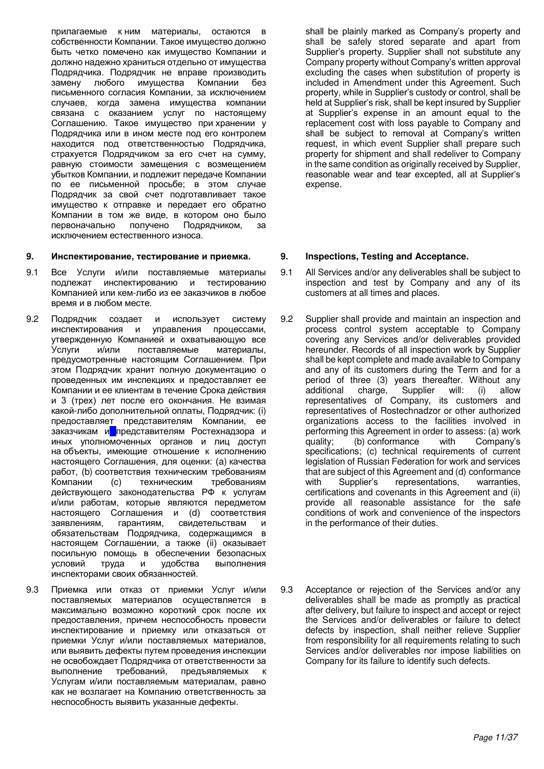прилагаемые к ним материалы, остаются в собственности Компании. Такое имущество должно быть четко помечено как имущество Компании и должно надежно храниться отдельно от имущества Подрядчика. Подрядчик не вправе производить замену любого имущества Компании без письменного согласия Компании, за исключением случаев, когда замена имущества компании связана с оказанием услуг по настоящему Соглашению. Такое имущество при хранении у Подрядчика или в ином месте под его контролем находится под ответственностью Подрядчика, страхуется Подрядчиком за его счет на сумму, равную стоимости замещения с возмещением убытков Компании, и подлежит передаче Компании по ее письменной просьбе; в этом случае Подрядчик за свой счет подготавливает такое имущество к отправке и передает его обратно Компании в том же виде, в котором оно было первоначально получено Подрядчиком, за исключением естественного износа.

shall be plainly marked as Company's property and shall be safely stored separate and apart from Supplier's property. Supplier shall not substitute any Company property without Company's written approval excluding the cases when substitution of property is included in Amendment under this Agreement. Such property, while in Supplier's custody or control, shall be held at Supplier's risk, shall be kept insured by Supplier at Supplier's expense in an amount equal to the replacement cost with loss payable to Company and shall be subject to removal at Company's written request, in which event Supplier shall prepare such property for shipment and shall redeliver to Company in the same condition as originally received by Supplier, reasonable wear and tear excepted, all at Supplier's expense.

## 9. Инспектирование, тестирование и приемка.

## 9. Inspections, Testing and Acceptance.

9.1 Все Услуги и/или поставляемые материалы подлежат инспектированию и тестированию Компанией или кем-либо из ее заказчиков в любое время и в любом месте.

9.1 All Services and/or any deliverables shall be subject to inspection and test by Company and any of its customers at all times and places.

9.2 Подрядчик создает и использует систему инспектирования и управления процессами, утвержденную Компанией и охватывающую все Услуги и/или поставляемые материалы, предусмотренные настоящим Соглашением. При этом Подрядчик хранит полную документацию о проведенных им инспекциях и предоставляет ее Компании и ее клиентам в течение Срока действия и 3 (трех) лет после его окончания. Не взимая какой-либо дополнительной оплаты, Подрядчик: (i) предоставляет представителям Компании, ее заказчикам и представителям Ростехнадзора и иных уполномоченных органов и лиц доступ на объекты, имеющие отношение к исполнению настоящего Соглашения, для оценки: (a) качества работ, (b) соответствия техническим требованиям Компании (c) техническим требованиям действующего законодательства РФ к услугам и/или работам, которые являются предметом настоящего Соглашения и (d) соответствия заявлениям, гарантиям, свидетельствам и обязательствам Подрядчика, содержащимся в настоящем Соглашении, а также (ii) оказывает посильную помощь в обеспечении безопасных условий труда и удобства выполнения инспекторами своих обязанностей.

9.2 Supplier shall provide and maintain an inspection and process control system acceptable to Company covering any Services and/or deliverables provided hereunder. Records of all inspection work by Supplier shall be kept complete and made available to Company and any of its customers during the Term and for a period of three (3) years thereafter. Without any additional charge, Supplier will: (i) allow representatives of Company, its customers and representatives of Rostechnadzor or other authorized organizations access to the facilities involved in performing this Agreement in order to assess: (a) work quality; (b) conformance with Company's specifications; (c) technical requirements of current legislation of Russian Federation for work and services that are subject of this Agreement and (d) conformance with Supplier's representations, warranties, certifications and covenants in this Agreement and (ii) provide all reasonable assistance for the safe conditions of work and convenience of the inspectors in the performance of their duties.

9.3 Приемка или отказ от приемки Услуг и/или поставляемых материалов осуществляется в максимально возможно короткий срок после их предоставления, причем неспособность провести инспектирование и приемку или отказаться от приемки Услуг и/или поставляемых материалов, или выявить дефекты путем проведения инспекции не освобождает Подрядчика от ответственности за выполнение требований, предъявляемых к Услугам и/или поставляемым материалам, равно как не возлагает на Компанию ответственность за неспособность выявить указанные дефекты.

9.3 Acceptance or rejection of the Services and/or any deliverables shall be made as promptly as practical after delivery, but failure to inspect and accept or reject the Services and/or deliverables or failure to detect defects by inspection, shall neither relieve Supplier from responsibility for all requirements relating to such Services and/or deliverables nor impose liabilities on Company for its failure to identify such defects.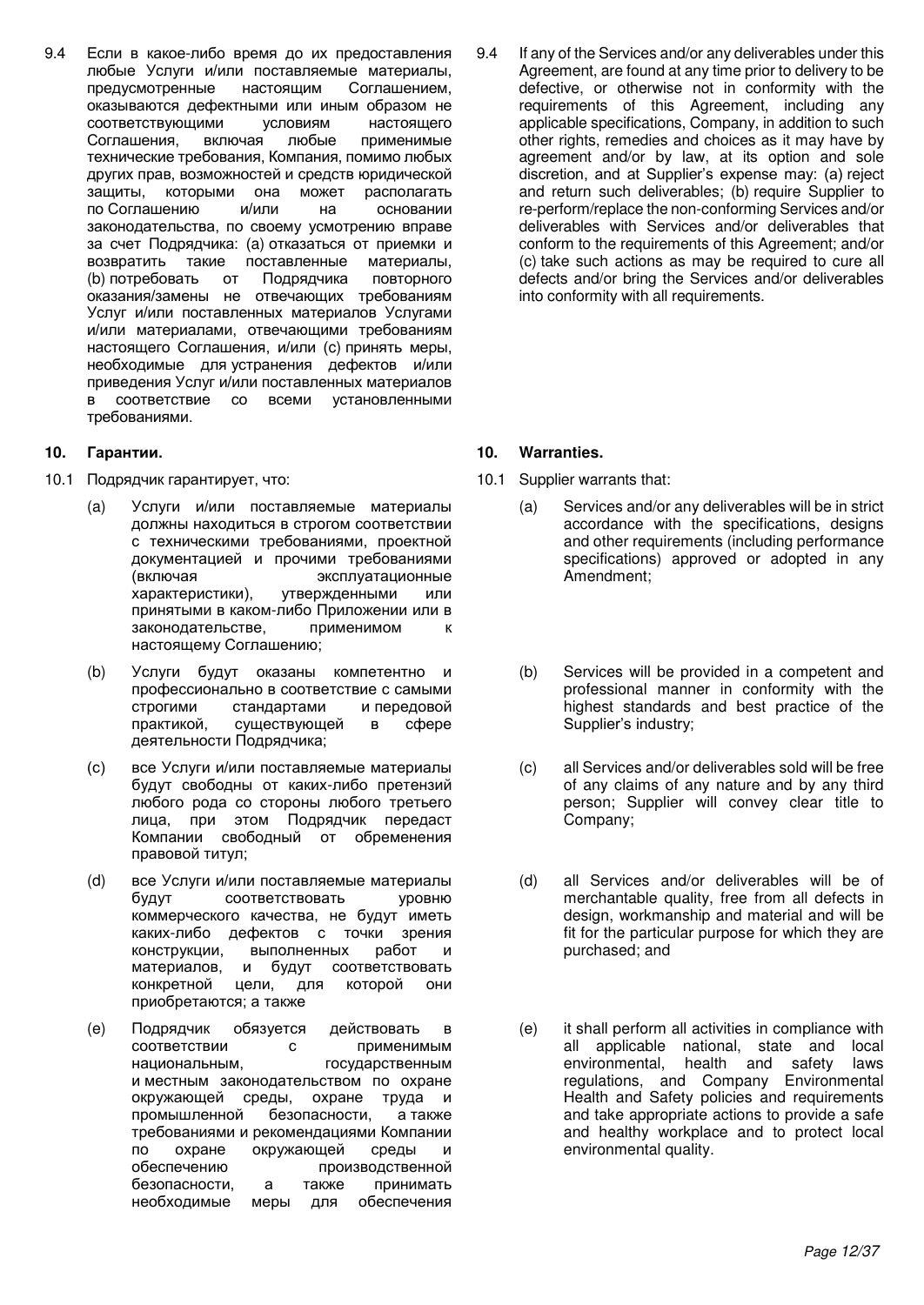9.4 Если в какое-либо время до их предоставления любые Услуги и/или поставляемые материалы, предусмотренные настоящим Соглашением, оказываются дефектными или иным образом не соответствующими условиям настоящего Соглашения, включая любые применимые технические требования, Компания, помимо любых других прав, возможностей и средств юридической защиты, которыми она может располагать по Соглашению и/или на основании законодательства, по своему усмотрению вправе за счет Подрядчика: (a) отказаться от приемки и возвратить такие поставленные материалы, (b) потребовать от Подрядчика повторного оказания/замены не отвечающих требованиям Услуг и/или поставленных материалов Услугами и/или материалами, отвечающими требованиям настоящего Соглашения, и/или (c) принять меры, необходимые для устранения дефектов и/или приведения Услуг и/или поставленных материалов в соответствие со всеми установленными требованиями.

9.4 If any of the Services and/or any deliverables under this Agreement, are found at any time prior to delivery to be defective, or otherwise not in conformity with the requirements of this Agreement, including any applicable specifications, Company, in addition to such other rights, remedies and choices as it may have by agreement and/or by law, at its option and sole discretion, and at Supplier's expense may: (a) reject and return such deliverables; (b) require Supplier to re-perform/replace the non-conforming Services and/or deliverables with Services and/or deliverables that conform to the requirements of this Agreement; and/or (c) take such actions as may be required to cure all defects and/or bring the Services and/or deliverables into conformity with all requirements.

## 10. Гарантии.

## 10. Warranties.

10.1 Подрядчик гарантирует, что:

(a) Услуги и/или поставляемые материалы должны находиться в строгом соответствии с техническими требованиями, проектной документацией и прочими требованиями (включая эксплуатационные характеристики), утвержденными или принятыми в каком-либо Приложении или в законодательстве, применимом к настоящему Соглашению;

(b) Услуги будут оказаны компетентно и профессионально в соответствие с самыми строгими стандартами и передовой практикой, существующей в сфере деятельности Подрядчика;

(c) все Услуги и/или поставляемые материалы будут свободны от каких-либо претензий любого рода со стороны любого третьего лица, при этом Подрядчик передаст Компании свободный от обременения правовой титул;

(d) все Услуги и/или поставляемые материалы будут соответствовать уровню коммерческого качества, не будут иметь каких-либо дефектов с точки зрения конструкции, выполненных работ и материалов, и будут соответствовать конкретной цели, для которой они приобретаются; а также

(e) Подрядчик обязуется действовать в соответствии с применимым национальным, государственным и местным законодательством по охране окружающей среды, охране труда и промышленной безопасности, а также требованиями и рекомендациями Компании по охране окружающей среды и обеспечению производственной безопасности, а также принимать необходимые меры для обеспечения

10.1 Supplier warrants that:

(a) Services and/or any deliverables will be in strict accordance with the specifications, designs and other requirements (including performance specifications) approved or adopted in any Amendment;

(b) Services will be provided in a competent and professional manner in conformity with the highest standards and best practice of the Supplier's industry;

(c) all Services and/or deliverables sold will be free of any claims of any nature and by any third person; Supplier will convey clear title to Company;

(d) all Services and/or deliverables will be of merchantable quality, free from all defects in design, workmanship and material and will be fit for the particular purpose for which they are purchased; and

(e) it shall perform all activities in compliance with all applicable national, state and local environmental, health and safety laws regulations, and Company Environmental Health and Safety policies and requirements and take appropriate actions to provide a safe and healthy workplace and to protect local environmental quality.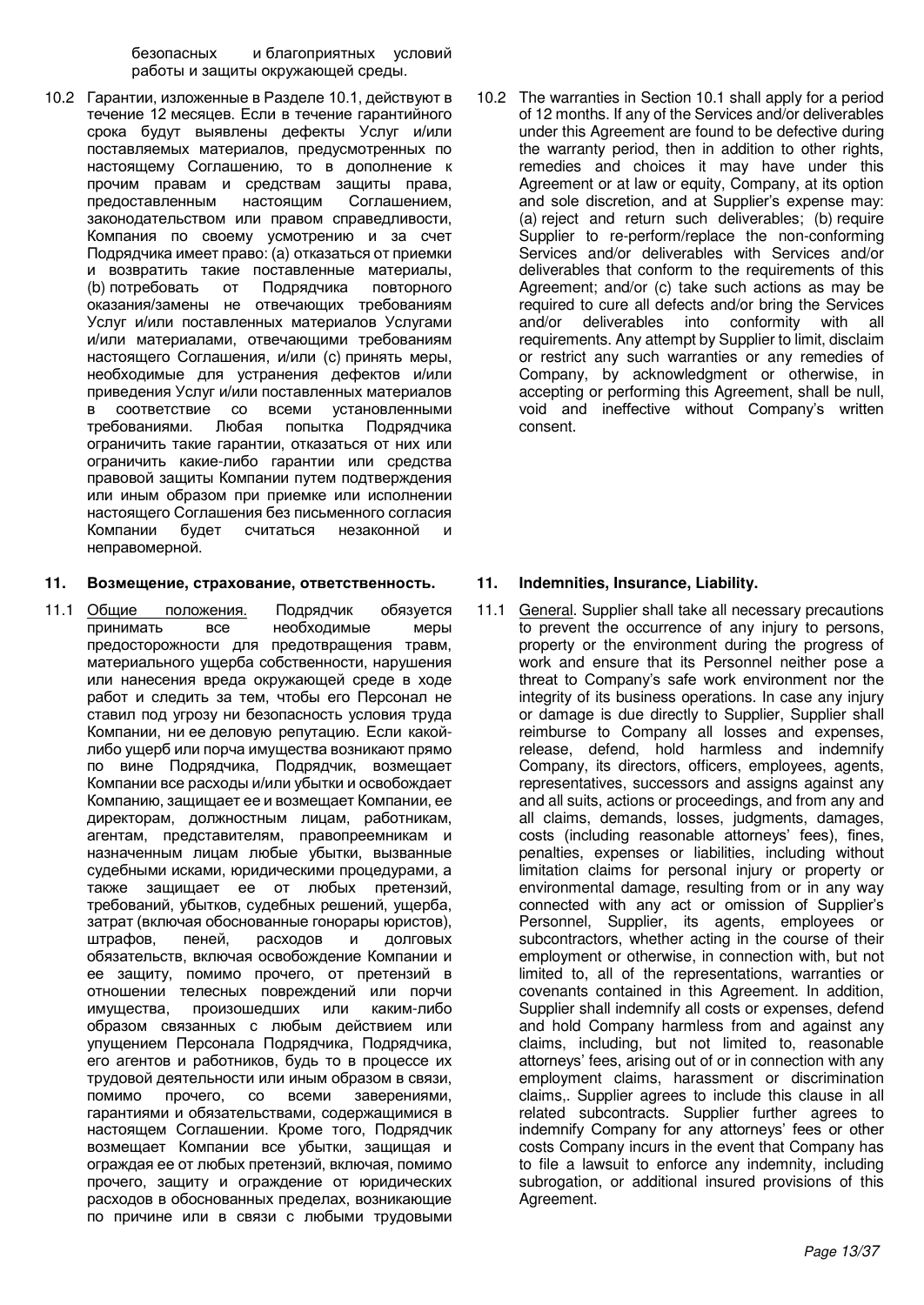безопасных и благоприятных условий работы и защиты окружающей среды.

10.2 Гарантии, изложенные в Разделе 10.1, действуют в течение 12 месяцев. Если в течение гарантийного срока будут выявлены дефекты Услуг и/или поставляемых материалов, предусмотренных по настоящему Соглашению, то в дополнение к прочим правам и средствам защиты права, предоставленным настоящим Соглашением, законодательством или правом справедливости, Компания по своему усмотрению и за счет Подрядчика имеет право: (a) отказаться от приемки и возвратить такие поставленные материалы, (b) потребовать от Подрядчика повторного оказания/замены не отвечающих требованиям Услуг и/или поставленных материалов Услугами и/или материалами, отвечающими требованиям настоящего Соглашения, и/или (c) принять меры, необходимые для устранения дефектов и/или приведения Услуг и/или поставленных материалов в соответствие со всеми установленными требованиями. Любая попытка Подрядчика ограничить такие гарантии, отказаться от них или ограничить какие-либо гарантии или средства правовой защиты Компании путем подтверждения или иным образом при приемке или исполнении настоящего Соглашения без письменного согласия Компании будет считаться незаконной и неправомерной.

10.2 The warranties in Section 10.1 shall apply for a period of 12 months. If any of the Services and/or deliverables under this Agreement are found to be defective during the warranty period, then in addition to other rights, remedies and choices it may have under this Agreement or at law or equity, Company, at its option and sole discretion, and at Supplier's expense may: (a) reject and return such deliverables; (b) require Supplier to re-perform/replace the non-conforming Services and/or deliverables with Services and/or deliverables that conform to the requirements of this Agreement; and/or (c) take such actions as may be required to cure all defects and/or bring the Services and/or deliverables into conformity with all requirements. Any attempt by Supplier to limit, disclaim or restrict any such warranties or any remedies of Company, by acknowledgment or otherwise, in accepting or performing this Agreement, shall be null, void and ineffective without Company's written consent.

## 11. Возмещение, страхование, ответственность.

11.1 Общие положения. Подрядчик обязуется принимать все необходимые меры предосторожности для предотвращения травм, материального ущерба собственности, нарушения или нанесения вреда окружающей среде в ходе работ и следить за тем, чтобы его Персонал не ставил под угрозу ни безопасность условия труда Компании, ни ее деловую репутацию. Если какой-либо ущерб или порча имущества возникают прямо по вине Подрядчика, Подрядчик, возмещает Компании все расходы и/или убытки и освобождает Компанию, защищает ее и возмещает Компании, ее директорам, должностным лицам, работникам, агентам, представителям, правопреемникам и назначенным лицам любые убытки, вызванные судебными исками, юридическими процедурами, а также защищает ее от любых претензий, требований, убытков, судебных решений, ущерба, затрат (включая обоснованные гонорары юристов), штрафов, пеней, расходов и долговых обязательств, включая освобождение Компании и ее защиту, помимо прочего, от претензий в отношении телесных повреждений или порчи имущества, произошедших или каким-либо образом связанных с любым действием или упущением Персонала Подрядчика, Подрядчика, его агентов и работников, будь то в процессе их трудовой деятельности или иным образом в связи, помимо прочего, со всеми заверениями, гарантиями и обязательствами, содержащимися в настоящем Соглашении. Кроме того, Подрядчик возмещает Компании все убытки, защищая и ограждая ее от любых претензий, включая, помимо прочего, защиту и ограждение от юридических расходов в обоснованных пределах, возникающие по причине или в связи с любыми трудовыми

## 11. Indemnities, Insurance, Liability.

11.1 General. Supplier shall take all necessary precautions to prevent the occurrence of any injury to persons, property or the environment during the progress of work and ensure that its Personnel neither pose a threat to Company's safe work environment nor the integrity of its business operations. In case any injury or damage is due directly to Supplier, Supplier shall reimburse to Company all losses and expenses, release, defend, hold harmless and indemnify Company, its directors, officers, employees, agents, representatives, successors and assigns against any and all suits, actions or proceedings, and from any and all claims, demands, losses, judgments, damages, costs (including reasonable attorneys' fees), fines, penalties, expenses or liabilities, including without limitation claims for personal injury or property or environmental damage, resulting from or in any way connected with any act or omission of Supplier's Personnel, Supplier, its agents, employees or subcontractors, whether acting in the course of their employment or otherwise, in connection with, but not limited to, all of the representations, warranties or covenants contained in this Agreement. In addition, Supplier shall indemnify all costs or expenses, defend and hold Company harmless from and against any claims, including, but not limited to, reasonable attorneys' fees, arising out of or in connection with any employment claims, harassment or discrimination claims,. Supplier agrees to include this clause in all related subcontracts. Supplier further agrees to indemnify Company for any attorneys' fees or other costs Company incurs in the event that Company has to file a lawsuit to enforce any indemnity, including subrogation, or additional insured provisions of this Agreement.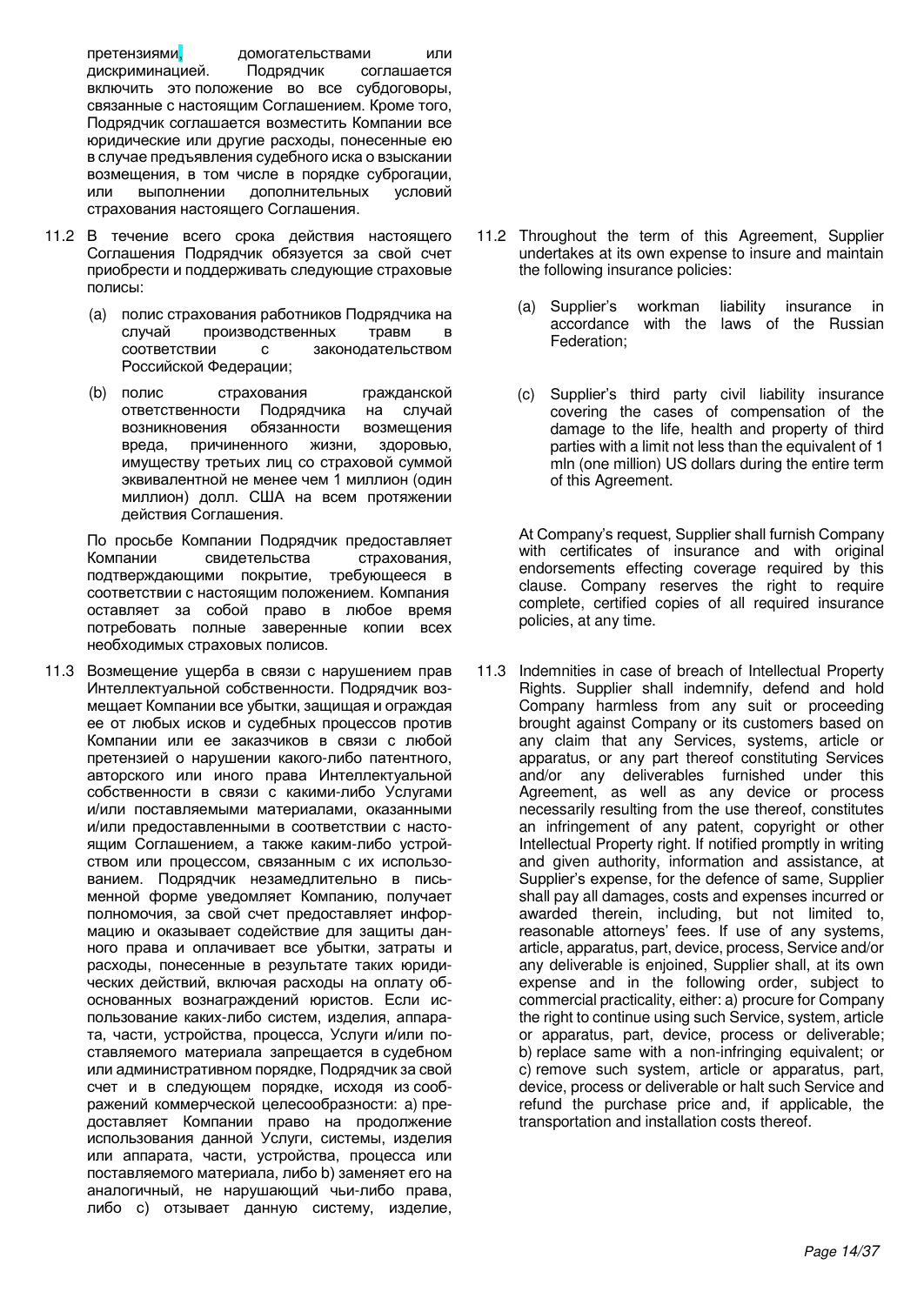претензиями, домогательствами или дискриминацией. Подрядчик соглашается включить это положение во все субдоговоры, связанные с настоящим Соглашением. Кроме того, Подрядчик соглашается возместить Компании все юридические или другие расходы, понесенные ею в случае предъявления судебного иска о взыскании возмещения, в том числе в порядке суброгации, или выполнении дополнительных условий страхования настоящего Соглашения.

11.2 В течение всего срока действия настоящего Соглашения Подрядчик обязуется за свой счет приобрести и поддерживать следующие страховые полисы:

(a) полис страхования работников Подрядчика на случай производственных травм в соответствии с законодательством Российской Федерации;

(b) полис страхования гражданской ответственности Подрядчика на случай возникновения обязанности возмещения вреда, причиненного жизни, здоровью, имуществу третьих лиц со страховой суммой эквивалентной не менее чем 1 миллион (один миллион) долл. США на всем протяжении действия Соглашения.

По просьбе Компании Подрядчик предоставляет Компании свидетельства страхования, подтверждающими покрытие, требующееся в соответствии с настоящим положением. Компания оставляет за собой право в любое время потребовать полные заверенные копии всех необходимых страховых полисов.

11.3 Возмещение ущерба в связи с нарушением прав Интеллектуальной собственности. Подрядчик возмещает Компании все убытки, защищая и ограждая ее от любых исков и судебных процессов против Компании или ее заказчиков в связи с любой претензией о нарушении какого-либо патентного, авторского или иного права Интеллектуальной собственности в связи с какими-либо Услугами и/или поставляемыми материалами, оказанными и/или предоставленными в соответствии с настоящим Соглашением, а также каким-либо устройством или процессом, связанным с их использованием. Подрядчик незамедлительно в письменной форме уведомляет Компанию, получает полномочия, за свой счет предоставляет информацию и оказывает содействие для защиты данного права и оплачивает все убытки, затраты и расходы, понесенные в результате таких юридических действий, включая расходы на оплату обоснованных вознаграждений юристов. Если использование каких-либо систем, изделия, аппарата, части, устройства, процесса, Услуги и/или поставляемого материала запрещается в судебном или административном порядке, Подрядчик за свой счет и в следующем порядке, исходя из соображений коммерческой целесообразности: a) предоставляет Компании право на продолжение использования данной Услуги, системы, изделия или аппарата, части, устройства, процесса или поставляемого материала, либо b) заменяет его на аналогичный, не нарушающий чьи-либо права, либо c) отзывает данную систему, изделие,

11.2 Throughout the term of this Agreement, Supplier undertakes at its own expense to insure and maintain the following insurance policies:

(a) Supplier's workman liability insurance in accordance with the laws of the Russian Federation;

(c) Supplier's third party civil liability insurance covering the cases of compensation of the damage to the life, health and property of third parties with a limit not less than the equivalent of 1 mln (one million) US dollars during the entire term of this Agreement.

At Company's request, Supplier shall furnish Company with certificates of insurance and with original endorsements effecting coverage required by this clause. Company reserves the right to require complete, certified copies of all required insurance policies, at any time.

11.3 Indemnities in case of breach of Intellectual Property Rights. Supplier shall indemnify, defend and hold Company harmless from any suit or proceeding brought against Company or its customers based on any claim that any Services, systems, article or apparatus, or any part thereof constituting Services and/or any deliverables furnished under this Agreement, as well as any device or process necessarily resulting from the use thereof, constitutes an infringement of any patent, copyright or other Intellectual Property right. If notified promptly in writing and given authority, information and assistance, at Supplier's expense, for the defence of same, Supplier shall pay all damages, costs and expenses incurred or awarded therein, including, but not limited to, reasonable attorneys' fees. If use of any systems, article, apparatus, part, device, process, Service and/or any deliverable is enjoined, Supplier shall, at its own expense and in the following order, subject to commercial practicality, either: a) procure for Company the right to continue using such Service, system, article or apparatus, part, device, process or deliverable; b) replace same with a non-infringing equivalent; or c) remove such system, article or apparatus, part, device, process or deliverable or halt such Service and refund the purchase price and, if applicable, the transportation and installation costs thereof.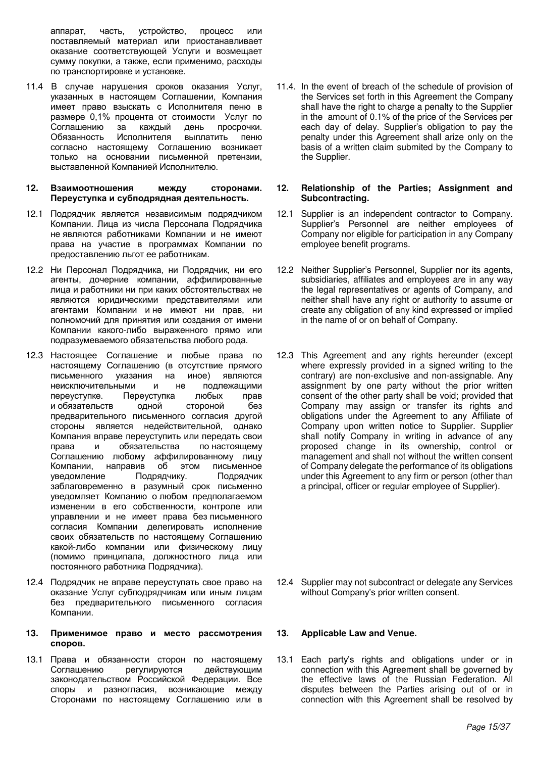аппарат, часть, устройство, процесс или поставляемый материал или приостанавливает оказание соответствующей Услуги и возмещает сумму покупки, а также, если применимо, расходы по транспортировке и установке.

11.4 В случае нарушения сроков оказания Услуг, указанных в настоящем Соглашении, Компания имеет право взыскать с Исполнителя пеню в размере 0,1% процента от стоимости Услуг по Соглашению за каждый день просрочки. Обязанность Исполнителя выплатить пеню согласно настоящему Соглашению возникает только на основании письменной претензии, выставленной Компанией Исполнителю.

## 12. Взаимоотношения между сторонами. Переуступка и субподрядная деятельность.

12.1 Подрядчик является независимым подрядчиком Компании. Лица из числа Персонала Подрядчика не являются работниками Компании и не имеют права на участие в программах Компании по предоставлению льгот ее работникам.

12.2 Ни Персонал Подрядчика, ни Подрядчик, ни его агенты, дочерние компании, аффилированные лица и работники ни при каких обстоятельствах не являются юридическими представителями или агентами Компании и не имеют ни прав, ни полномочий для принятия или создания от имени Компании какого-либо выраженного прямо или подразумеваемого обязательства любого рода.

12.3 Настоящее Соглашение и любые права по настоящему Соглашению (в отсутствие прямого письменного указания на иное) являются неисключительными и не подлежащими переуступке. Переуступка любых прав и обязательств одной стороной без предварительного письменного согласия другой стороны является недействительной, однако Компания вправе переуступить или передать свои права и обязательства по настоящему Соглашению любому аффилированному лицу Компании, направив об этом письменное уведомление Подрядчику. Подрядчик заблаговременно в разумный срок письменно уведомляет Компанию о любом предполагаемом изменении в его собственности, контроле или управлении и не имеет права без письменного согласия Компании делегировать исполнение своих обязательств по настоящему Соглашению какой-либо компании или физическому лицу (помимо принципала, должностного лица или постоянного работника Подрядчика).

12.4 Подрядчик не вправе переуступать свое право на оказание Услуг субподрядчикам или иным лицам без предварительного письменного согласия Компании.

## 13. Применимое право и место рассмотрения споров.

13.1 Права и обязанности сторон по настоящему Соглашению регулируются действующим законодательством Российской Федерации. Все споры и разногласия, возникающие между Сторонами по настоящему Соглашению или в

11.4. In the event of breach of the schedule of provision of the Services set forth in this Agreement the Company shall have the right to charge a penalty to the Supplier in the amount of 0.1% of the price of the Services per each day of delay. Supplier's obligation to pay the penalty under this Agreement shall arize only on the basis of a written claim submited by the Company to the Supplier.

## 12. Relationship of the Parties; Assignment and Subcontracting.

12.1 Supplier is an independent contractor to Company. Supplier's Personnel are neither employees of Company nor eligible for participation in any Company employee benefit programs.

12.2 Neither Supplier's Personnel, Supplier nor its agents, subsidiaries, affiliates and employees are in any way the legal representatives or agents of Company, and neither shall have any right or authority to assume or create any obligation of any kind expressed or implied in the name of or on behalf of Company.

12.3 This Agreement and any rights hereunder (except where expressly provided in a signed writing to the contrary) are non-exclusive and non-assignable. Any assignment by one party without the prior written consent of the other party shall be void; provided that Company may assign or transfer its rights and obligations under the Agreement to any Affiliate of Company upon written notice to Supplier. Supplier shall notify Company in writing in advance of any proposed change in its ownership, control or management and shall not without the written consent of Company delegate the performance of its obligations under this Agreement to any firm or person (other than a principal, officer or regular employee of Supplier).

12.4 Supplier may not subcontract or delegate any Services without Company's prior written consent.

## 13. Applicable Law and Venue.

13.1 Each party's rights and obligations under or in connection with this Agreement shall be governed by the effective laws of the Russian Federation. All disputes between the Parties arising out of or in connection with this Agreement shall be resolved by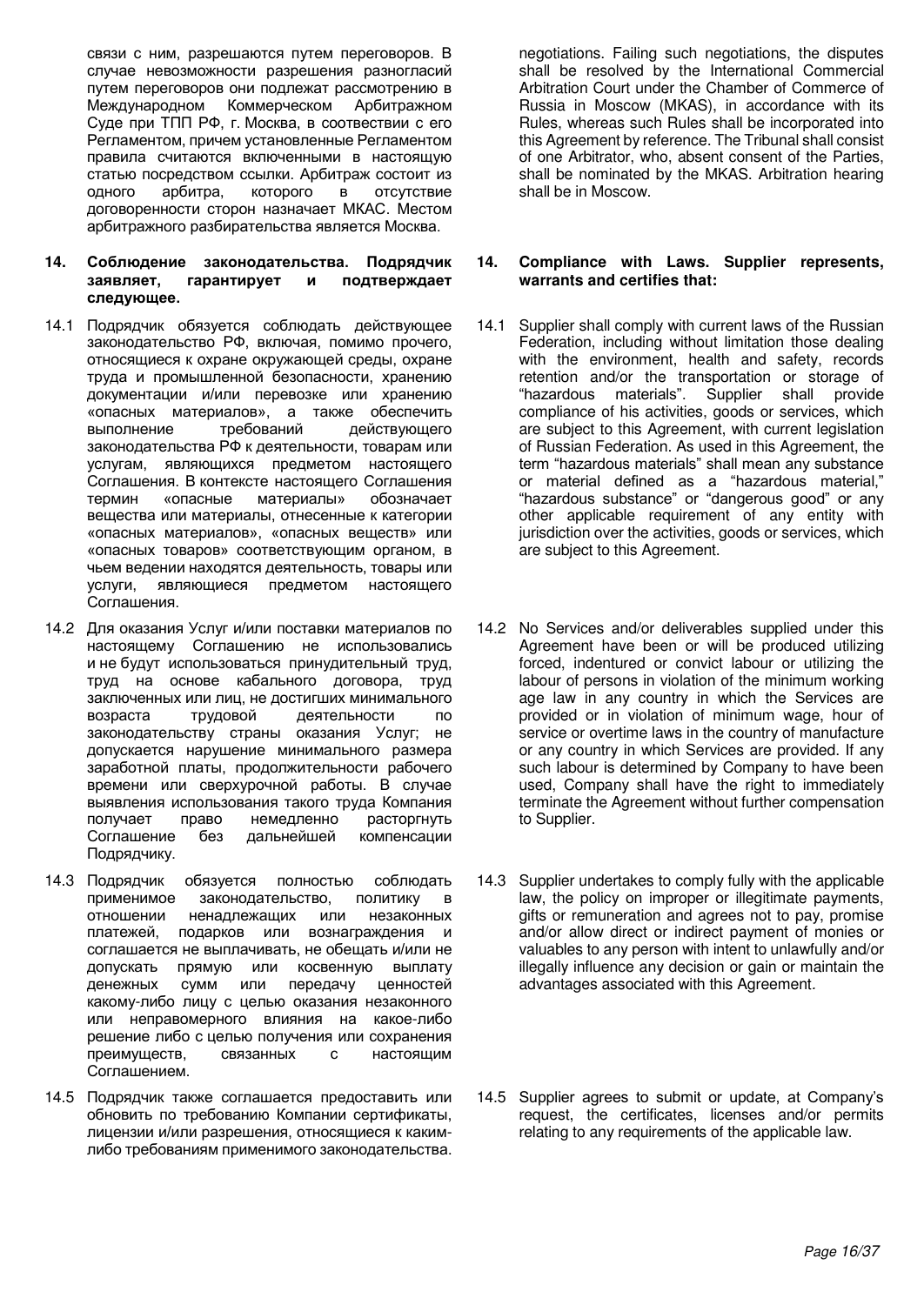связи с ним, разрешаются путем переговоров. В случае невозможности разрешения разногласий путем переговоров они подлежат рассмотрению в Международном Коммерческом Арбитражном Суде при ТПП РФ, г. Москва, в соответвии с его Регламентом, причем установленные Регламентом правила считаются включенными в настоящую статью посредством ссылки. Арбитраж состоит из одного арбитра, которого в отсутствие договоренности сторон назначает МКАС. Местом арбитражного разбирательства является Москва.

negotiations. Failing such negotiations, the disputes shall be resolved by the International Commercial Arbitration Court under the Chamber of Commerce of Russia in Moscow (MKAS), in accordance with its Rules, whereas such Rules shall be incorporated into this Agreement by reference. The Tribunal shall consist of one Arbitrator, who, absent consent of the Parties, shall be nominated by the MKAS. Arbitration hearing shall be in Moscow.

**14. Соблюдение законодательства. Подрядчик заявляет, гарантирует и подтверждает следующее.**

**14. Compliance with Laws. Supplier represents, warrants and certifies that:**

14.1 Подрядчик обязуется соблюдать действующее законодательство РФ, включая, помимо прочего, относящиеся к охране окружающей среды, охране труда и промышленной безопасности, хранению документации и/или перевозке или хранению «опасных материалов», а также обеспечить выполнение требований действующего законодательства РФ к деятельности, товарам или услугам, являющихся предметом настоящего Соглашения. В контексте настоящего Соглашения термин «опасные материалы» обозначает вещества или материалы, отнесенные к категории «опасных материалов», «опасных веществ» или «опасных товаров» соответствующим органом, в чьем ведении находятся деятельность, товары или услуги, являющиеся предметом настоящего Соглашения.

14.1 Supplier shall comply with current laws of the Russian Federation, including without limitation those dealing with the environment, health and safety, records retention and/or the transportation or storage of "hazardous materials". Supplier shall provide compliance of his activities, goods or services, which are subject to this Agreement, with current legislation of Russian Federation. As used in this Agreement, the term "hazardous materials" shall mean any substance or material defined as a "hazardous material," "hazardous substance" or "dangerous good" or any other applicable requirement of any entity with jurisdiction over the activities, goods or services, which are subject to this Agreement.

14.2 Для оказания Услуг и/или поставки материалов по настоящему Соглашению не использовались и не будут использоваться принудительный труд, труд на основе кабального договора, труд заключенных или лиц, не достигших минимального возраста трудовой деятельности по законодательству страны оказания Услуг; не допускается нарушение минимального размера заработной платы, продолжительности рабочего времени или сверхурочной работы. В случае выявления использования такого труда Компания получает право немедленно расторгнуть Соглашение без дальнейшей компенсации Подрядчику.

14.2 No Services and/or deliverables supplied under this Agreement have been or will be produced utilizing forced, indentured or convict labour or utilizing the labour of persons in violation of the minimum working age law in any country in which the Services are provided or in violation of minimum wage, hour of service or overtime laws in the country of manufacture or any country in which Services are provided. If any such labour is determined by Company to have been used, Company shall have the right to immediately terminate the Agreement without further compensation to Supplier.

14.3 Подрядчик обязуется полностью соблюдать применимое законодательство, политику в отношении ненадлежащих или незаконных платежей, подарков или вознаграждения и соглашается не выплачивать, не обещать и/или не допускать прямую или косвенную выплату денежных сумм или передачу ценностей какому-либо лицу с целью оказания незаконного или неправомерного влияния на какое-либо решение либо с целью получения или сохранения преимуществ, связанных с настоящим Соглашением.

14.3 Supplier undertakes to comply fully with the applicable law, the policy on improper or illegitimate payments, gifts or remuneration and agrees not to pay, promise and/or allow direct or indirect payment of monies or valuables to any person with intent to unlawfully and/or illegally influence any decision or gain or maintain the advantages associated with this Agreement.

14.5 Подрядчик также соглашается предоставить или обновить по требованию Компании сертификаты, лицензии и/или разрешения, относящиеся к каким-либо требованиям применимого законодательства.

14.5 Supplier agrees to submit or update, at Company's request, the certificates, licenses and/or permits relating to any requirements of the applicable law.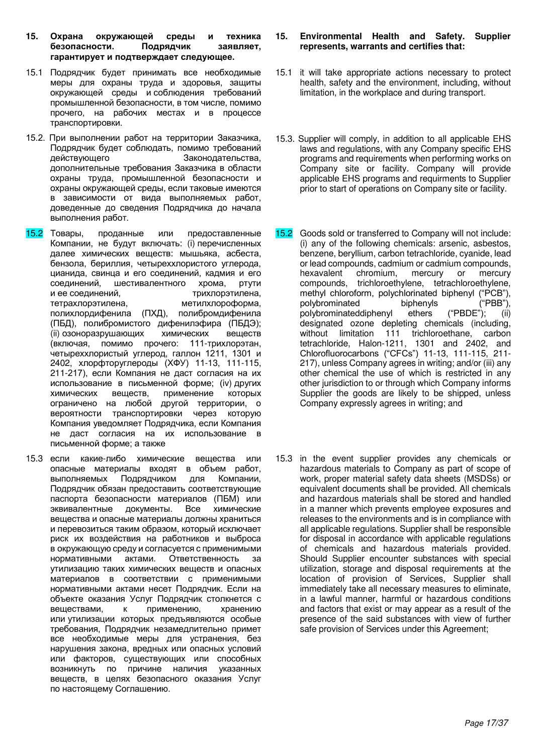**15. Охрана окружающей среды и техника безопасности. Подрядчик заявляет, гарантирует и подтверждает следующее.**

15.1 Подрядчик будет принимать все необходимые меры для охраны труда и здоровья, защиты окружающей среды и соблюдения требований промышленной безопасности, в том числе, помимо прочего, на рабочих местах и в процессе транспортировки.

15.2. При выполнении работ на территории Заказчика, Подрядчик будет соблюдать, помимо требований действующего Законодательства, дополнительные требования Заказчика в области охраны труда, промышленной безопасности и охраны окружающей среды, если таковые имеются в зависимости от вида выполняемых работ, доведенные до сведения Подрядчика до начала выполнения работ.

15.2 Товары, проданные или предоставленные Компании, не будут включать: (i) перечисленных далее химических веществ: мышьяка, асбеста, бензола, бериллия, четыреххлористого углерода, цианида, свинца и его соединений, кадмия и его соединений, шестивалентного хрома, ртути и ее соединений, трихлорэтилена, тетрахлорэтилена, метилхлороформа, полихлордифенила (ПХД), полибромдифенила (ПБД), полибромистого дифенилэфира (ПБДЭ); (ii) озоноразрушающих химических веществ (включая, помимо прочего: 111-трихлорэтан, четыреххлористый углерод, галлон 1211, 1301 и 2402, хлорфторуглероды (ХФУ) 11-13, 111-115, 211-217), если Компания не даст согласия на их использование в письменной форме; (iv) других химических веществ, применение которых ограничено на любой другой территории, о вероятности транспортировки через которую Компания уведомляет Подрядчика, если Компания не даст согласия на их использование в письменной форме; а также

15.3 если какие-либо химические вещества или опасные материалы входят в объем работ, выполняемых Подрядчиком для Компании, Подрядчик обязан предоставить соответствующие паспорта безопасности материалов (ПБМ) или эквивалентные документы. Все химические вещества и опасные материалы должны храниться и перевозиться таким образом, который исключает риск их воздействия на работников и выброса в окружающую среду и согласуется с применимыми нормативными актами. Ответственность за утилизацию таких химических веществ и опасных материалов в соответствии с применимыми нормативными актами несет Подрядчик. Если на объекте оказания Услуг Подрядчик столкнется с веществами, к применению, хранению или утилизации которых предъявляются особые требования, Подрядчик незамедлительно примет все необходимые меры для устранения, без нарушения закона, вредных или опасных условий или факторов, существующих или способных возникнуть по причине наличия указанных веществ, в целях безопасного оказания Услуг по настоящему Соглашению.

**15. Environmental Health and Safety. Supplier represents, warrants and certifies that:**

15.1 it will take appropriate actions necessary to protect health, safety and the environment, including, without limitation, in the workplace and during transport.

15.3. Supplier will comply, in addition to all applicable EHS laws and regulations, with any Company specific EHS programs and requirements when performing works on Company site or facility. Company will provide applicable EHS programs and requirments to Supplier prior to start of operations on Company site or facility.

15.2 Goods sold or transferred to Company will not include: (i) any of the following chemicals: arsenic, asbestos, benzene, beryllium, carbon tetrachloride, cyanide, lead or lead compounds, cadmium or cadmium compounds, hexavalent chromium, mercury or mercury compounds, trichloroethylene, tetrachloroethylene, methyl chloroform, polychlorinated biphenyl ("PCB"), polybrominated biphenyls ("PBB"), polybrominateddiphenyl ethers ("PBDE"); (ii) designated ozone depleting chemicals (including, without limitation 111 trichloroethane, carbon tetrachloride, Halon-1211, 1301 and 2402, and Chlorofluorocarbons ("CFCs") 11-13, 111-115, 211-217), unless Company agrees in writing; and/or (iii) any other chemical the use of which is restricted in any other jurisdiction to or through which Company informs Supplier the goods are likely to be shipped, unless Company expressly agrees in writing; and

15.3 in the event supplier provides any chemicals or hazardous materials to Company as part of scope of work, proper material safety data sheets (MSDSs) or equivalent documents shall be provided. All chemicals and hazardous materials shall be stored and handled in a manner which prevents employee exposures and releases to the environments and is in compliance with all applicable regulations. Supplier shall be responsible for disposal in accordance with applicable regulations of chemicals and hazardous materials provided. Should Supplier encounter substances with special utilization, storage and disposal requirements at the location of provision of Services, Supplier shall immediately take all necessary measures to eliminate, in a lawful manner, harmful or hazardous conditions and factors that exist or may appear as a result of the presence of the said substances with view of further safe provision of Services under this Agreement;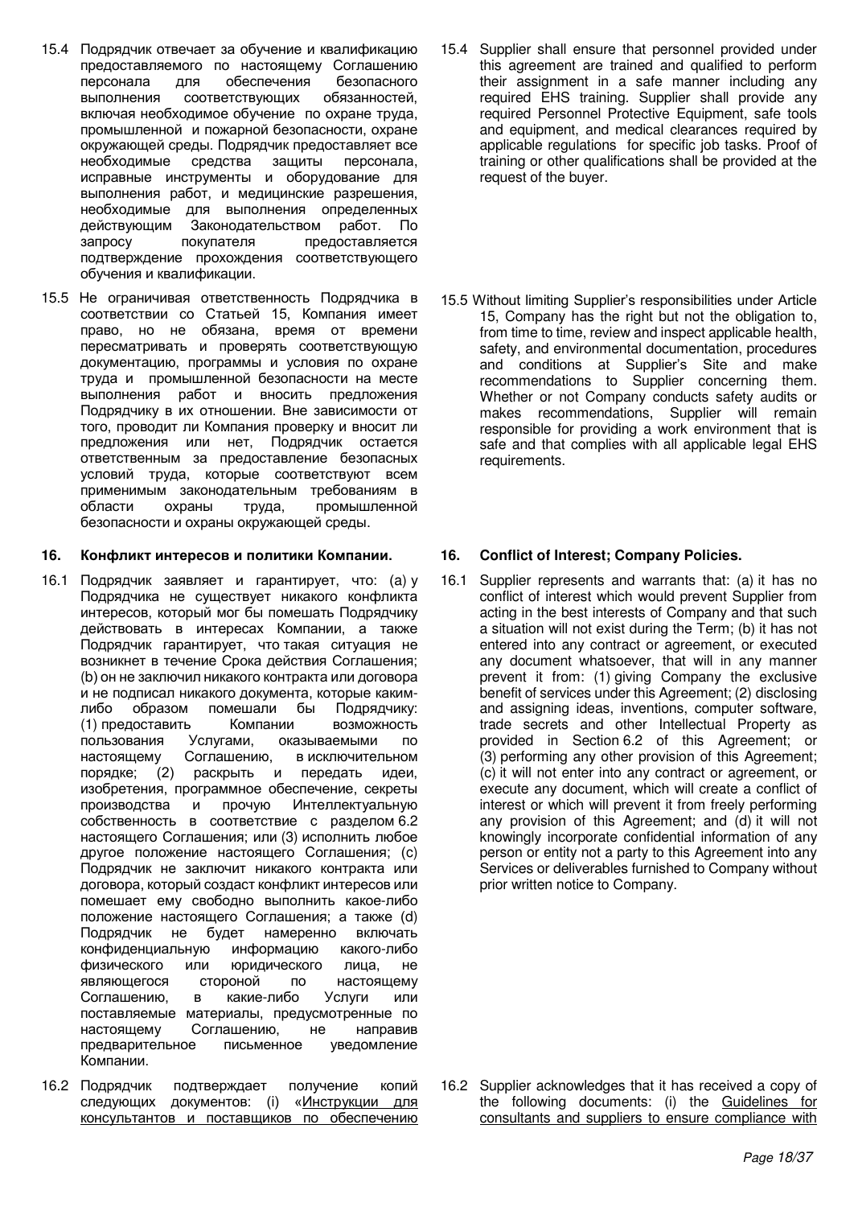15.4 Подрядчик отвечает за обучение и квалификацию предоставляемого по настоящему Соглашению персонала для обеспечения безопасного выполнения соответствующих обязанностей, включая необходимое обучение по охране труда, промышленной и пожарной безопасности, охране окружающей среды. Подрядчик предоставляет все необходимые средства защиты персонала, исправные инструменты и оборудование для выполнения работ, и медицинские разрешения, необходимые для выполнения определенных действующим Законодательством работ. По запросу покупателя предоставляется подтверждение прохождения соответствующего обучения и квалификации.

15.5 Не ограничивая ответственность Подрядчика в соответствии со Статьей 15, Компания имеет право, но не обязана, время от времени пересматривать и проверять соответствующую документацию, программы и условия по охране труда и промышленной безопасности на месте выполнения работ и вносить предложения Подрядчику в их отношении. Вне зависимости от того, проводит ли Компания проверку и вносит ли предложения или нет, Подрядчик остается ответственным за предоставление безопасных условий труда, которые соответствуют всем применимым законодательным требованиям в области охраны труда, промышленной безопасности и охраны окружающей среды.

**16. Конфликт интересов и политики Компании.**

16.1 Подрядчик заявляет и гарантирует, что: (a) у Подрядчика не существует никакого конфликта интересов, который мог бы помешать Подрядчику действовать в интересах Компании, а также Подрядчик гарантирует, что такая ситуация не возникнет в течение Срока действия Соглашения; (b) он не заключил никакого контракта или договора и не подписал никакого документа, которые каким-либо образом помешали бы Подрядчику: (1) предоставить Компании возможность пользования Услугами, оказываемыми по настоящему Соглашению, в исключительном порядке; (2) раскрыть и передать идеи, изобретения, программное обеспечение, секреты производства и прочую Интеллектуальную собственность в соответствие с разделом 6.2 настоящего Соглашения; или (3) исполнить любое другое положение настоящего Соглашения; (c) Подрядчик не заключит никакого контракта или договора, который создаст конфликт интересов или помешает ему свободно выполнить какое-либо положение настоящего Соглашения; а также (d) Подрядчик не будет намеренно включать конфиденциальную информацию какого-либо физического или юридического лица, не являющегося стороной по настоящему Соглашению, в какие-либо Услуги или поставляемые материалы, предусмотренные по настоящему Соглашению, не направив предварительное письменное уведомление Компании.

16.2 Подрядчик подтверждает получение копий следующих документов: (i) «Инструкции для консультантов и поставщиков по обеспечению

15.4 Supplier shall ensure that personnel provided under this agreement are trained and qualified to perform their assignment in a safe manner including any required EHS training. Supplier shall provide any required Personnel Protective Equipment, safe tools and equipment, and medical clearances required by applicable regulations for specific job tasks. Proof of training or other qualifications shall be provided at the request of the buyer.

15.5 Without limiting Supplier's responsibilities under Article 15, Company has the right but not the obligation to, from time to time, review and inspect applicable health, safety, and environmental documentation, procedures and conditions at Supplier's Site and make recommendations to Supplier concerning them. Whether or not Company conducts safety audits or makes recommendations, Supplier will remain responsible for providing a work environment that is safe and that complies with all applicable legal EHS requirements.

**16. Conflict of Interest; Company Policies.**

16.1 Supplier represents and warrants that: (a) it has no conflict of interest which would prevent Supplier from acting in the best interests of Company and that such a situation will not exist during the Term; (b) it has not entered into any contract or agreement, or executed any document whatsoever, that will in any manner prevent it from: (1) giving Company the exclusive benefit of services under this Agreement; (2) disclosing and assigning ideas, inventions, computer software, trade secrets and other Intellectual Property as provided in Section 6.2 of this Agreement; or (3) performing any other provision of this Agreement; (c) it will not enter into any contract or agreement, or execute any document, which will create a conflict of interest or which will prevent it from freely performing any provision of this Agreement; and (d) it will not knowingly incorporate confidential information of any person or entity not a party to this Agreement into any Services or deliverables furnished to Company without prior written notice to Company.

16.2 Supplier acknowledges that it has received a copy of the following documents: (i) the Guidelines for consultants and suppliers to ensure compliance with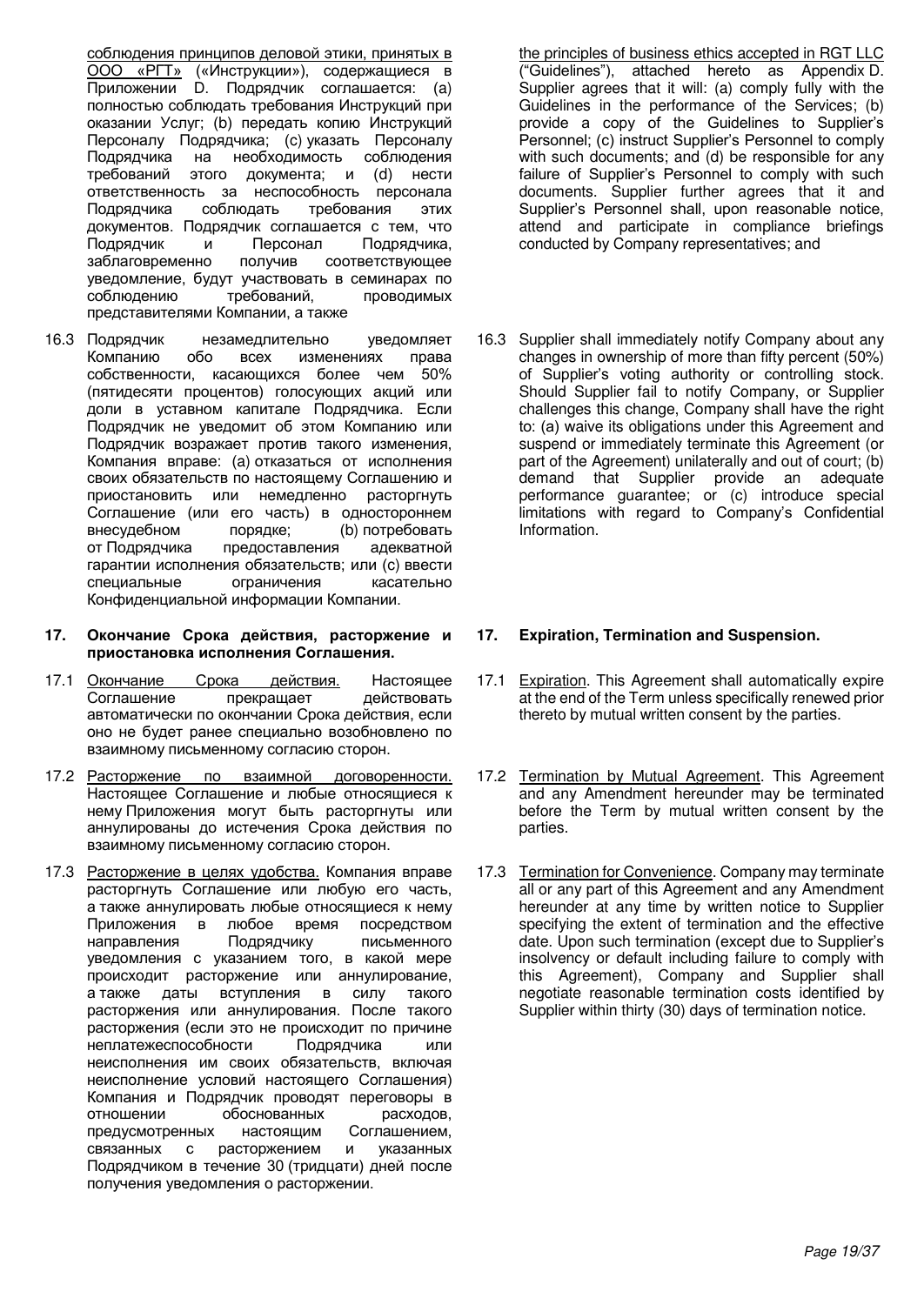соблюдения принципов деловой этики, принятых в ООО «РГТ» («Инструкции»), содержащиеся в Приложении D. Подрядчик соглашается: (a) полностью соблюдать требования Инструкций при оказании Услуг; (b) передать копию Инструкций Персоналу Подрядчика; (c) указать Персоналу Подрядчика на необходимость соблюдения требований этого документа; и (d) нести ответственность за неспособность персонала Подрядчика соблюдать требования этих документов. Подрядчик соглашается с тем, что Подрядчик и Персонал Подрядчика, заблаговременно получив соответствующее уведомление, будут участвовать в семинарах по соблюдению требований, проводимых представителями Компании, а также

16.3 Подрядчик незамедлительно уведомляет Компанию обо всех изменениях права собственности, касающихся более чем 50% (пятидесяти процентов) голосующих акций или доли в уставном капитале Подрядчика. Если Подрядчик не уведомит об этом Компанию или Подрядчик возражает против такого изменения, Компания вправе: (a) отказаться от исполнения своих обязательств по настоящему Соглашению и приостановить или немедленно расторгнуть Соглашение (или его часть) в одностороннем внесудебном порядке; (b) потребовать от Подрядчика предоставления адекватной гарантии исполнения обязательств; или (c) ввести специальные ограничения касательно Конфиденциальной информации Компании.

## 17. Окончание Срока действия, расторжение и приостановка исполнения Соглашения.

17.1 Окончание Срока действия. Настоящее Соглашение прекращает действовать автоматически по окончании Срока действия, если оно не будет ранее специально возобновлено по взаимному письменному согласию сторон.

17.2 Расторжение по взаимной договоренности. Настоящее Соглашение и любые относящиеся к нему Приложения могут быть расторгнуты или аннулированы до истечения Срока действия по взаимному письменному согласию сторон.

17.3 Расторжение в целях удобства. Компания вправе расторгнуть Соглашение или любую его часть, а также аннулировать любые относящиеся к нему Приложения в любое время посредством направления Подрядчику письменного уведомления с указанием того, в какой мере происходит расторжение или аннулирование, а также даты вступления в силу такого расторжения или аннулирования. После такого расторжения (если это не происходит по причине неплатежеспособности Подрядчика или неисполнения им своих обязательств, включая неисполнение условий настоящего Соглашения) Компания и Подрядчик проводят переговоры в отношении обоснованных расходов, предусмотренных настоящим Соглашением, связанных с расторжением и указанных Подрядчиком в течение 30 (тридцати) дней после получения уведомления о расторжении.

the principles of business ethics accepted in RGT LLC ("Guidelines"), attached hereto as Appendix D. Supplier agrees that it will: (a) comply fully with the Guidelines in the performance of the Services; (b) provide a copy of the Guidelines to Supplier's Personnel; (c) instruct Supplier's Personnel to comply with such documents; and (d) be responsible for any failure of Supplier's Personnel to comply with such documents. Supplier further agrees that it and Supplier's Personnel shall, upon reasonable notice, attend and participate in compliance briefings conducted by Company representatives; and

16.3 Supplier shall immediately notify Company about any changes in ownership of more than fifty percent (50%) of Supplier's voting authority or controlling stock. Should Supplier fail to notify Company, or Supplier challenges this change, Company shall have the right to: (a) waive its obligations under this Agreement and suspend or immediately terminate this Agreement (or part of the Agreement) unilaterally and out of court; (b) demand that Supplier provide an adequate performance guarantee; or (c) introduce special limitations with regard to Company's Confidential Information.

## 17. Expiration, Termination and Suspension.

17.1 Expiration. This Agreement shall automatically expire at the end of the Term unless specifically renewed prior thereto by mutual written consent by the parties.

17.2 Termination by Mutual Agreement. This Agreement and any Amendment hereunder may be terminated before the Term by mutual written consent by the parties.

17.3 Termination for Convenience. Company may terminate all or any part of this Agreement and any Amendment hereunder at any time by written notice to Supplier specifying the extent of termination and the effective date. Upon such termination (except due to Supplier's insolvency or default including failure to comply with this Agreement), Company and Supplier shall negotiate reasonable termination costs identified by Supplier within thirty (30) days of termination notice.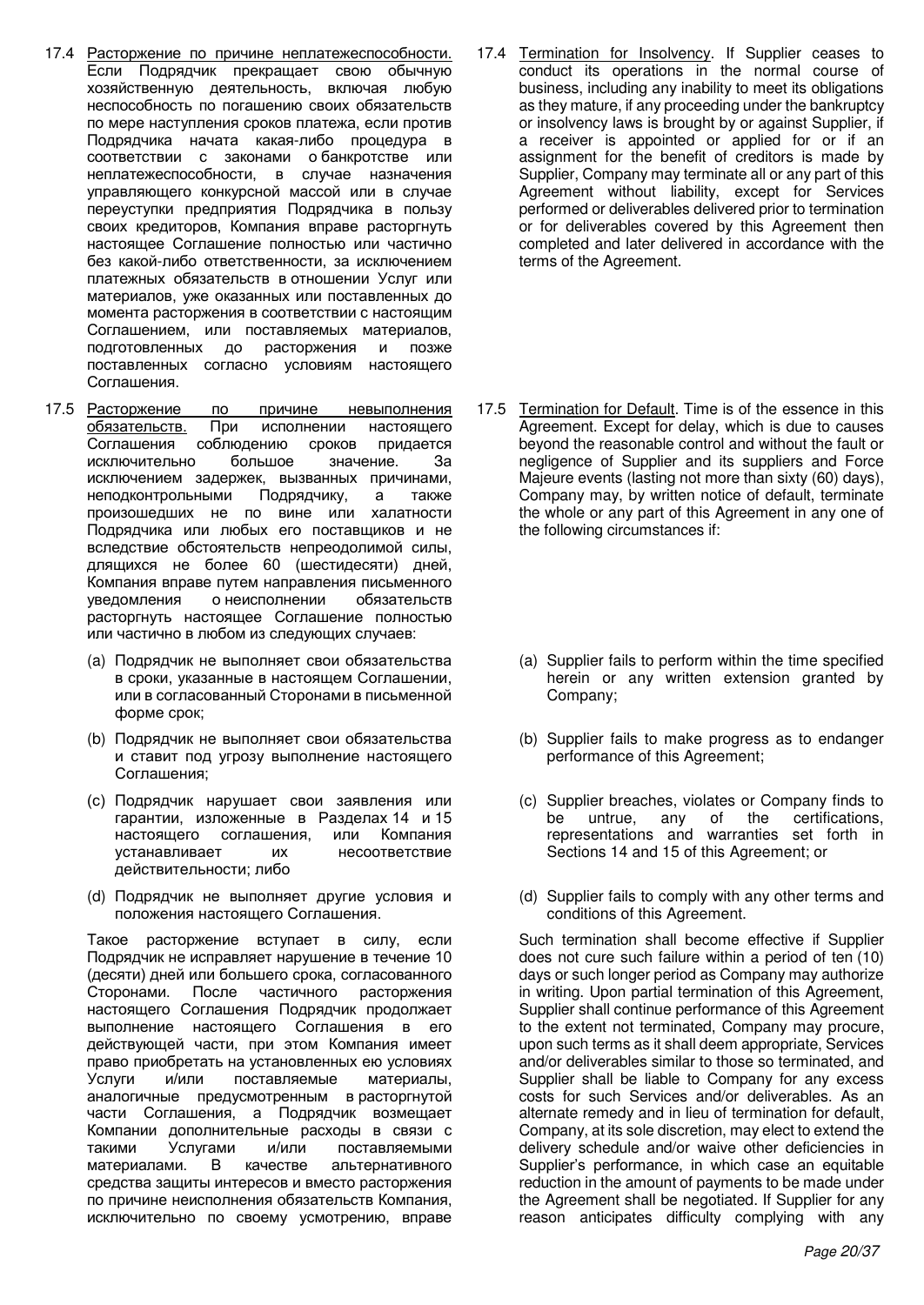17.4 Расторжение по причине неплатежеспособности. Если Подрядчик прекращает свою обычную хозяйственную деятельность, включая любую неспособность по погашению своих обязательств по мере наступления сроков платежа, если против Подрядчика начата какая-либо процедура в соответствии с законами о банкротстве или неплатежеспособности, в случае назначения управляющего конкурсной массой или в случае переуступки предприятия Подрядчика в пользу своих кредиторов, Компания вправе расторгнуть настоящее Соглашение полностью или частично без какой-либо ответственности, за исключением платежных обязательств в отношении Услуг или материалов, уже оказанных или поставленных до момента расторжения в соответствии с настоящим Соглашением, или поставляемых материалов, подготовленных до расторжения и позже поставленных согласно условиям настоящего Соглашения.

17.5 Расторжение по причине невыполнения обязательств. При исполнении настоящего Соглашения соблюдению сроков придается исключительно большое значение. За исключением задержек, вызванных причинами, неподконтрольными Подрядчику, а также произошедших не по вине или халатности Подрядчика или любых его поставщиков и не вследствие обстоятельств непреодолимой силы, длящихся не более 60 (шестидесяти) дней, Компания вправе путем направления письменного уведомления о неисполнении обязательств расторгнуть настоящее Соглашение полностью или частично в любом из следующих случаев:

(a) Подрядчик не выполняет свои обязательства в сроки, указанные в настоящем Соглашении, или в согласованный Сторонами в письменной форме срок;

(b) Подрядчик не выполняет свои обязательства и ставит под угрозу выполнение настоящего Соглашения;

(c) Подрядчик нарушает свои заявления или гарантии, изложенные в Разделах 14 и 15 настоящего соглашения, или Компания устанавливает их несоответствие действительности; либо

(d) Подрядчик не выполняет другие условия и положения настоящего Соглашения.

Такое расторжение вступает в силу, если Подрядчик не исправляет нарушение в течение 10 (десяти) дней или большего срока, согласованного Сторонами. После частичного расторжения настоящего Соглашения Подрядчик продолжает выполнение настоящего Соглашения в его действующей части, при этом Компания имеет право приобретать на установленных ею условиях Услуги и/или поставляемые материалы, аналогичные предусмотренным в расторгнутой части Соглашения, а Подрядчик возмещает Компании дополнительные расходы в связи с такими Услугами и/или поставляемыми материалами. В качестве альтернативного средства защиты интересов и вместо расторжения по причине неисполнения обязательств Компания, исключительно по своему усмотрению, вправе

17.4 Termination for Insolvency. If Supplier ceases to conduct its operations in the normal course of business, including any inability to meet its obligations as they mature, if any proceeding under the bankruptcy or insolvency laws is brought by or against Supplier, if a receiver is appointed or applied for or if an assignment for the benefit of creditors is made by Supplier, Company may terminate all or any part of this Agreement without liability, except for Services performed or deliverables delivered prior to termination or for deliverables covered by this Agreement then completed and later delivered in accordance with the terms of the Agreement.

17.5 Termination for Default. Time is of the essence in this Agreement. Except for delay, which is due to causes beyond the reasonable control and without the fault or negligence of Supplier and its suppliers and Force Majeure events (lasting not more than sixty (60) days), Company may, by written notice of default, terminate the whole or any part of this Agreement in any one of the following circumstances if:

(a) Supplier fails to perform within the time specified herein or any written extension granted by Company;

(b) Supplier fails to make progress as to endanger performance of this Agreement;

(c) Supplier breaches, violates or Company finds to be untrue, any of the certifications, representations and warranties set forth in Sections 14 and 15 of this Agreement; or

(d) Supplier fails to comply with any other terms and conditions of this Agreement.

Such termination shall become effective if Supplier does not cure such failure within a period of ten (10) days or such longer period as Company may authorize in writing. Upon partial termination of this Agreement, Supplier shall continue performance of this Agreement to the extent not terminated, Company may procure, upon such terms as it shall deem appropriate, Services and/or deliverables similar to those so terminated, and Supplier shall be liable to Company for any excess costs for such Services and/or deliverables. As an alternate remedy and in lieu of termination for default, Company, at its sole discretion, may elect to extend the delivery schedule and/or waive other deficiencies in Supplier's performance, in which case an equitable reduction in the amount of payments to be made under the Agreement shall be negotiated. If Supplier for any reason anticipates difficulty complying with any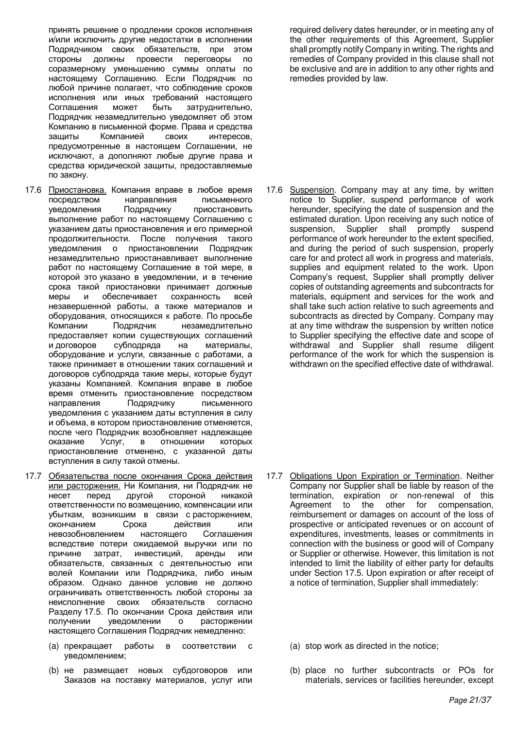принять решение о продлении сроков исполнения и/или исключить другие недостатки в исполнении Подрядчиком своих обязательств, при этом стороны должны провести переговоры по соразмерному уменьшению суммы оплаты по настоящему Соглашению. Если Подрядчик по любой причине полагает, что соблюдение сроков исполнения или иных требований настоящего Соглашения может быть затруднительно, Подрядчик незамедлительно уведомляет об этом Компанию в письменной форме. Права и средства защиты Компанией своих интересов, предусмотренные в настоящем Соглашении, не исключают, а дополняют любые другие права и средства юридической защиты, предоставляемые по закону.

required delivery dates hereunder, or in meeting any of the other requirements of this Agreement, Supplier shall promptly notify Company in writing. The rights and remedies of Company provided in this clause shall not be exclusive and are in addition to any other rights and remedies provided by law.

17.6 <u>Приостановка.</u> Компания вправе в любое время посредством направления письменного уведомления Подрядчику приостановить выполнение работ по настоящему Соглашению с указанием даты приостановления и его примерной продолжительности. После получения такого уведомления о приостановлении Подрядчик незамедлительно приостанавливает выполнение работ по настоящему Соглашение в той мере, в которой это указано в уведомлении, и в течение срока такой приостановки принимает должные меры и обеспечивает сохранность всей незавершенной работы, а также материалов и оборудования, относящихся к работе. По просьбе Компании Подрядчик незамедлительно предоставляет копии существующих соглашений и договоров субподряда на материалы, оборудование и услуги, связанные с работами, а также принимает в отношении таких соглашений и договоров субподряда такие меры, которые будут указаны Компанией. Компания вправе в любое время отменить приостановление посредством направления Подрядчику письменного уведомления с указанием даты вступления в силу и объема, в котором приостановление отменяется, после чего Подрядчик возобновляет надлежащее оказание Услуг, в отношении которых приостановление отменено, с указанной даты вступления в силу такой отмены.

17.6 <u>Suspension</u>. Company may at any time, by written notice to Supplier, suspend performance of work hereunder, specifying the date of suspension and the estimated duration. Upon receiving any such notice of suspension, Supplier shall promptly suspend performance of work hereunder to the extent specified, and during the period of such suspension, properly care for and protect all work in progress and materials, supplies and equipment related to the work. Upon Company's request, Supplier shall promptly deliver copies of outstanding agreements and subcontracts for materials, equipment and services for the work and shall take such action relative to such agreements and subcontracts as directed by Company. Company may at any time withdraw the suspension by written notice to Supplier specifying the effective date and scope of withdrawal and Supplier shall resume diligent performance of the work for which the suspension is withdrawn on the specified effective date of withdrawal.

17.7 <u>Обязательства после окончания Срока действия или расторжения.</u> Ни Компания, ни Подрядчик не несет перед другой стороной никакой ответственности по возмещению, компенсации или убыткам, возникшим в связи с расторжением, окончанием Срока действия или невозобновлением настоящего Соглашения вследствие потери ожидаемой выручки или по причине затрат, инвестиций, аренды или обязательств, связанных с деятельностью или волей Компании или Подрядчика, либо иным образом. Однако данное условие не должно ограничивать ответственность любой стороны за неисполнение своих обязательств согласно Разделу 17.5. По окончании Срока действия или получении уведомлении о расторжении настоящего Соглашения Подрядчик немедленно:

(a) прекращает работы в соответствии с уведомлением;

(b) не размещает новых субдоговоров или Заказов на поставку материалов, услуг или

17.7 <u>Obligations Upon Expiration or Termination</u>. Neither Company nor Supplier shall be liable by reason of the termination, expiration or non-renewal of this Agreement to the other for compensation, reimbursement or damages on account of the loss of prospective or anticipated revenues or on account of expenditures, investments, leases or commitments in connection with the business or good will of Company or Supplier or otherwise. However, this limitation is not intended to limit the liability of either party for defaults under Section 17.5. Upon expiration or after receipt of a notice of termination, Supplier shall immediately:

(a) stop work as directed in the notice;

(b) place no further subcontracts or POs for materials, services or facilities hereunder, except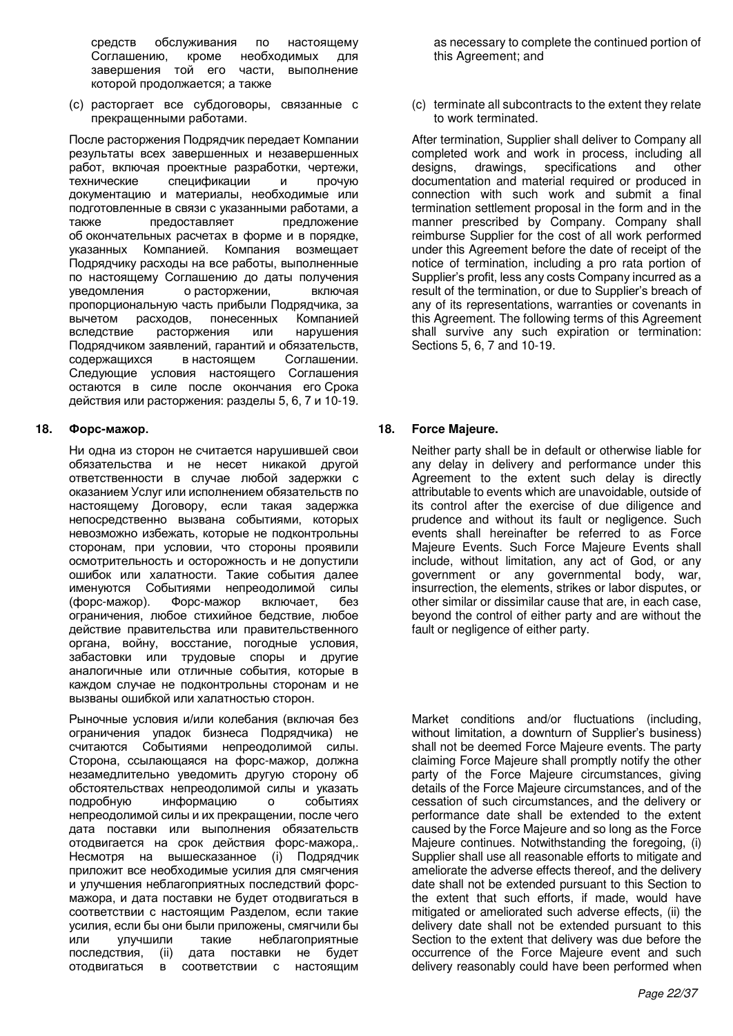средств обслуживания по настоящему Соглашению, кроме необходимых для завершения той его части, выполнение которой продолжается; а также

(c) расторгает все субдоговоры, связанные с прекращенными работами.

После расторжения Подрядчик передает Компании результаты всех завершенных и незавершенных работ, включая проектные разработки, чертежи, технические спецификации и прочую документацию и материалы, необходимые или подготовленные в связи с указанными работами, а также предоставляет предложение об окончательных расчетах в форме и в порядке, указанных Компанией. Компания возмещает Подрядчику расходы на все работы, выполненные по настоящему Соглашению до даты получения уведомления о расторжении, включая пропорциональную часть прибыли Подрядчика, за вычетом расходов, понесенных Компанией вследствие расторжения или нарушения Подрядчиком заявлений, гарантий и обязательств, содержащихся в настоящем Соглашении. Следующие условия настоящего Соглашения остаются в силе после окончания его Срока действия или расторжения: разделы 5, 6, 7 и 10-19.

## 18. Форс-мажор.

Ни одна из сторон не считается нарушившей свои обязательства и не несет никакой другой ответственности в случае любой задержки с оказанием Услуг или исполнением обязательств по настоящему Договору, если такая задержка непосредственно вызвана событиями, которых невозможно избежать, которые не подконтрольны сторонам, при условии, что стороны проявили осмотрительность и осторожность и не допустили ошибок или халатности. Такие события далее именуются Событиями непреодолимой силы (форс-мажор). Форс-мажор включает, без ограничения, любое стихийное бедствие, любое действие правительства или правительственного органа, войну, восстание, погодные условия, забастовки или трудовые споры и другие аналогичные или отличные события, которые в каждом случае не подконтрольны сторонам и не вызваны ошибкой или халатностью сторон.

Рыночные условия и/или колебания (включая без ограничения упадок бизнеса Подрядчика) не считаются Событиями непреодолимой силы. Сторона, ссылающаяся на форс-мажор, должна незамедлительно уведомить другую сторону об обстоятельствах непреодолимой силы и указать подробную информацию о событиях непреодолимой силы и их прекращении, после чего дата поставки или выполнения обязательств отодвигается на срок действия форс-мажора,. Несмотря на вышесказанное (i) Подрядчик приложит все необходимые усилия для смягчения и улучшения неблагоприятных последствий форс-мажора, и дата поставки не будет отодвигаться в соответствии с настоящим Разделом, если такие усилия, если бы они были приложены, смягчили бы или улучшили такие неблагоприятные последствия, (ii) дата поставки не будет отодвигаться в соответствии с настоящим

as necessary to complete the continued portion of this Agreement; and

(c) terminate all subcontracts to the extent they relate to work terminated.

After termination, Supplier shall deliver to Company all completed work and work in process, including all designs, drawings, specifications and other documentation and material required or produced in connection with such work and submit a final termination settlement proposal in the form and in the manner prescribed by Company. Company shall reimburse Supplier for the cost of all work performed under this Agreement before the date of receipt of the notice of termination, including a pro rata portion of Supplier's profit, less any costs Company incurred as a result of the termination, or due to Supplier's breach of any of its representations, warranties or covenants in this Agreement. The following terms of this Agreement shall survive any such expiration or termination: Sections 5, 6, 7 and 10-19.

## 18. Force Majeure.

Neither party shall be in default or otherwise liable for any delay in delivery and performance under this Agreement to the extent such delay is directly attributable to events which are unavoidable, outside of its control after the exercise of due diligence and prudence and without its fault or negligence. Such events shall hereinafter be referred to as Force Majeure Events. Such Force Majeure Events shall include, without limitation, any act of God, or any government or any governmental body, war, insurrection, the elements, strikes or labor disputes, or other similar or dissimilar cause that are, in each case, beyond the control of either party and are without the fault or negligence of either party.

Market conditions and/or fluctuations (including, without limitation, a downturn of Supplier's business) shall not be deemed Force Majeure events. The party claiming Force Majeure shall promptly notify the other party of the Force Majeure circumstances, giving details of the Force Majeure circumstances, and of the cessation of such circumstances, and the delivery or performance date shall be extended to the extent caused by the Force Majeure and so long as the Force Majeure continues. Notwithstanding the foregoing, (i) Supplier shall use all reasonable efforts to mitigate and ameliorate the adverse effects thereof, and the delivery date shall not be extended pursuant to this Section to the extent that such efforts, if made, would have mitigated or ameliorated such adverse effects, (ii) the delivery date shall not be extended pursuant to this Section to the extent that delivery was due before the occurrence of the Force Majeure event and such delivery reasonably could have been performed when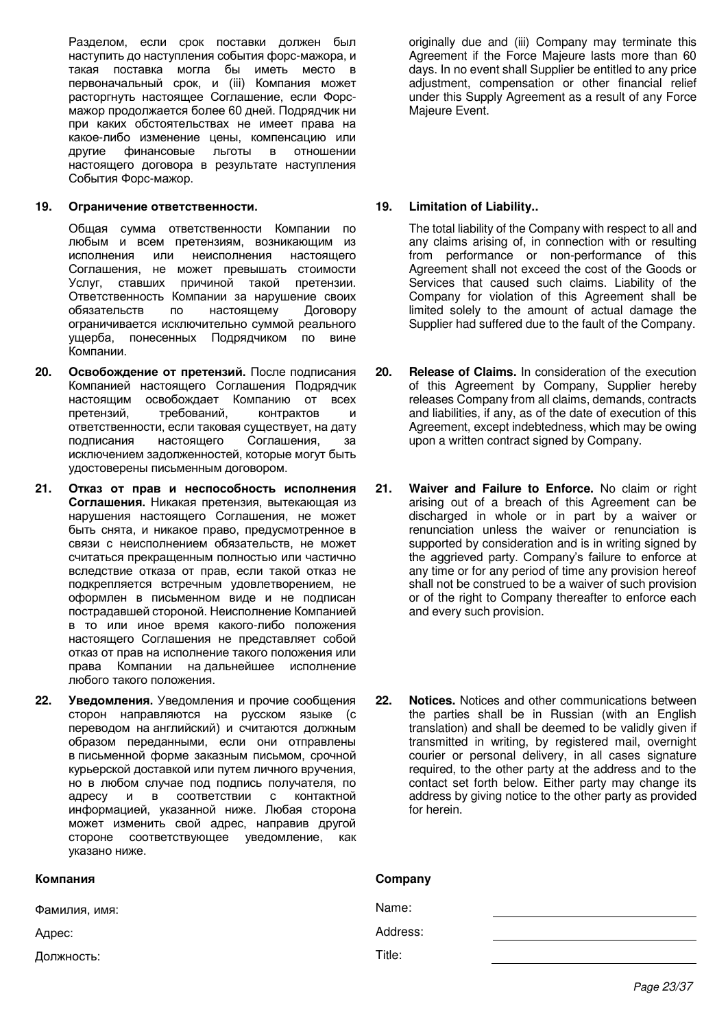Разделом, если срок поставки должен был наступить до наступления события форс-мажора, и такая поставка могла бы иметь место в первоначальный срок, и (iii) Компания может расторгнуть настоящее Соглашение, если Форс-мажор продолжается более 60 дней. Подрядчик ни при каких обстоятельствах не имеет права на какое-либо изменение цены, компенсацию или другие финансовые льготы в отношении настоящего договора в результате наступления События Форс-мажор.

originally due and (iii) Company may terminate this Agreement if the Force Majeure lasts more than 60 days. In no event shall Supplier be entitled to any price adjustment, compensation or other financial relief under this Supply Agreement as a result of any Force Majeure Event.

**19. Ограничение ответственности.**

Общая сумма ответственности Компании по любым и всем претензиям, возникающим из исполнения или неисполнения настоящего Соглашения, не может превышать стоимости Услуг, ставших причиной такой претензии. Ответственность Компании за нарушение своих обязательств по настоящему Договору ограничивается исключительно суммой реального ущерба, понесенных Подрядчиком по вине Компании.

**19. Limitation of Liability..**

The total liability of the Company with respect to all and any claims arising of, in connection with or resulting from performance or non-performance of this Agreement shall not exceed the cost of the Goods or Services that caused such claims. Liability of the Company for violation of this Agreement shall be limited solely to the amount of actual damage the Supplier had suffered due to the fault of the Company.

**20. Освобождение от претензий.** После подписания Компанией настоящего Соглашения Подрядчик настоящим освобождает Компанию от всех претензий, требований, контрактов и ответственности, если таковая существует, на дату подписания настоящего Соглашения, за исключением задолженностей, которые могут быть удостоверены письменным договором.

**20. Release of Claims.** In consideration of the execution of this Agreement by Company, Supplier hereby releases Company from all claims, demands, contracts and liabilities, if any, as of the date of execution of this Agreement, except indebtedness, which may be owing upon a written contract signed by Company.

**21. Отказ от прав и неспособность исполнения Соглашения.** Никакая претензия, вытекающая из нарушения настоящего Соглашения, не может быть снята, и никакое право, предусмотренное в связи с неисполнением обязательств, не может считаться прекращенным полностью или частично вследствие отказа от прав, если такой отказ не подкрепляется встречным удовлетворением, не оформлен в письменном виде и не подписан пострадавшей стороной. Неисполнение Компанией в то или иное время какого-либо положения настоящего Соглашения не представляет собой отказ от прав на исполнение такого положения или права Компании на дальнейшее исполнение любого такого положения.

**21. Waiver and Failure to Enforce.** No claim or right arising out of a breach of this Agreement can be discharged in whole or in part by a waiver or renunciation unless the waiver or renunciation is supported by consideration and is in writing signed by the aggrieved party. Company's failure to enforce at any time or for any period of time any provision hereof shall not be construed to be a waiver of such provision or of the right to Company thereafter to enforce each and every such provision.

**22. Уведомления.** Уведомления и прочие сообщения сторон направляются на русском языке (с переводом на английский) и считаются должным образом переданными, если они отправлены в письменной форме заказным письмом, срочной курьерской доставкой или путем личного вручения, но в любом случае под подпись получателя, по адресу и в соответствии с контактной информацией, указанной ниже. Любая сторона может изменить свой адрес, направив другой стороне соответствующее уведомление, как указано ниже.

**22. Notices.** Notices and other communications between the parties shall be in Russian (with an English translation) and shall be deemed to be validly given if transmitted in writing, by registered mail, overnight courier or personal delivery, in all cases signature required, to the other party at the address and to the contact set forth below. Either party may change its address by giving notice to the other party as provided for herein.

**Компания**

Фамилия, имя:

Адрес:

Должность:

**Company**

Name: \_\_\_\_\_\_\_\_\_\_\_\_\_\_\_\_\_\_\_\_

Address: \_\_\_\_\_\_\_\_\_\_\_\_\_\_\_\_\_\_\_\_

Title: \_\_\_\_\_\_\_\_\_\_\_\_\_\_\_\_\_\_\_\_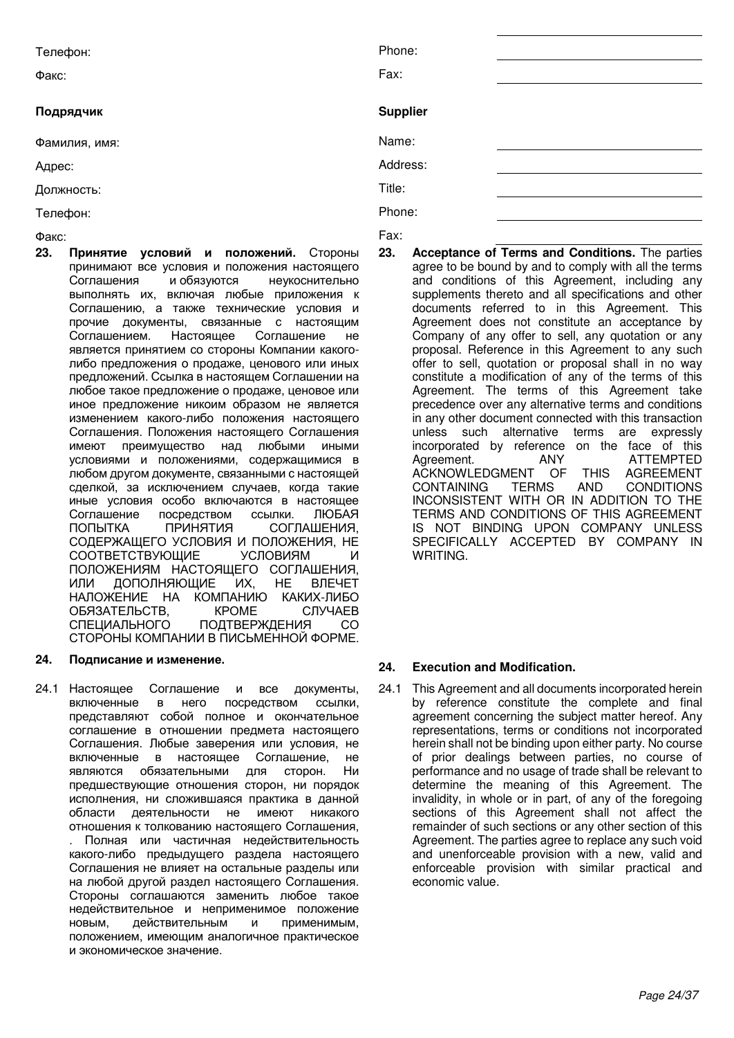Телефон:

Факс:

**Подрядчик**

Фамилия, имя:

Адрес:

Должность:

Телефон:

Факс:

**23. Принятие условий и положений.** Стороны принимают все условия и положения настоящего Соглашения и обязуются неукоснительно выполнять их, включая любые приложения к Соглашению, а также технические условия и прочие документы, связанные с настоящим Соглашением. Настоящее Соглашение не является принятием со стороны Компании какого-либо предложения о продаже, ценового или иных предложений. Ссылка в настоящем Соглашении на любое такое предложение о продаже, ценовое или иное предложение никоим образом не является изменением какого-либо положения настоящего Соглашения. Положения настоящего Соглашения имеют преимущество над любыми иными условиями и положениями, содержащимися в любом другом документе, связанными с настоящей сделкой, за исключением случаев, когда такие иные условия особо включаются в настоящее Соглашение посредством ссылки. ЛЮБАЯ ПОПЫТКА ПРИНЯТИЯ СОГЛАШЕНИЯ, СОДЕРЖАЩЕГО УСЛОВИЯ И ПОЛОЖЕНИЯ, НЕ СООТВЕТСТВУЮЩИЕ УСЛОВИЯМ И ПОЛОЖЕНИЯМ НАСТОЯЩЕГО СОГЛАШЕНИЯ, ИЛИ ДОПОЛНЯЮЩИЕ ИХ, НЕ ВЛЕЧЕТ НАЛОЖЕНИЕ НА КОМПАНИЮ КАКИХ-ЛИБО ОБЯЗАТЕЛЬСТВ, КРОМЕ СЛУЧАЕВ СПЕЦИАЛЬНОГО ПОДТВЕРЖДЕНИЯ СО СТОРОНЫ КОМПАНИИ В ПИСЬМЕННОЙ ФОРМЕ.

**24. Подписание и изменение.**

24.1 Настоящее Соглашение и все документы, включенные в него посредством ссылки, представляют собой полное и окончательное соглашение в отношении предмета настоящего Соглашения. Любые заверения или условия, не включенные в настоящее Соглашение, не являются обязательными для сторон. Ни предшествующие отношения сторон, ни порядок исполнения, ни сложившаяся практика в данной области деятельности не имеют никакого отношения к толкованию настоящего Соглашения, . Полная или частичная недействительность какого-либо предыдущего раздела настоящего Соглашения не влияет на остальные разделы или на любой другой раздел настоящего Соглашения. Стороны соглашаются заменить любое такое недействительное и неприменимое положение новым, действительным и применимым, положением, имеющим аналогичное практическое и экономическое значение.

Phone: \_\_\_\_\_\_\_\_\_\_

Fax: \_\_\_\_\_\_\_\_\_\_

**Supplier**

Name: \_\_\_\_\_\_\_\_\_\_

Address: \_\_\_\_\_\_\_\_\_\_

Title: \_\_\_\_\_\_\_\_\_\_

Phone: \_\_\_\_\_\_\_\_\_\_

Fax: \_\_\_\_\_\_\_\_\_\_

**23. Acceptance of Terms and Conditions.** The parties agree to be bound by and to comply with all the terms and conditions of this Agreement, including any supplements thereto and all specifications and other documents referred to in this Agreement. This Agreement does not constitute an acceptance by Company of any offer to sell, any quotation or any proposal. Reference in this Agreement to any such offer to sell, quotation or proposal shall in no way constitute a modification of any of the terms of this Agreement. The terms of this Agreement take precedence over any alternative terms and conditions in any other document connected with this transaction unless such alternative terms are expressly incorporated by reference on the face of this Agreement. ANY ATTEMPTED ACKNOWLEDGMENT OF THIS AGREEMENT CONTAINING TERMS AND CONDITIONS INCONSISTENT WITH OR IN ADDITION TO THE TERMS AND CONDITIONS OF THIS AGREEMENT IS NOT BINDING UPON COMPANY UNLESS SPECIFICALLY ACCEPTED BY COMPANY IN WRITING.

**24. Execution and Modification.**

24.1 This Agreement and all documents incorporated herein by reference constitute the complete and final agreement concerning the subject matter hereof. Any representations, terms or conditions not incorporated herein shall not be binding upon either party. No course of prior dealings between parties, no course of performance and no usage of trade shall be relevant to determine the meaning of this Agreement. The invalidity, in whole or in part, of any of the foregoing sections of this Agreement shall not affect the remainder of such sections or any other section of this Agreement. The parties agree to replace any such void and unenforceable provision with a new, valid and enforceable provision with similar practical and economic value.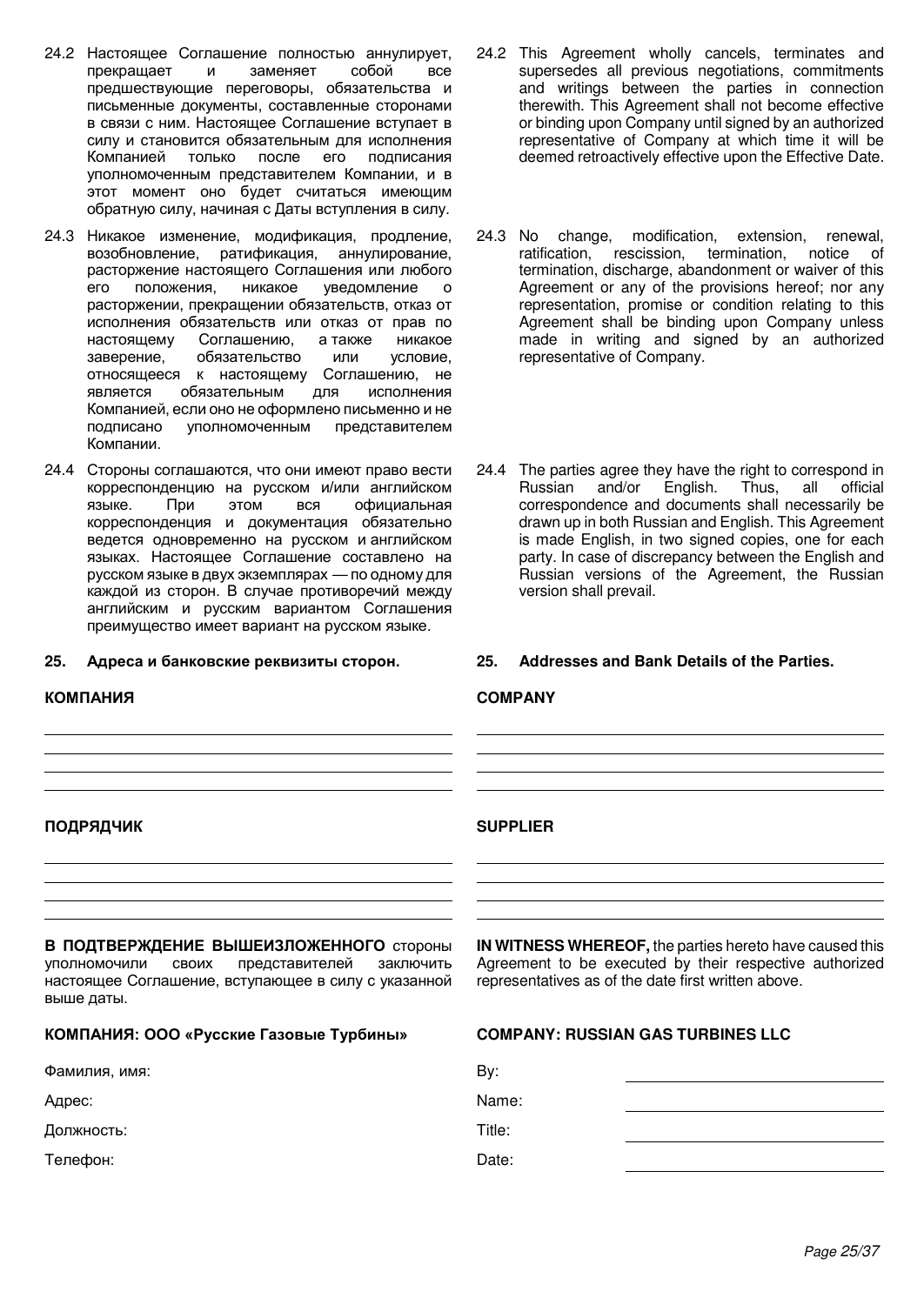24.2 Настоящее Соглашение полностью аннулирует, прекращает и заменяет собой все предшествующие переговоры, обязательства и письменные документы, составленные сторонами в связи с ним. Настоящее Соглашение вступает в силу и становится обязательным для исполнения Компанией только после его подписания уполномоченным представителем Компании, и в этот момент оно будет считаться имеющим обратную силу, начиная с Даты вступления в силу.

24.3 Никакое изменение, модификация, продление, возобновление, ратификация, аннулирование, расторжение настоящего Соглашения или любого его положения, никакое уведомление о расторжении, прекращении обязательств, отказ от исполнения обязательств или отказ от прав по настоящему Соглашению, а также никакое заверение, обязательство или условие, относящееся к настоящему Соглашению, не является обязательным для исполнения Компанией, если оно не оформлено письменно и не подписано уполномоченным представителем Компании.

24.4 Стороны соглашаются, что они имеют право вести корреспонденцию на русском и/или английском языке. При этом вся официальная корреспонденция и документация обязательно ведется одновременно на русском и английском языках. Настоящее Соглашение составлено на русском языке в двух экземплярах — по одному для каждой из сторон. В случае противоречий между английским и русским вариантом Соглашения преимущество имеет вариант на русском языке.

**25. Адреса и банковские реквизиты сторон.**

**КОМПАНИЯ**

______________________________

______________________________

______________________________

______________________________

**ПОДРЯДЧИК**

______________________________

______________________________

______________________________

______________________________

**В ПОДТВЕРЖДЕНИЕ ВЫШЕИЗЛОЖЕННОГО** стороны уполномочили своих представителей заключить настоящее Соглашение, вступающее в силу с указанной выше даты.

**КОМПАНИЯ: ООО «Русские Газовые Турбины»**

Фамилия, имя:

Адрес:

Должность:

Телефон:

24.2 This Agreement wholly cancels, terminates and supersedes all previous negotiations, commitments and writings between the parties in connection therewith. This Agreement shall not become effective or binding upon Company until signed by an authorized representative of Company at which time it will be deemed retroactively effective upon the Effective Date.

24.3 No change, modification, extension, renewal, ratification, rescission, termination, notice of termination, discharge, abandonment or waiver of this Agreement or any of the provisions hereof; nor any representation, promise or condition relating to this Agreement shall be binding upon Company unless made in writing and signed by an authorized representative of Company.

24.4 The parties agree they have the right to correspond in Russian and/or English. Thus, all official correspondence and documents shall necessarily be drawn up in both Russian and English. This Agreement is made English, in two signed copies, one for each party. In case of discrepancy between the English and Russian versions of the Agreement, the Russian version shall prevail.

**25. Addresses and Bank Details of the Parties.**

**COMPANY**

______________________________

______________________________

______________________________

______________________________

**SUPPLIER**

______________________________

______________________________

______________________________

______________________________

**IN WITNESS WHEREOF,** the parties hereto have caused this Agreement to be executed by their respective authorized representatives as of the date first written above.

**COMPANY: RUSSIAN GAS TURBINES LLC**

By: ______________________________

Name: ______________________________

Title: ______________________________

Date: ______________________________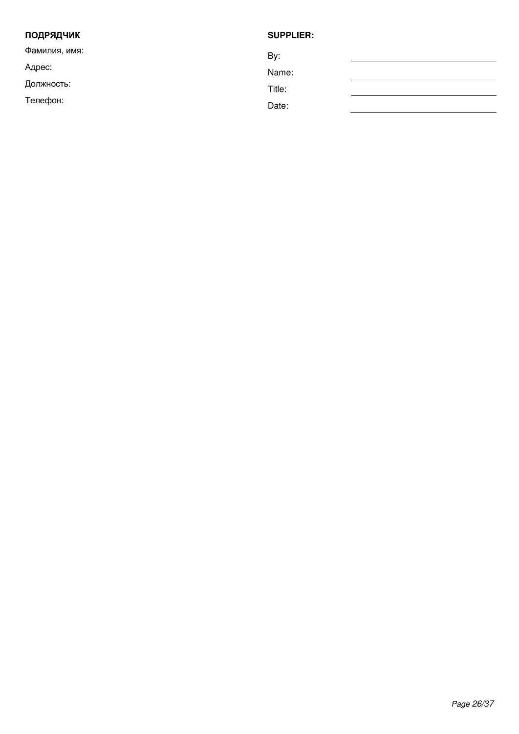**ПОДРЯДЧИК**

Фамилия, имя:

Адрес:

Должность:

Телефон:

**SUPPLIER:**

By: \_\_\_\_\_\_\_\_\_\_\_\_\_\_\_\_\_\_\_\_\_\_\_\_

Name: \_\_\_\_\_\_\_\_\_\_\_\_\_\_\_\_\_\_\_\_\_\_\_\_

Title: \_\_\_\_\_\_\_\_\_\_\_\_\_\_\_\_\_\_\_\_\_\_\_\_

Date: \_\_\_\_\_\_\_\_\_\_\_\_\_\_\_\_\_\_\_\_\_\_\_\_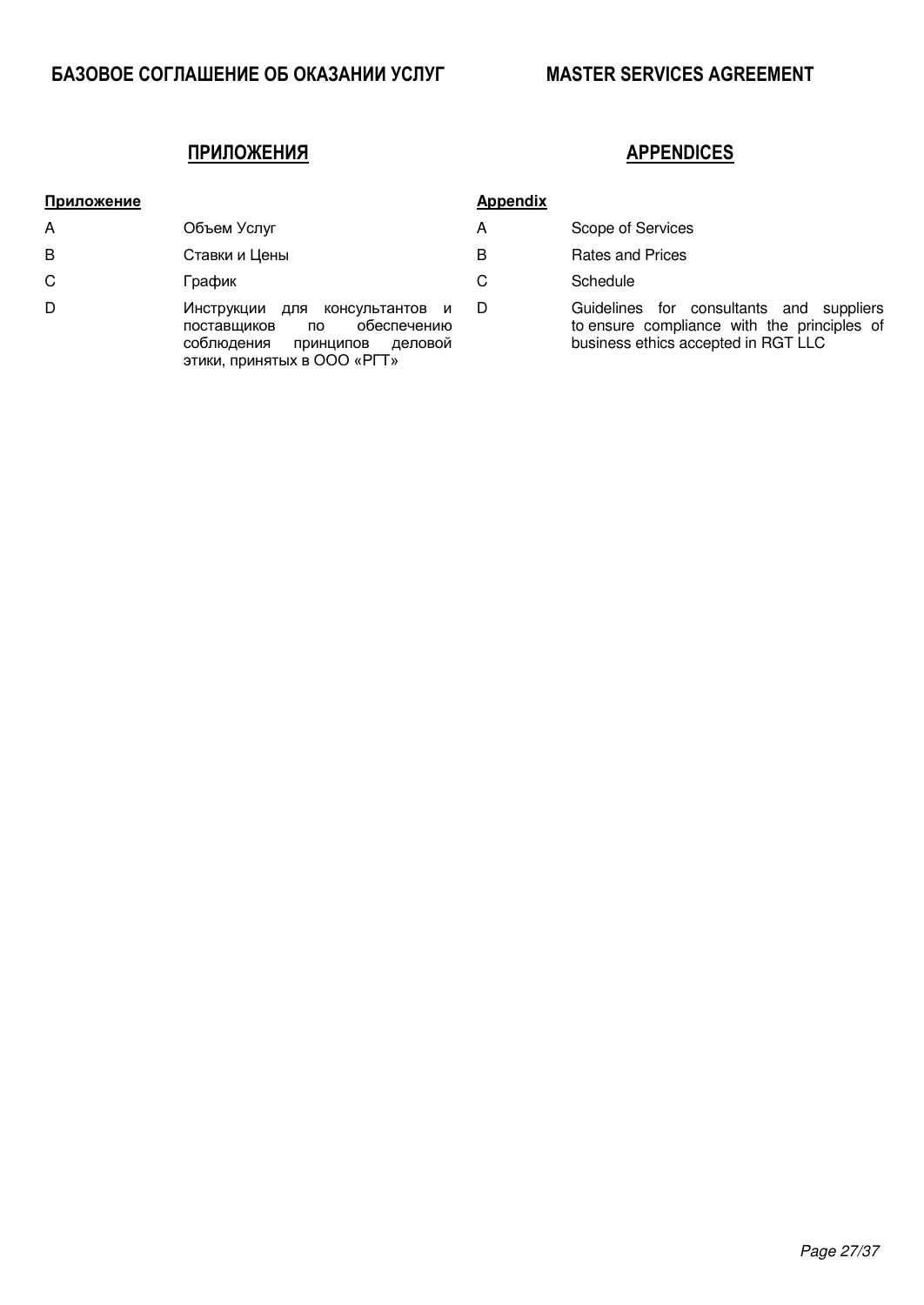**БАЗОВОЕ СОГЛАШЕНИЕ ОБ ОКАЗАНИИ УСЛУГ**

## ПРИЛОЖЕНИЯ

| **Приложение** | |
|---|---|
| A | Объем Услуг |
| B | Ставки и Цены |
| C | График |
| D | Инструкции для консультантов и поставщиков по обеспечению соблюдения принципов деловой этики, принятых в ООО «РГТ» |

**MASTER SERVICES AGREEMENT**

## APPENDICES

| **Appendix** | |
|---|---|
| A | Scope of Services |
| B | Rates and Prices |
| C | Schedule |
| D | Guidelines for consultants and suppliers to ensure compliance with the principles of business ethics accepted in RGT LLC |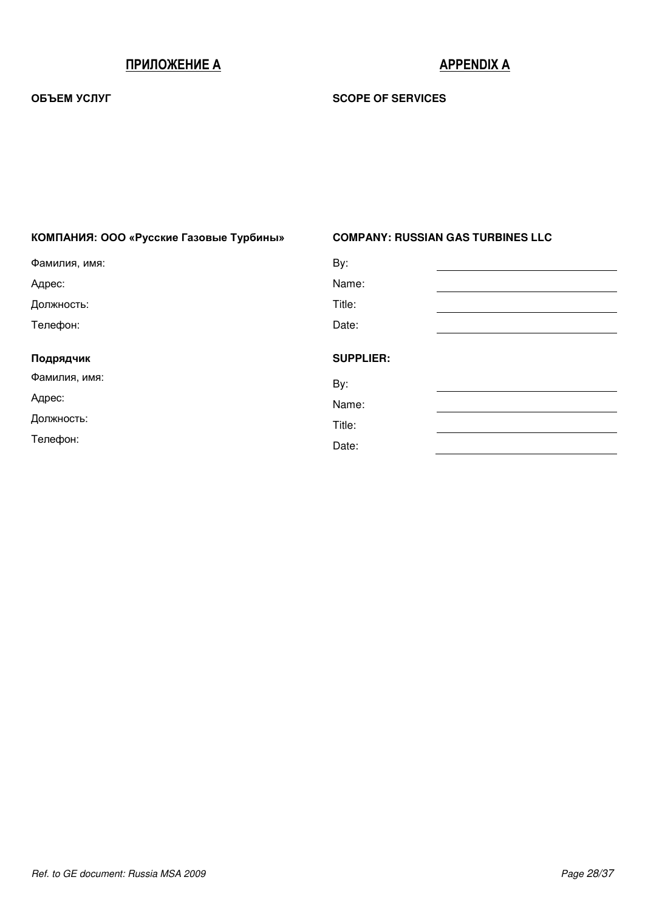## ПРИЛОЖЕНИЕ А

**ОБЪЕМ УСЛУГ**

**КОМПАНИЯ: ООО «Русские Газовые Турбины»**

Фамилия, имя:

Адрес:

Должность:

Телефон:

**Подрядчик**

Фамилия, имя:

Адрес:

Должность:

Телефон:

## APPENDIX A

**SCOPE OF SERVICES**

**COMPANY: RUSSIAN GAS TURBINES LLC**

By: ______________________

Name: ______________________

Title: ______________________

Date: ______________________

**SUPPLIER:**

By: ______________________

Name: ______________________

Title: ______________________

Date: ______________________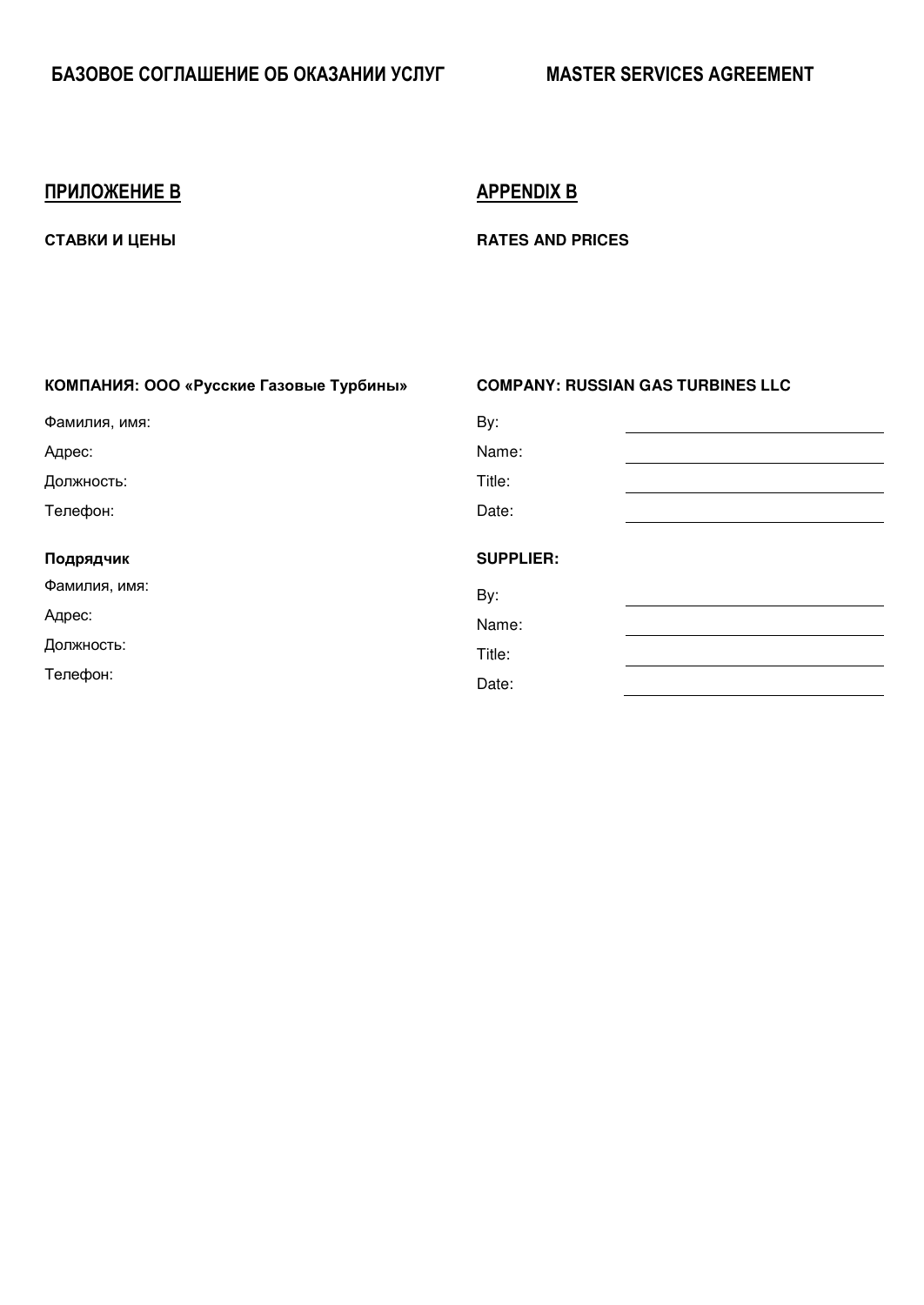| БАЗОВОЕ СОГЛАШЕНИЕ ОБ ОКАЗАНИИ УСЛУГ | MASTER SERVICES AGREEMENT |
| --- | --- |

## ПРИЛОЖЕНИЕ В

**СТАВКИ И ЦЕНЫ**

## APPENDIX B

**RATES AND PRICES**

| **КОМПАНИЯ: ООО «Русские Газовые Турбины»** | **COMPANY: RUSSIAN GAS TURBINES LLC** | |
| --- | --- | --- |
| Фамилия, имя: | By: | ____________________ |
| Адрес: | Name: | ____________________ |
| Должность: | Title: | ____________________ |
| Телефон: | Date: | ____________________ |
| **Подрядчик** | **SUPPLIER:** | |
| Фамилия, имя: | By: | ____________________ |
| Адрес: | Name: | ____________________ |
| Должность: | Title: | ____________________ |
| Телефон: | Date: | ____________________ |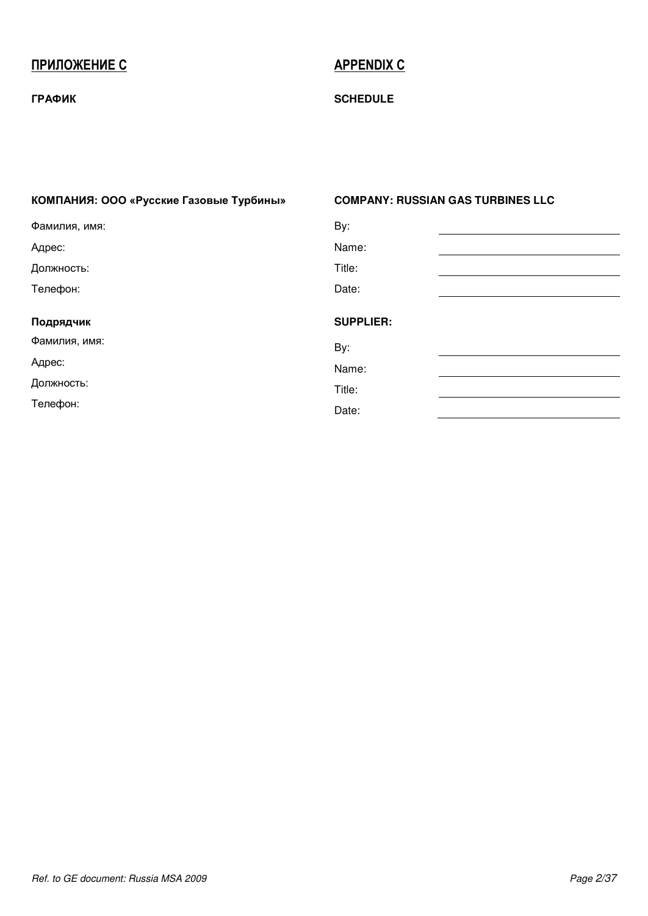## ПРИЛОЖЕНИЕ C

**ГРАФИК**

**КОМПАНИЯ: ООО «Русские Газовые Турбины»**

Фамилия, имя:

Адрес:

Должность:

Телефон:

**Подрядчик**

Фамилия, имя:

Адрес:

Должность:

Телефон:

## APPENDIX C

**SCHEDULE**

**COMPANY: RUSSIAN GAS TURBINES LLC**

By: \_\_\_\_\_\_\_\_\_\_\_\_\_\_\_\_\_\_\_\_\_\_\_\_\_\_\_\_\_\_

Name: \_\_\_\_\_\_\_\_\_\_\_\_\_\_\_\_\_\_\_\_\_\_\_\_\_\_\_\_\_\_

Title: \_\_\_\_\_\_\_\_\_\_\_\_\_\_\_\_\_\_\_\_\_\_\_\_\_\_\_\_\_\_

Date: \_\_\_\_\_\_\_\_\_\_\_\_\_\_\_\_\_\_\_\_\_\_\_\_\_\_\_\_\_\_

**SUPPLIER:**

By: \_\_\_\_\_\_\_\_\_\_\_\_\_\_\_\_\_\_\_\_\_\_\_\_\_\_\_\_\_\_

Name: \_\_\_\_\_\_\_\_\_\_\_\_\_\_\_\_\_\_\_\_\_\_\_\_\_\_\_\_\_\_

Title: \_\_\_\_\_\_\_\_\_\_\_\_\_\_\_\_\_\_\_\_\_\_\_\_\_\_\_\_\_\_

Date: \_\_\_\_\_\_\_\_\_\_\_\_\_\_\_\_\_\_\_\_\_\_\_\_\_\_\_\_\_\_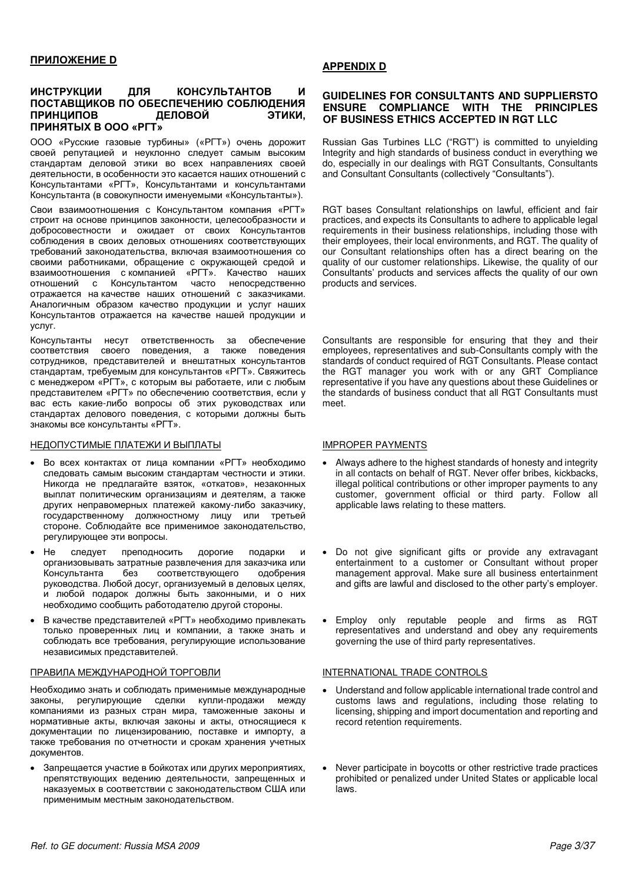## ПРИЛОЖЕНИЕ D

### ИНСТРУКЦИИ ДЛЯ КОНСУЛЬТАНТОВ И ПОСТАВЩИКОВ ПО ОБЕСПЕЧЕНИЮ СОБЛЮДЕНИЯ ПРИНЦИПОВ ДЕЛОВОЙ ЭТИКИ, ПРИНЯТЫХ В ООО «РГТ»

ООО «Русские газовые турбины» («РГТ») очень дорожит своей репутацией и неуклонно следует самым высоким стандартам деловой этики во всех направлениях своей деятельности, в особенности это касается наших отношений с Консультантами «РГТ», Консультантами и консультантами Консультанта (в совокупности именуемыми «Консультанты»).

Свои взаимоотношения с Консультантом компания «РГТ» строит на основе принципов законности, целесообразности и добросовестности и ожидает от своих Консультантов соблюдения в своих деловых отношениях соответствующих требований законодательства, включая взаимоотношения со своими работниками, обращение с окружающей средой и взаимоотношения с компанией «РГТ». Качество наших отношений с Консультантом часто непосредственно отражается на качестве наших отношений с заказчиками. Аналогичным образом качество продукции и услуг наших Консультантов отражается на качестве нашей продукции и услуг.

Консультанты несут ответственность за обеспечение соответствия своего поведения, а также поведения сотрудников, представителей и внештатных консультантов стандартам, требуемым для консультантов «РГТ». Свяжитесь с менеджером «РГТ», с которым вы работаете, или с любым представителем «РГТ» по обеспечению соответствия, если у вас есть какие-либо вопросы об этих руководствах или стандартах делового поведения, с которыми должны быть знакомы все консультанты «РГТ».

НЕДОПУСТИМЫЕ ПЛАТЕЖИ И ВЫПЛАТЫ

- Во всех контактах от лица компании «РГТ» необходимо следовать самым высоким стандартам честности и этики. Никогда не предлагайте взяток, «откатов», незаконных выплат политическим организациям и деятелям, а также других неправомерных платежей какому-либо заказчику, государственному должностному лицу или третьей стороне. Соблюдайте все применимое законодательство, регулирующее эти вопросы.
- Не следует преподносить дорогие подарки и организовывать затратные развлечения для заказчика или Консультанта без соответствующего одобрения руководства. Любой досуг, организуемый в деловых целях, и любой подарок должны быть законными, и о них необходимо сообщить работодателю другой стороны.
- В качестве представителей «РГТ» необходимо привлекать только проверенных лиц и компании, а также знать и соблюдать все требования, регулирующие использование независимых представителей.

ПРАВИЛА МЕЖДУНАРОДНОЙ ТОРГОВЛИ

Необходимо знать и соблюдать применимые международные законы, регулирующие сделки купли-продажи между компаниями из разных стран мира, таможенные законы и нормативные акты, включая законы и акты, относящиеся к документации по лицензированию, поставке и импорту, а также требования по отчетности и срокам хранения учетных документов.

- Запрещается участие в бойкотах или других мероприятиях, препятствующих ведению деятельности, запрещенных и наказуемых в соответствии с законодательством США или применимым местным законодательством.

## APPENDIX D

### GUIDELINES FOR CONSULTANTS AND SUPPLIERSTO ENSURE COMPLIANCE WITH THE PRINCIPLES OF BUSINESS ETHICS ACCEPTED IN RGT LLC

Russian Gas Turbines LLC ("RGT") is committed to unyielding Integrity and high standards of business conduct in everything we do, especially in our dealings with RGT Consultants, Consultants and Consultant Consultants (collectively "Consultants").

RGT bases Consultant relationships on lawful, efficient and fair practices, and expects its Consultants to adhere to applicable legal requirements in their business relationships, including those with their employees, their local environments, and RGT. The quality of our Consultant relationships often has a direct bearing on the quality of our customer relationships. Likewise, the quality of our Consultants' products and services affects the quality of our own products and services.

Consultants are responsible for ensuring that they and their employees, representatives and sub-Consultants comply with the standards of conduct required of RGT Consultants. Please contact the RGT manager you work with or any GRT Compliance representative if you have any questions about these Guidelines or the standards of business conduct that all RGT Consultants must meet.

IMPROPER PAYMENTS

- Always adhere to the highest standards of honesty and integrity in all contacts on behalf of RGT. Never offer bribes, kickbacks, illegal political contributions or other improper payments to any customer, government official or third party. Follow all applicable laws relating to these matters.
- Do not give significant gifts or provide any extravagant entertainment to a customer or Consultant without proper management approval. Make sure all business entertainment and gifts are lawful and disclosed to the other party's employer.
- Employ only reputable people and firms as RGT representatives and understand and obey any requirements governing the use of third party representatives.

INTERNATIONAL TRADE CONTROLS

- Understand and follow applicable international trade control and customs laws and regulations, including those relating to licensing, shipping and import documentation and reporting and record retention requirements.
- Never participate in boycotts or other restrictive trade practices prohibited or penalized under United States or applicable local laws.

*Ref. to GE document: Russia MSA 2009*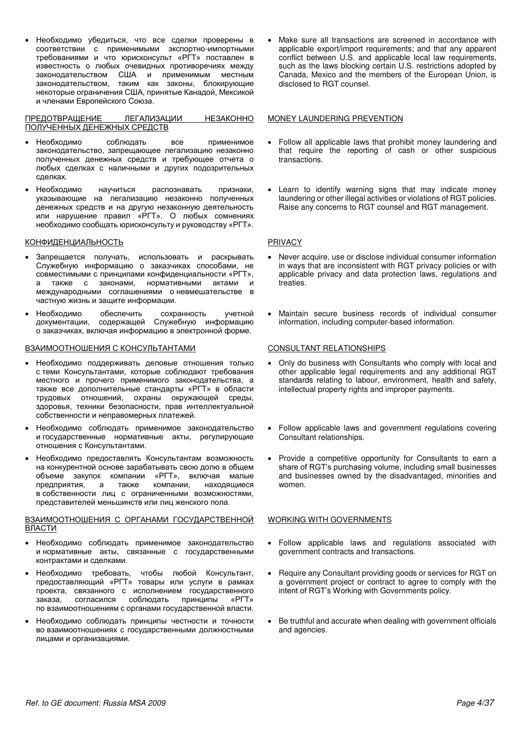- Необходимо убедиться, что все сделки проверены в соответствии с применимыми экспортно-импортными требованиями и что юрисконсульт «РГТ» поставлен в известность о любых очевидных противоречиях между законодательством США и применимым местным законодательством, таким как законы, блокирующие некоторые ограничения США, принятые Канадой, Мексикой и членами Европейского Союза.

- Make sure all transactions are screened in accordance with applicable export/import requirements; and that any apparent conflict between U.S. and applicable local law requirements, such as the laws blocking certain U.S. restrictions adopted by Canada, Mexico and the members of the European Union, is disclosed to RGT counsel.

<u>ПРЕДОТВРАЩЕНИЕ ЛЕГАЛИЗАЦИИ НЕЗАКОННО ПОЛУЧЕННЫХ ДЕНЕЖНЫХ СРЕДСТВ</u>

- Необходимо соблюдать все применимое законодательство, запрещающее легализацию незаконно полученных денежных средств и требующее отчета о любых сделках с наличными и других подозрительных сделках.
- Необходимо научиться распознавать признаки, указывающие на легализацию незаконно полученных денежных средств и на другую незаконную деятельность или нарушение правил «РГТ». О любых сомнениях необходимо сообщать юрисконсульту и руководству «РГТ».

<u>MONEY LAUNDERING PREVENTION</u>

- Follow all applicable laws that prohibit money laundering and that require the reporting of cash or other suspicious transactions.
- Learn to identify warning signs that may indicate money laundering or other illegal activities or violations of RGT policies. Raise any concerns to RGT counsel and RGT management.

<u>КОНФИДЕНЦИАЛЬНОСТЬ</u>

- Запрещается получать, использовать и раскрывать Служебную информацию о заказчиках способами, не совместимыми с принципами конфиденциальности «РГТ», а также с законами, нормативными актами и международными соглашениями о невмешательстве в частную жизнь и защите информации.
- Необходимо обеспечить сохранность учетной документации, содержащей Служебную информацию о заказчиках, включая информацию в электронной форме.

<u>PRIVACY</u>

- Never acquire, use or disclose individual consumer information in ways that are inconsistent with RGT privacy policies or with applicable privacy and data protection laws, regulations and treaties.
- Maintain secure business records of individual consumer information, including computer-based information.

<u>ВЗАИМООТНОШЕНИЯ С КОНСУЛЬТАНТАМИ</u>

- Необходимо поддерживать деловые отношения только с теми Консультантами, которые соблюдают требования местного и прочего применимого законодательства, а также все дополнительные стандарты «РГТ» в области трудовых отношений, охраны окружающей среды, здоровья, техники безопасности, прав интеллектуальной собственности и неправомерных платежей.
- Необходимо соблюдать применимое законодательство и государственные нормативные акты, регулирующие отношения с Консультантами.
- Необходимо предоставлять Консультантам возможность на конкурентной основе зарабатывать свою долю в общем объеме закупок компании «РГТ», включая малые предприятия, а также компании, находящиеся в собственности лиц с ограниченными возможностями, представителей меньшинств или лиц женского пола.

<u>CONSULTANT RELATIONSHIPS</u>

- Only do business with Consultants who comply with local and other applicable legal requirements and any additional RGT standards relating to labour, environment, health and safety, intellectual property rights and improper payments.
- Follow applicable laws and government regulations covering Consultant relationships.
- Provide a competitive opportunity for Consultants to earn a share of RGT's purchasing volume, including small businesses and businesses owned by the disadvantaged, minorities and women.

<u>ВЗАИМООТНОШЕНИЯ С ОРГАНАМИ ГОСУДАРСТВЕННОЙ ВЛАСТИ</u>

- Необходимо соблюдать применимое законодательство и нормативные акты, связанные с государственными контрактами и сделками.
- Необходимо требовать, чтобы любой Консультант, предоставляющий «РГТ» товары или услуги в рамках проекта, связанного с исполнением государственного заказа, согласился соблюдать принципы «РГТ» по взаимоотношениям с органами государственной власти.
- Необходимо соблюдать принципы честности и точности во взаимоотношениях с государственными должностными лицами и организациями.

<u>WORKING WITH GOVERNMENTS</u>

- Follow applicable laws and regulations associated with government contracts and transactions.
- Require any Consultant providing goods or services for RGT on a government project or contract to agree to comply with the intent of RGT's Working with Governments policy.
- Be truthful and accurate when dealing with government officials and agencies.

*Ref. to GE document: Russia MSA 2009*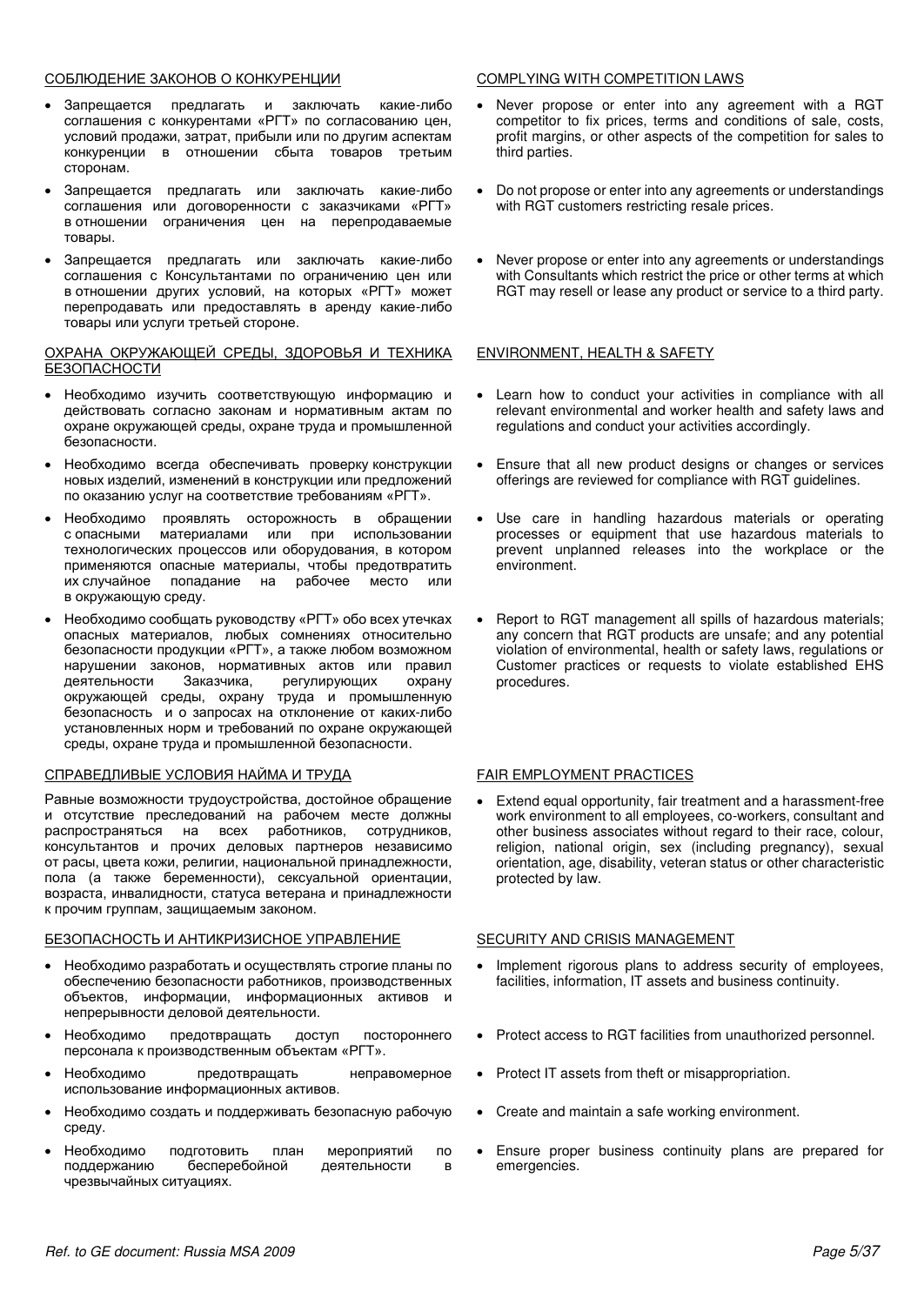СОБЛЮДЕНИЕ ЗАКОНОВ О КОНКУРЕНЦИИ

- Запрещается предлагать и заключать какие-либо соглашения с конкурентами «РГТ» по согласованию цен, условий продажи, затрат, прибыли или по другим аспектам конкуренции в отношении сбыта товаров третьим сторонам.
- Запрещается предлагать или заключать какие-либо соглашения или договоренности с заказчиками «РГТ» в отношении ограничения цен на перепродаваемые товары.
- Запрещается предлагать или заключать какие-либо соглашения с Консультантами по ограничению цен или в отношении других условий, на которых «РГТ» может перепродавать или предоставлять в аренду какие-либо товары или услуги третьей стороне.

ОХРАНА ОКРУЖАЮЩЕЙ СРЕДЫ, ЗДОРОВЬЯ И ТЕХНИКА БЕЗОПАСНОСТИ

- Необходимо изучить соответствующую информацию и действовать согласно законам и нормативным актам по охране окружающей среды, охране труда и промышленной безопасности.
- Необходимо всегда обеспечивать проверку конструкции новых изделий, изменений в конструкции или предложений по оказанию услуг на соответствие требованиям «РГТ».
- Необходимо проявлять осторожность в обращении с опасными материалами или при использовании технологических процессов или оборудования, в котором применяются опасные материалы, чтобы предотвратить их случайное попадание на рабочее место или в окружающую среду.
- Необходимо сообщать руководству «РГТ» обо всех утечках опасных материалов, любых сомнениях относительно безопасности продукции «РГТ», а также любом возможном нарушении законов, нормативных актов или правил деятельности Заказчика, регулирующих охрану окружающей среды, охрану труда и промышленную безопасность и о запросах на отклонение от каких-либо установленных норм и требований по охране окружающей среды, охране труда и промышленной безопасности.

СПРАВЕДЛИВЫЕ УСЛОВИЯ НАЙМА И ТРУДА

Равные возможности трудоустройства, достойное обращение и отсутствие преследований на рабочем месте должны распространяться на всех работников, сотрудников, консультантов и прочих деловых партнеров независимо от расы, цвета кожи, религии, национальной принадлежности, пола (а также беременности), сексуальной ориентации, возраста, инвалидности, статуса ветерана и принадлежности к прочим группам, защищаемым законом.

БЕЗОПАСНОСТЬ И АНТИКРИЗИСНОЕ УПРАВЛЕНИЕ

- Необходимо разработать и осуществлять строгие планы по обеспечению безопасности работников, производственных объектов, информации, информационных активов и непрерывности деловой деятельности.
- Необходимо предотвращать доступ постороннего персонала к производственным объектам «РГТ».
- Необходимо предотвращать неправомерное использование информационных активов.
- Необходимо создать и поддерживать безопасную рабочую среду.
- Необходимо подготовить план мероприятий по поддержанию бесперебойной деятельности в чрезвычайных ситуациях.

COMPLYING WITH COMPETITION LAWS

- Never propose or enter into any agreement with a RGT competitor to fix prices, terms and conditions of sale, costs, profit margins, or other aspects of the competition for sales to third parties.
- Do not propose or enter into any agreements or understandings with RGT customers restricting resale prices.
- Never propose or enter into any agreements or understandings with Consultants which restrict the price or other terms at which RGT may resell or lease any product or service to a third party.

ENVIRONMENT, HEALTH & SAFETY

- Learn how to conduct your activities in compliance with all relevant environmental and worker health and safety laws and regulations and conduct your activities accordingly.
- Ensure that all new product designs or changes or services offerings are reviewed for compliance with RGT guidelines.
- Use care in handling hazardous materials or operating processes or equipment that use hazardous materials to prevent unplanned releases into the workplace or the environment.
- Report to RGT management all spills of hazardous materials; any concern that RGT products are unsafe; and any potential violation of environmental, health or safety laws, regulations or Customer practices or requests to violate established EHS procedures.

FAIR EMPLOYMENT PRACTICES

- Extend equal opportunity, fair treatment and a harassment-free work environment to all employees, co-workers, consultant and other business associates without regard to their race, colour, religion, national origin, sex (including pregnancy), sexual orientation, age, disability, veteran status or other characteristic protected by law.

SECURITY AND CRISIS MANAGEMENT

- Implement rigorous plans to address security of employees, facilities, information, IT assets and business continuity.
- Protect access to RGT facilities from unauthorized personnel.
- Protect IT assets from theft or misappropriation.
- Create and maintain a safe working environment.
- Ensure proper business continuity plans are prepared for emergencies.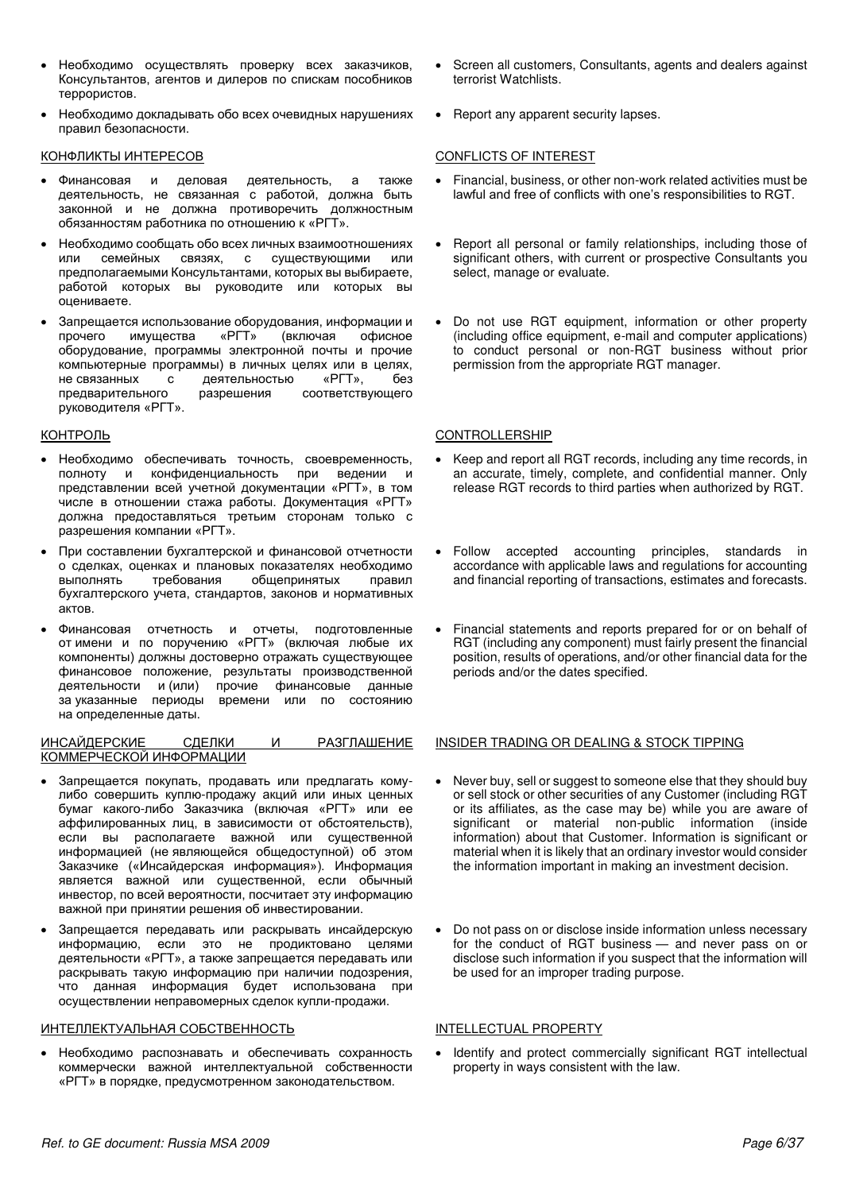- Необходимо осуществлять проверку всех заказчиков, Консультантов, агентов и дилеров по спискам пособников террористов.
- Необходимо докладывать обо всех очевидных нарушениях правил безопасности.

КОНФЛИКТЫ ИНТЕРЕСОВ

- Финансовая и деловая деятельность, а также деятельность, не связанная с работой, должна быть законной и не должна противоречить должностным обязанностям работника по отношению к «РГТ».
- Необходимо сообщать обо всех личных взаимоотношениях или семейных связях, с существующими или предполагаемыми Консультантами, которых вы выбираете, работой которых вы руководите или которых вы оцениваете.
- Запрещается использование оборудования, информации и прочего имущества «РГТ» (включая офисное оборудование, программы электронной почты и прочие компьютерные программы) в личных целях или в целях, не связанных с деятельностью «РГТ», без предварительного разрешения соответствующего руководителя «РГТ».

КОНТРОЛЬ

- Необходимо обеспечивать точность, своевременность, полноту и конфиденциальность при ведении и представлении всей учетной документации «РГТ», в том числе в отношении стажа работы. Документация «РГТ» должна предоставляться третьим сторонам только с разрешения компании «РГТ».
- При составлении бухгалтерской и финансовой отчетности о сделках, оценках и плановых показателях необходимо выполнять требования общепринятых правил бухгалтерского учета, стандартов, законов и нормативных актов.
- Финансовая отчетность и отчеты, подготовленные от имени и по поручению «РГТ» (включая любые их компоненты) должны достоверно отражать существующее финансовое положение, результаты производственной деятельности и (или) прочие финансовые данные за указанные периоды времени или по состоянию на определенные даты.

ИНСАЙДЕРСКИЕ СДЕЛКИ И РАЗГЛАШЕНИЕ КОММЕРЧЕСКОЙ ИНФОРМАЦИИ

- Запрещается покупать, продавать или предлагать кому-либо совершить куплю-продажу акций или иных ценных бумаг какого-либо Заказчика (включая «РГТ» или ее аффилированных лиц, в зависимости от обстоятельств), если вы располагаете важной или существенной информацией (не являющейся общедоступной) об этом Заказчике («Инсайдерская информация»). Информация является важной или существенной, если обычный инвестор, по всей вероятности, посчитает эту информацию важной при принятии решения об инвестировании.
- Запрещается передавать или раскрывать инсайдерскую информацию, если это не продиктовано целями деятельности «РГТ», а также запрещается передавать или раскрывать такую информацию при наличии подозрения, что данная информация будет использована при осуществлении неправомерных сделок купли-продажи.

ИНТЕЛЛЕКТУАЛЬНАЯ СОБСТВЕННОСТЬ

- Необходимо распознавать и обеспечивать сохранность коммерчески важной интеллектуальной собственности «РГТ» в порядке, предусмотренном законодательством.

---

- Screen all customers, Consultants, agents and dealers against terrorist Watchlists.
- Report any apparent security lapses.

CONFLICTS OF INTEREST

- Financial, business, or other non-work related activities must be lawful and free of conflicts with one's responsibilities to RGT.
- Report all personal or family relationships, including those of significant others, with current or prospective Consultants you select, manage or evaluate.
- Do not use RGT equipment, information or other property (including office equipment, e-mail and computer applications) to conduct personal or non-RGT business without prior permission from the appropriate RGT manager.

CONTROLLERSHIP

- Keep and report all RGT records, including any time records, in an accurate, timely, complete, and confidential manner. Only release RGT records to third parties when authorized by RGT.
- Follow accepted accounting principles, standards in accordance with applicable laws and regulations for accounting and financial reporting of transactions, estimates and forecasts.
- Financial statements and reports prepared for or on behalf of RGT (including any component) must fairly present the financial position, results of operations, and/or other financial data for the periods and/or the dates specified.

INSIDER TRADING OR DEALING & STOCK TIPPING

- Never buy, sell or suggest to someone else that they should buy or sell stock or other securities of any Customer (including RGT or its affiliates, as the case may be) while you are aware of significant or material non-public information (inside information) about that Customer. Information is significant or material when it is likely that an ordinary investor would consider the information important in making an investment decision.
- Do not pass on or disclose inside information unless necessary for the conduct of RGT business — and never pass on or disclose such information if you suspect that the information will be used for an improper trading purpose.

INTELLECTUAL PROPERTY

- Identify and protect commercially significant RGT intellectual property in ways consistent with the law.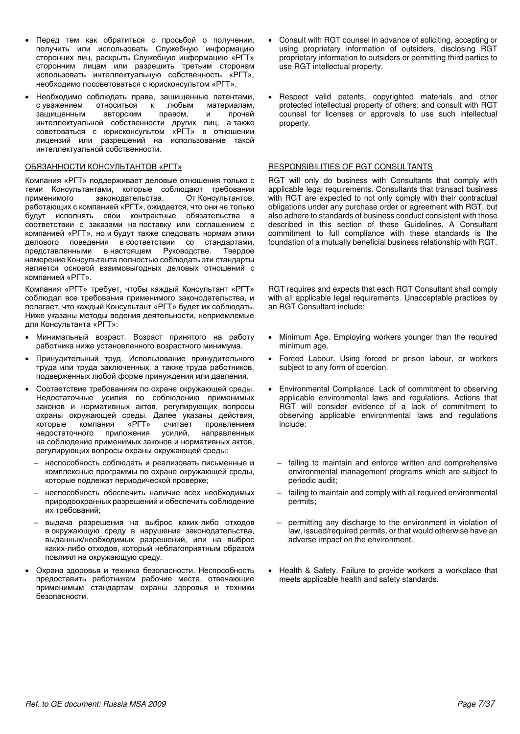- Перед тем как обратиться с просьбой о получении, получить или использовать Служебную информацию сторонних лиц, раскрыть Служебную информацию «РГТ» сторонним лицам или разрешить третьим сторонам использовать интеллектуальную собственность «РГТ», необходимо посоветоваться с юрисконсультом «РГТ».
- Необходимо соблюдать права, защищенные патентами, с уважением относиться к любым материалам, защищенным авторским правом, и прочей интеллектуальной собственности других лиц, а также советоваться с юрисконсультом «РГТ» в отношении лицензий или разрешений на использование такой интеллектуальной собственности.

ОБЯЗАННОСТИ КОНСУЛЬТАНТОВ «РГТ»

Компания «РГТ» поддерживает деловые отношения только с теми Консультантами, которые соблюдают требования применимого законодательства. От Консультантов, работающих с компанией «РГТ», ожидается, что они не только будут исполнять свои контрактные обязательства в соответствии с заказами на поставку или соглашением с компанией «РГТ», но и будут также следовать нормам этики делового поведения в соответствии со стандартами, представленными в настоящем Руководстве. Твердое намерение Консультанта полностью соблюдать эти стандарты является основой взаимовыгодных деловых отношений с компанией «РГТ».

Компания «РГТ» требует, чтобы каждый Консультант «РГТ» соблюдал все требования применимого законодательства, и полагает, что каждый Консультант «РГТ» будет их соблюдать. Ниже указаны методы ведения деятельности, неприемлемые для Консультанта «РГТ»:

- Минимальный возраст. Возраст принятого на работу работника ниже установленного возрастного минимума.
- Принудительный труд. Использование принудительного труда или труда заключенных, а также труда работников, подверженных любой форме принуждения или давления.
- Соответствие требованиям по охране окружающей среды. Недостаточные усилия по соблюдению применимых законов и нормативных актов, регулирующих вопросы охраны окружающей среды. Далее указаны действия, которые компания «РГТ» считает проявлением недостаточного приложения усилий, направленных на соблюдение применимых законов и нормативных актов, регулирующих вопросы охраны окружающей среды:
  - неспособность соблюдать и реализовать письменные и комплексные программы по охране окружающей среды, которые подлежат периодической проверке;
  - неспособность обеспечить наличие всех необходимых природоохранных разрешений и обеспечить соблюдение их требований;
  - выдача разрешения на выброс каких-либо отходов в окружающую среду в нарушение законодательства, выданных/необходимых разрешений, или на выброс каких-либо отходов, который неблагоприятным образом повлиял на окружающую среду.
- Охрана здоровья и техника безопасности. Неспособность предоставить работникам рабочие места, отвечающие применимым стандартам охраны здоровья и техники безопасности.

- Consult with RGT counsel in advance of soliciting, accepting or using proprietary information of outsiders, disclosing RGT proprietary information to outsiders or permitting third parties to use RGT intellectual property.
- Respect valid patents, copyrighted materials and other protected intellectual property of others; and consult with RGT counsel for licenses or approvals to use such intellectual property.

RESPONSIBILITIES OF RGT CONSULTANTS

RGT will only do business with Consultants that comply with applicable legal requirements. Consultants that transact business with RGT are expected to not only comply with their contractual obligations under any purchase order or agreement with RGT, but also adhere to standards of business conduct consistent with those described in this section of these Guidelines. A Consultant commitment to full compliance with these standards is the foundation of a mutually beneficial business relationship with RGT.

RGT requires and expects that each RGT Consultant shall comply with all applicable legal requirements. Unacceptable practices by an RGT Consultant include:

- Minimum Age. Employing workers younger than the required minimum age.
- Forced Labour. Using forced or prison labour, or workers subject to any form of coercion.
- Environmental Compliance. Lack of commitment to observing applicable environmental laws and regulations. Actions that RGT will consider evidence of a lack of commitment to observing applicable environmental laws and regulations include:
  - failing to maintain and enforce written and comprehensive environmental management programs which are subject to periodic audit;
  - failing to maintain and comply with all required environmental permits;
  - permitting any discharge to the environment in violation of law, issued/required permits, or that would otherwise have an adverse impact on the environment.
- Health & Safety. Failure to provide workers a workplace that meets applicable health and safety standards.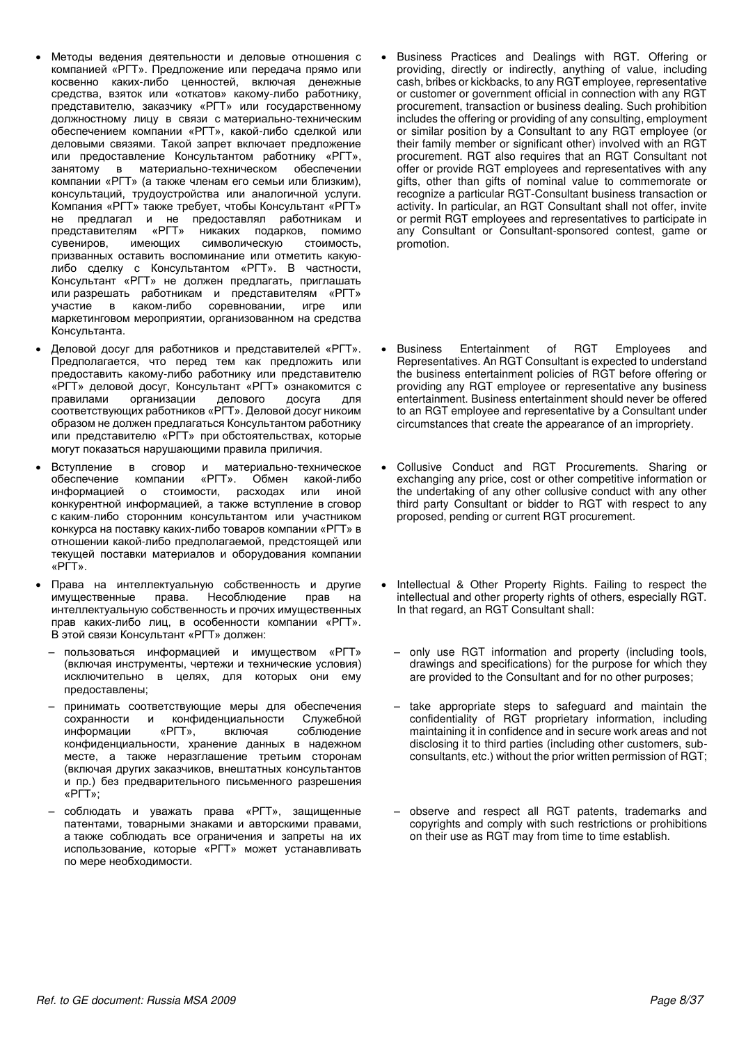- Методы ведения деятельности и деловые отношения с компанией «РГТ». Предложение или передача прямо или косвенно каких-либо ценностей, включая денежные средства, взяток или «откатов» какому-либо работнику, представителю, заказчику «РГТ» или государственному должностному лицу в связи с материально-техническим обеспечением компании «РГТ», какой-либо сделкой или деловыми связями. Такой запрет включает предложение или предоставление Консультантом работнику «РГТ», занятому в материально-техническом обеспечении компании «РГТ» (а также членам его семьи или близким), консультаций, трудоустройства или аналогичной услуги. Компания «РГТ» также требует, чтобы Консультант «РГТ» не предлагал и не предоставлял работникам и представителям «РГТ» никаких подарков, помимо сувениров, имеющих символическую стоимость, призванных оставить воспоминание или отметить какую-либо сделку с Консультантом «РГТ». В частности, Консультант «РГТ» не должен предлагать, приглашать или разрешать работникам и представителям «РГТ» участие в каком-либо соревновании, игре или маркетинговом мероприятии, организованном на средства Консультанта.
- Деловой досуг для работников и представителей «РГТ». Предполагается, что перед тем как предложить или предоставить какому-либо работнику или представителю «РГТ» деловой досуг, Консультант «РГТ» ознакомится с правилами организации делового досуга для соответствующих работников «РГТ». Деловой досуг никоим образом не должен предлагаться Консультантом работнику или представителю «РГТ» при обстоятельствах, которые могут показаться нарушающими правила приличия.
- Вступление в сговор и материально-техническое обеспечение компании «РГТ». Обмен какой-либо информацией о стоимости, расходах или иной конкурентной информацией, а также вступление в сговор с каким-либо сторонним консультантом или участником конкурса на поставку каких-либо товаров компании «РГТ» в отношении какой-либо предполагаемой, предстоящей или текущей поставки материалов и оборудования компании «РГТ».
- Права на интеллектуальную собственность и другие имущественные права. Несоблюдение прав на интеллектуальную собственность и прочих имущественных прав каких-либо лиц, в особенности компании «РГТ». В этой связи Консультант «РГТ» должен:
  - пользоваться информацией и имуществом «РГТ» (включая инструменты, чертежи и технические условия) исключительно в целях, для которых они ему предоставлены;
  - принимать соответствующие меры для обеспечения сохранности и конфиденциальности Служебной информации «РГТ», включая соблюдение конфиденциальности, хранение данных в надежном месте, а также неразглашение третьим сторонам (включая других заказчиков, внештатных консультантов и пр.) без предварительного письменного разрешения «РГТ»;
  - соблюдать и уважать права «РГТ», защищенные патентами, товарными знаками и авторскими правами, а также соблюдать все ограничения и запреты на их использование, которые «РГТ» может устанавливать по мере необходимости.

- Business Practices and Dealings with RGT. Offering or providing, directly or indirectly, anything of value, including cash, bribes or kickbacks, to any RGT employee, representative or customer or government official in connection with any RGT procurement, transaction or business dealing. Such prohibition includes the offering or providing of any consulting, employment or similar position by a Consultant to any RGT employee (or their family member or significant other) involved with an RGT procurement. RGT also requires that an RGT Consultant not offer or provide RGT employees and representatives with any gifts, other than gifts of nominal value to commemorate or recognize a particular RGT-Consultant business transaction or activity. In particular, an RGT Consultant shall not offer, invite or permit RGT employees and representatives to participate in any Consultant or Consultant-sponsored contest, game or promotion.
- Business Entertainment of RGT Employees and Representatives. An RGT Consultant is expected to understand the business entertainment policies of RGT before offering or providing any RGT employee or representative any business entertainment. Business entertainment should never be offered to an RGT employee and representative by a Consultant under circumstances that create the appearance of an impropriety.
- Collusive Conduct and RGT Procurements. Sharing or exchanging any price, cost or other competitive information or the undertaking of any other collusive conduct with any other third party Consultant or bidder to RGT with respect to any proposed, pending or current RGT procurement.
- Intellectual & Other Property Rights. Failing to respect the intellectual and other property rights of others, especially RGT. In that regard, an RGT Consultant shall:
  - only use RGT information and property (including tools, drawings and specifications) for the purpose for which they are provided to the Consultant and for no other purposes;
  - take appropriate steps to safeguard and maintain the confidentiality of RGT proprietary information, including maintaining it in confidence and in secure work areas and not disclosing it to third parties (including other customers, sub-consultants, etc.) without the prior written permission of RGT;
  - observe and respect all RGT patents, trademarks and copyrights and comply with such restrictions or prohibitions on their use as RGT may from time to time establish.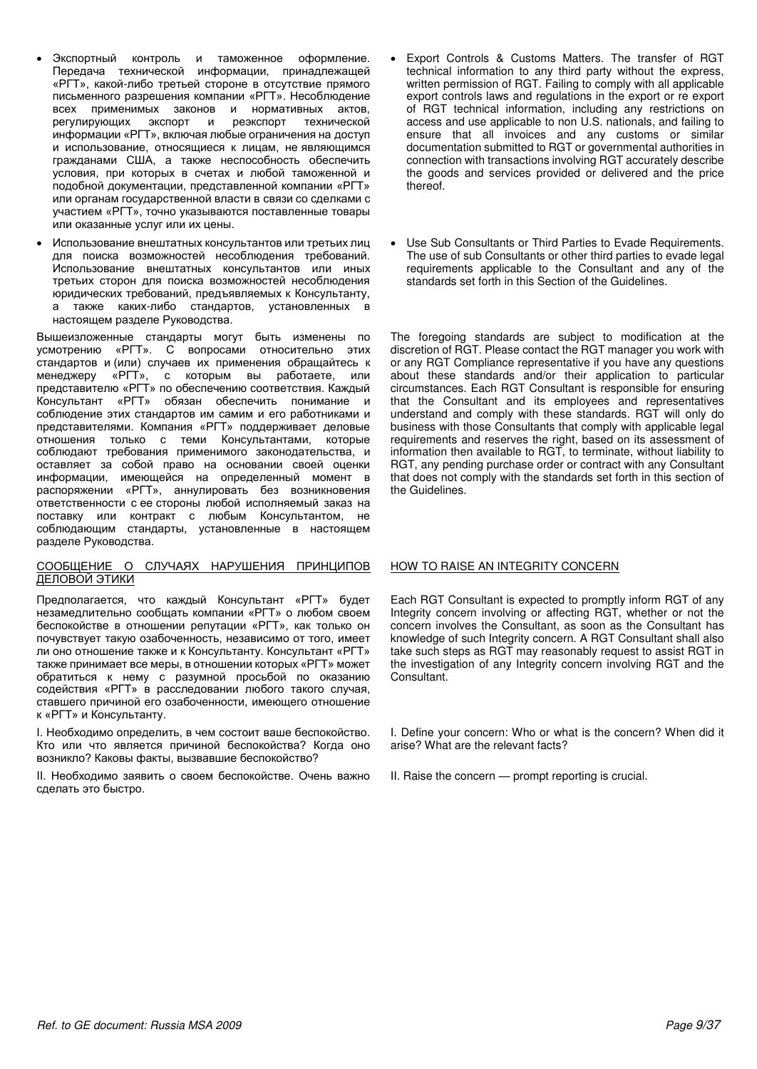- Экспортный контроль и таможенное оформление. Передача технической информации, принадлежащей «РГТ», какой-либо третьей стороне в отсутствие прямого письменного разрешения компании «РГТ». Несоблюдение всех применимых законов и нормативных актов, регулирующих экспорт и реэкспорт технической информации «РГТ», включая любые ограничения на доступ и использование, относящиеся к лицам, не являющимся гражданами США, а также неспособность обеспечить условия, при которых в счетах и любой таможенной и подобной документации, представленной компании «РГТ» или органам государственной власти в связи со сделками с участием «РГТ», точно указываются поставленные товары или оказанные услуг или их цены.

- Использование внештатных консультантов или третьих лиц для поиска возможностей несоблюдения требований. Использование внештатных консультантов или иных третьих сторон для поиска возможностей несоблюдения юридических требований, предъявляемых к Консультанту, а также каких-либо стандартов, установленных в настоящем разделе Руководства.

Вышеизложенные стандарты могут быть изменены по усмотрению «РГТ». С вопросами относительно этих стандартов и (или) случаев их применения обращайтесь к менеджеру «РГТ», с которым вы работаете, или представителю «РГТ» по обеспечению соответствия. Каждый Консультант «РГТ» обязан обеспечить понимание и соблюдение этих стандартов им самим и его работниками и представителями. Компания «РГТ» поддерживает деловые отношения только с теми Консультантами, которые соблюдают требования применимого законодательства, и оставляет за собой право на основании своей оценки информации, имеющейся на определенный момент в распоряжении «РГТ», аннулировать без возникновения ответственности с ее стороны любой исполняемый заказ на поставку или контракт с любым Консультантом, не соблюдающим стандарты, установленные в настоящем разделе Руководства.

СООБЩЕНИЕ О СЛУЧАЯХ НАРУШЕНИЯ ПРИНЦИПОВ ДЕЛОВОЙ ЭТИКИ

Предполагается, что каждый Консультант «РГТ» будет незамедлительно сообщать компании «РГТ» о любом своем беспокойстве в отношении репутации «РГТ», как только он почувствует такую озабоченность, независимо от того, имеет ли оно отношение также и к Консультанту. Консультант «РГТ» также принимает все меры, в отношении которых «РГТ» может обратиться к нему с разумной просьбой по оказанию содействия «РГТ» в расследовании любого такого случая, ставшего причиной его озабоченности, имеющего отношение к «РГТ» и Консультанту.

I. Необходимо определить, в чем состоит ваше беспокойство. Кто или что является причиной беспокойства? Когда оно возникло? Каковы факты, вызвавшие беспокойство?

II. Необходимо заявить о своем беспокойстве. Очень важно сделать это быстро.

- Export Controls & Customs Matters. The transfer of RGT technical information to any third party without the express, written permission of RGT. Failing to comply with all applicable export controls laws and regulations in the export or re export of RGT technical information, including any restrictions on access and use applicable to non U.S. nationals, and failing to ensure that all invoices and any customs or similar documentation submitted to RGT or governmental authorities in connection with transactions involving RGT accurately describe the goods and services provided or delivered and the price thereof.

- Use Sub Consultants or Third Parties to Evade Requirements. The use of sub Consultants or other third parties to evade legal requirements applicable to the Consultant and any of the standards set forth in this Section of the Guidelines.

The foregoing standards are subject to modification at the discretion of RGT. Please contact the RGT manager you work with or any RGT Compliance representative if you have any questions about these standards and/or their application to particular circumstances. Each RGT Consultant is responsible for ensuring that the Consultant and its employees and representatives understand and comply with these standards. RGT will only do business with those Consultants that comply with applicable legal requirements and reserves the right, based on its assessment of information then available to RGT, to terminate, without liability to RGT, any pending purchase order or contract with any Consultant that does not comply with the standards set forth in this section of the Guidelines.

HOW TO RAISE AN INTEGRITY CONCERN

Each RGT Consultant is expected to promptly inform RGT of any Integrity concern involving or affecting RGT, whether or not the concern involves the Consultant, as soon as the Consultant has knowledge of such Integrity concern. A RGT Consultant shall also take such steps as RGT may reasonably request to assist RGT in the investigation of any Integrity concern involving RGT and the Consultant.

I. Define your concern: Who or what is the concern? When did it arise? What are the relevant facts?

II. Raise the concern — prompt reporting is crucial.

*Ref. to GE document: Russia MSA 2009*